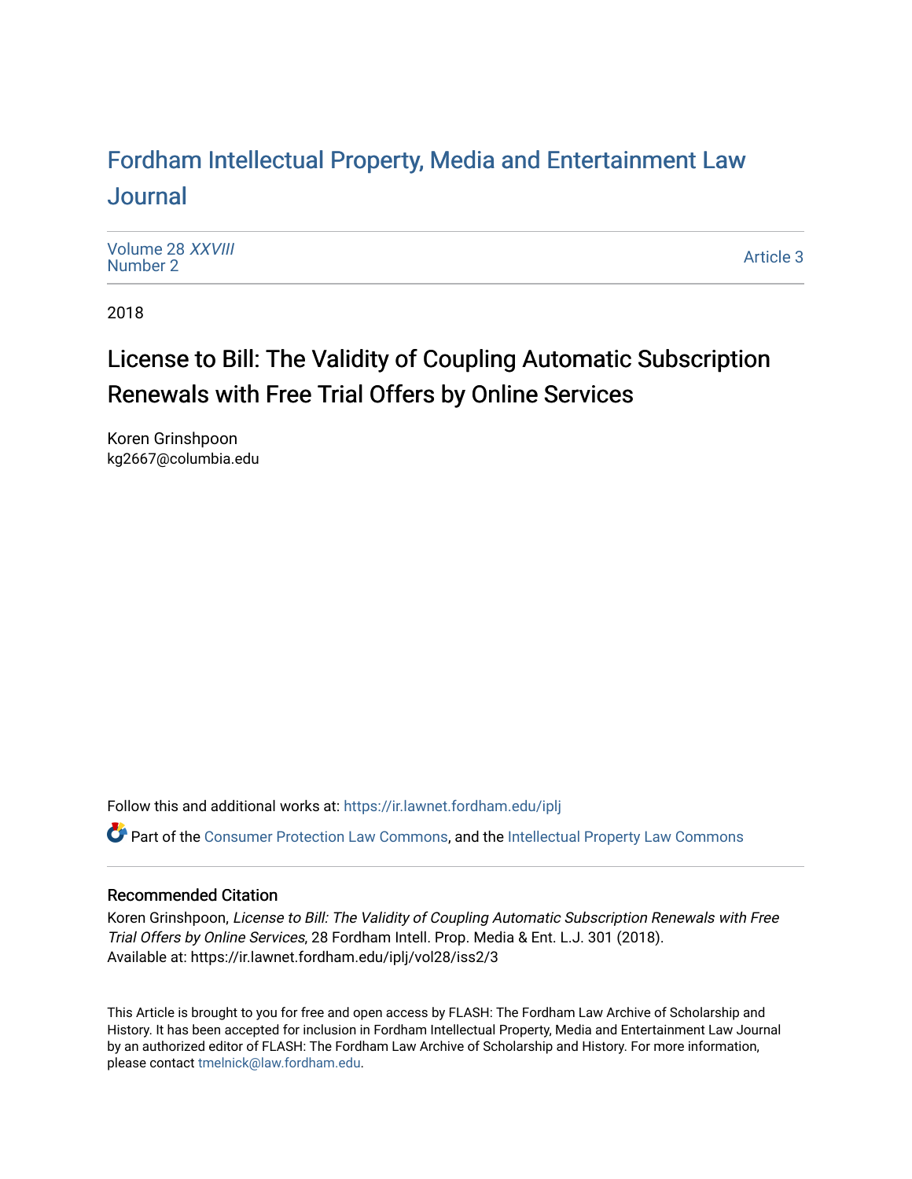# Fordham Intellectual Property, Media and Entertainment Law Journal

Volume 28 *XXVIII*
Number 2

Article 3

2018

## License to Bill: The Validity of Coupling Automatic Subscription Renewals with Free Trial Offers by Online Services

Koren Grinshpoon
kg2667@columbia.edu

Follow this and additional works at: https://ir.lawnet.fordham.edu/iplj

Part of the Consumer Protection Law Commons, and the Intellectual Property Law Commons

### Recommended Citation

Koren Grinshpoon, *License to Bill: The Validity of Coupling Automatic Subscription Renewals with Free Trial Offers by Online Services*, 28 Fordham Intell. Prop. Media & Ent. L.J. 301 (2018).
Available at: https://ir.lawnet.fordham.edu/iplj/vol28/iss2/3

This Article is brought to you for free and open access by FLASH: The Fordham Law Archive of Scholarship and History. It has been accepted for inclusion in Fordham Intellectual Property, Media and Entertainment Law Journal by an authorized editor of FLASH: The Fordham Law Archive of Scholarship and History. For more information, please contact tmelnick@law.fordham.edu.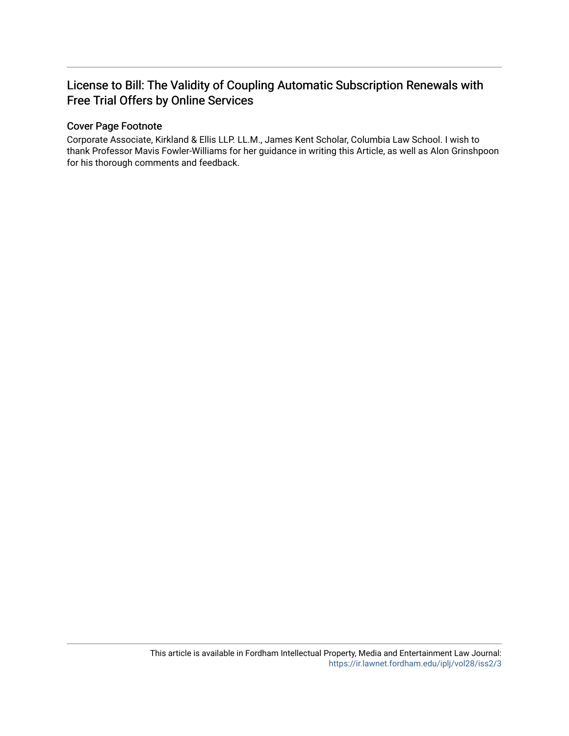# License to Bill: The Validity of Coupling Automatic Subscription Renewals with Free Trial Offers by Online Services

## Cover Page Footnote

Corporate Associate, Kirkland & Ellis LLP. LL.M., James Kent Scholar, Columbia Law School. I wish to thank Professor Mavis Fowler-Williams for her guidance in writing this Article, as well as Alon Grinshpoon for his thorough comments and feedback.

This article is available in Fordham Intellectual Property, Media and Entertainment Law Journal: https://ir.lawnet.fordham.edu/iplj/vol28/iss2/3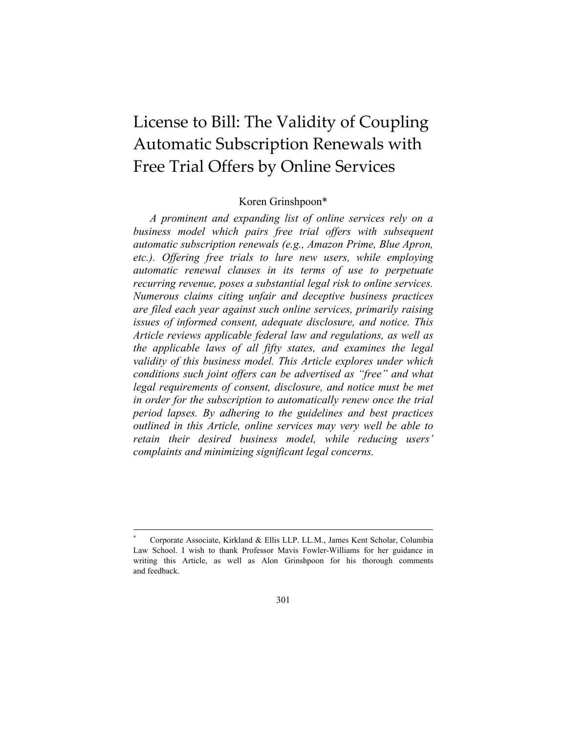# License to Bill: The Validity of Coupling Automatic Subscription Renewals with Free Trial Offers by Online Services

Koren Grinshpoon*

*A prominent and expanding list of online services rely on a business model which pairs free trial offers with subsequent automatic subscription renewals (e.g., Amazon Prime, Blue Apron, etc.). Offering free trials to lure new users, while employing automatic renewal clauses in its terms of use to perpetuate recurring revenue, poses a substantial legal risk to online services. Numerous claims citing unfair and deceptive business practices are filed each year against such online services, primarily raising issues of informed consent, adequate disclosure, and notice. This Article reviews applicable federal law and regulations, as well as the applicable laws of all fifty states, and examines the legal validity of this business model. This Article explores under which conditions such joint offers can be advertised as "free" and what legal requirements of consent, disclosure, and notice must be met in order for the subscription to automatically renew once the trial period lapses. By adhering to the guidelines and best practices outlined in this Article, online services may very well be able to retain their desired business model, while reducing users' complaints and minimizing significant legal concerns.*

---

\* Corporate Associate, Kirkland & Ellis LLP. LL.M., James Kent Scholar, Columbia Law School. I wish to thank Professor Mavis Fowler-Williams for her guidance in writing this Article, as well as Alon Grinshpoon for his thorough comments and feedback.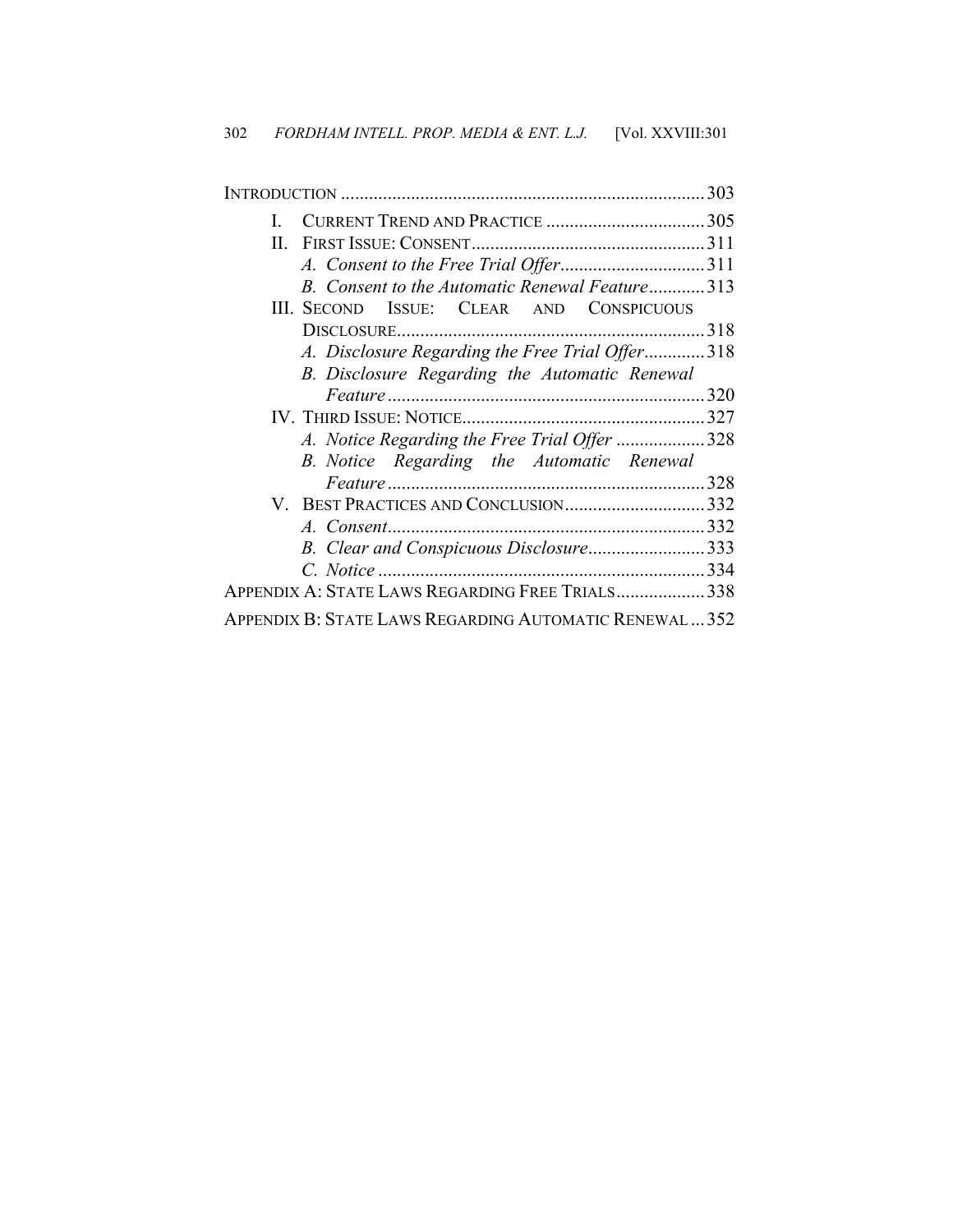INTRODUCTION .......................................................................... 303

I. CURRENT TREND AND PRACTICE .................................. 305

II. FIRST ISSUE: CONSENT .................................................. 311

   *A. Consent to the Free Trial Offer* ............................... 311

   *B. Consent to the Automatic Renewal Feature* ............ 313

III. SECOND ISSUE: CLEAR AND CONSPICUOUS DISCLOSURE .................................................................. 318

   *A. Disclosure Regarding the Free Trial Offer* ............. 318

   *B. Disclosure Regarding the Automatic Renewal Feature* ..................................................................... 320

IV. THIRD ISSUE: NOTICE .................................................... 327

   *A. Notice Regarding the Free Trial Offer* ................... 328

   *B. Notice Regarding the Automatic Renewal Feature* ..................................................................... 328

V. BEST PRACTICES AND CONCLUSION .............................. 332

   *A. Consent* ................................................................... 332

   *B. Clear and Conspicuous Disclosure* ......................... 333

   *C. Notice* ...................................................................... 334

APPENDIX A: STATE LAWS REGARDING FREE TRIALS ................... 338

APPENDIX B: STATE LAWS REGARDING AUTOMATIC RENEWAL ... 352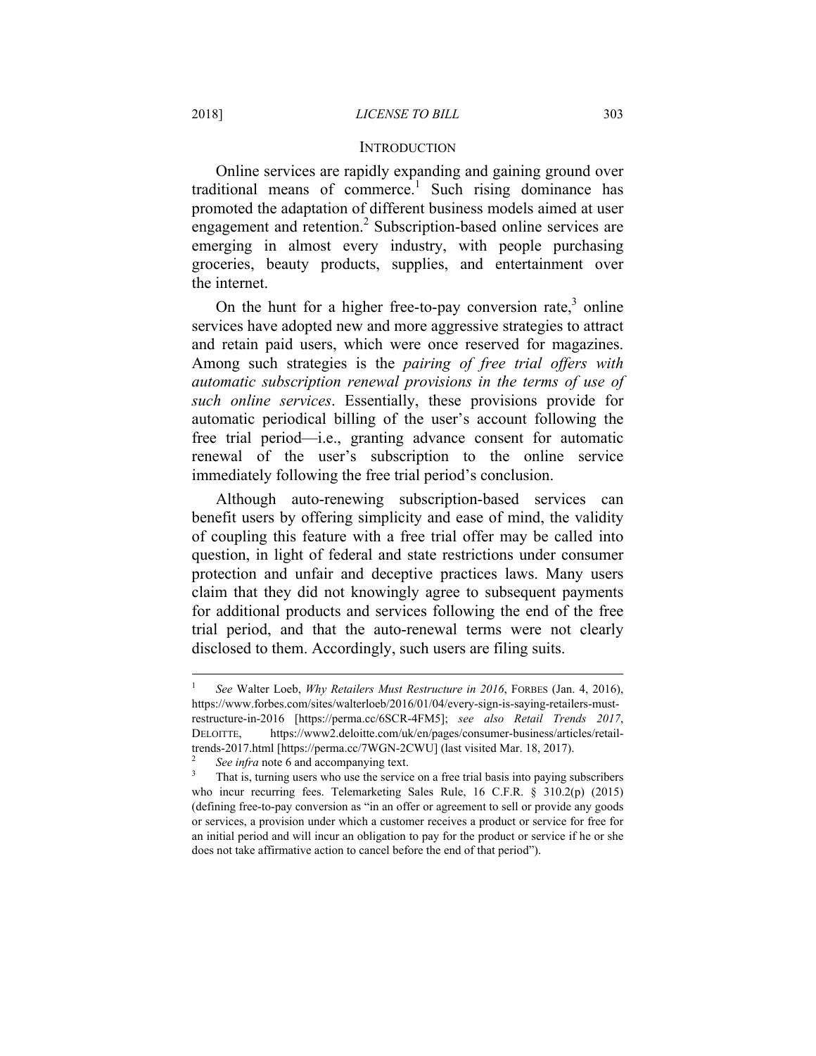## INTRODUCTION

Online services are rapidly expanding and gaining ground over traditional means of commerce.[1] Such rising dominance has promoted the adaptation of different business models aimed at user engagement and retention.[2] Subscription-based online services are emerging in almost every industry, with people purchasing groceries, beauty products, supplies, and entertainment over the internet.

On the hunt for a higher free-to-pay conversion rate,[3] online services have adopted new and more aggressive strategies to attract and retain paid users, which were once reserved for magazines. Among such strategies is the *pairing of free trial offers with automatic subscription renewal provisions in the terms of use of such online services*. Essentially, these provisions provide for automatic periodical billing of the user's account following the free trial period—i.e., granting advance consent for automatic renewal of the user's subscription to the online service immediately following the free trial period's conclusion.

Although auto-renewing subscription-based services can benefit users by offering simplicity and ease of mind, the validity of coupling this feature with a free trial offer may be called into question, in light of federal and state restrictions under consumer protection and unfair and deceptive practices laws. Many users claim that they did not knowingly agree to subsequent payments for additional products and services following the end of the free trial period, and that the auto-renewal terms were not clearly disclosed to them. Accordingly, such users are filing suits.

---

[1] *See* Walter Loeb, *Why Retailers Must Restructure in 2016*, FORBES (Jan. 4, 2016), https://www.forbes.com/sites/walterloeb/2016/01/04/every-sign-is-saying-retailers-must-restructure-in-2016 [https://perma.cc/6SCR-4FM5]; *see also Retail Trends 2017*, DELOITTE, https://www2.deloitte.com/uk/en/pages/consumer-business/articles/retail-trends-2017.html [https://perma.cc/7WGN-2CWU] (last visited Mar. 18, 2017).

[2] *See infra* note 6 and accompanying text.

[3] That is, turning users who use the service on a free trial basis into paying subscribers who incur recurring fees. Telemarketing Sales Rule, 16 C.F.R. § 310.2(p) (2015) (defining free-to-pay conversion as "in an offer or agreement to sell or provide any goods or services, a provision under which a customer receives a product or service for free for an initial period and will incur an obligation to pay for the product or service if he or she does not take affirmative action to cancel before the end of that period").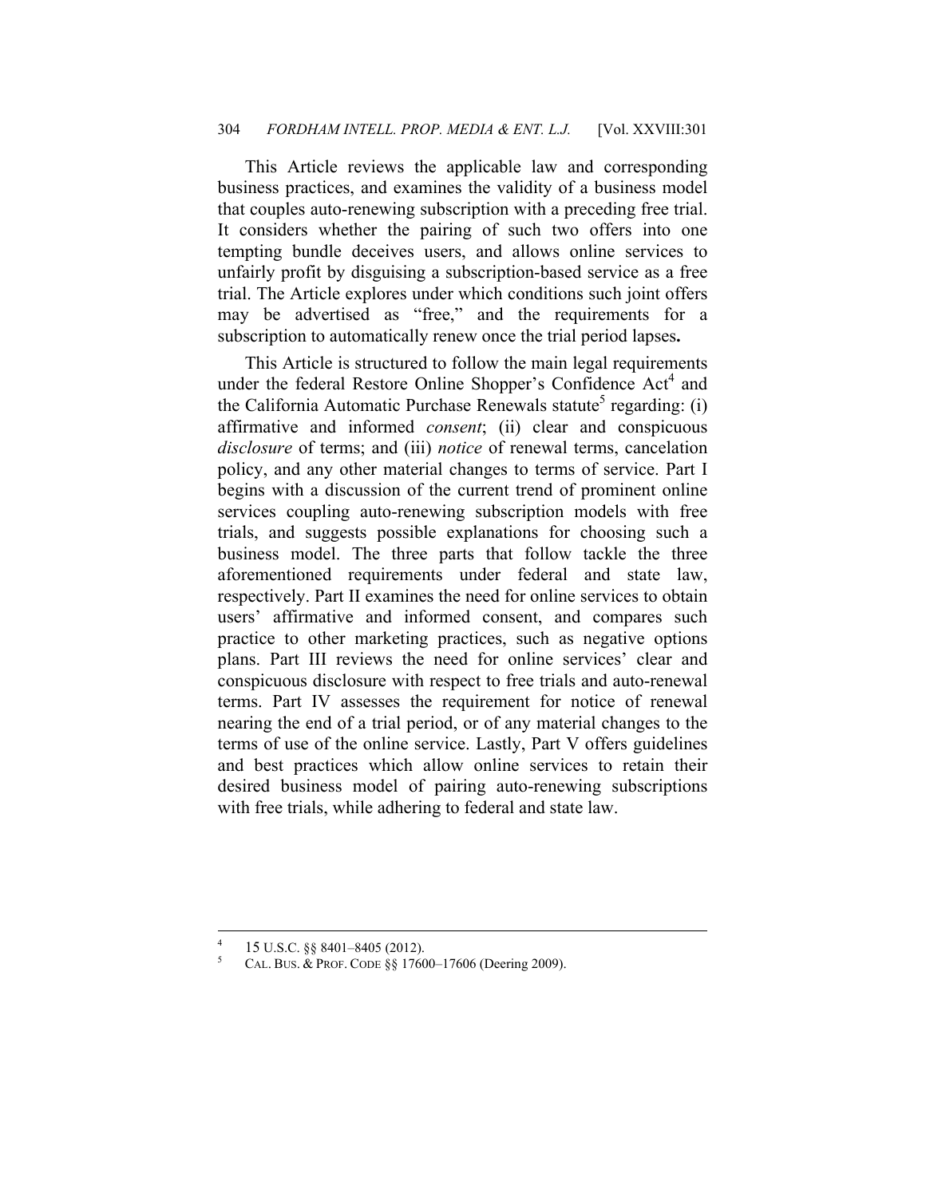This Article reviews the applicable law and corresponding business practices, and examines the validity of a business model that couples auto-renewing subscription with a preceding free trial. It considers whether the pairing of such two offers into one tempting bundle deceives users, and allows online services to unfairly profit by disguising a subscription-based service as a free trial. The Article explores under which conditions such joint offers may be advertised as "free," and the requirements for a subscription to automatically renew once the trial period lapses**.**

This Article is structured to follow the main legal requirements under the federal Restore Online Shopper's Confidence Act[4] and the California Automatic Purchase Renewals statute[5] regarding: (i) affirmative and informed *consent*; (ii) clear and conspicuous *disclosure* of terms; and (iii) *notice* of renewal terms, cancelation policy, and any other material changes to terms of service. Part I begins with a discussion of the current trend of prominent online services coupling auto-renewing subscription models with free trials, and suggests possible explanations for choosing such a business model. The three parts that follow tackle the three aforementioned requirements under federal and state law, respectively. Part II examines the need for online services to obtain users' affirmative and informed consent, and compares such practice to other marketing practices, such as negative options plans. Part III reviews the need for online services' clear and conspicuous disclosure with respect to free trials and auto-renewal terms. Part IV assesses the requirement for notice of renewal nearing the end of a trial period, or of any material changes to the terms of use of the online service. Lastly, Part V offers guidelines and best practices which allow online services to retain their desired business model of pairing auto-renewing subscriptions with free trials, while adhering to federal and state law.

---

[4] 15 U.S.C. §§ 8401–8405 (2012).

[5] CAL. BUS. & PROF. CODE §§ 17600–17606 (Deering 2009).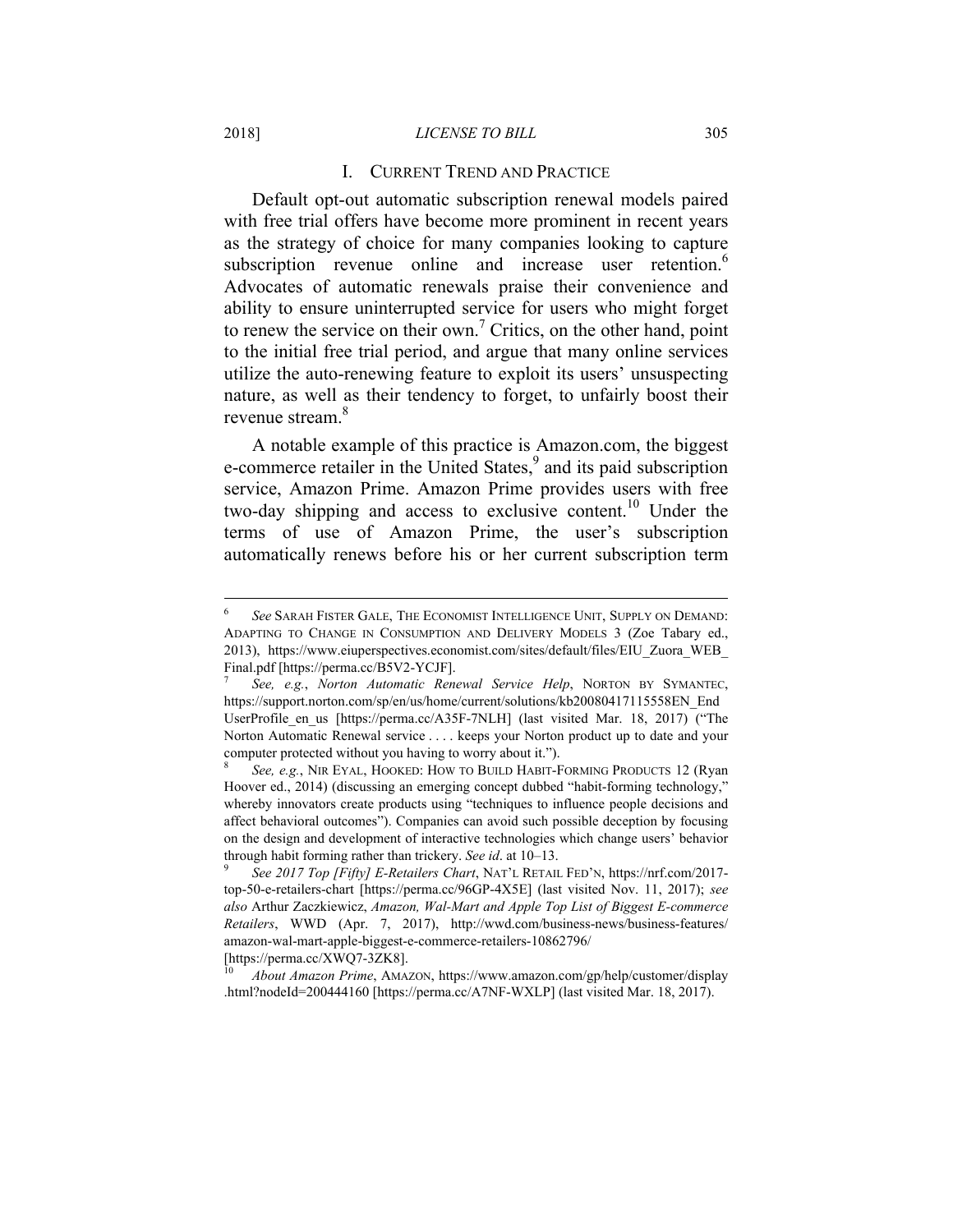## I. CURRENT TREND AND PRACTICE

Default opt-out automatic subscription renewal models paired with free trial offers have become more prominent in recent years as the strategy of choice for many companies looking to capture subscription revenue online and increase user retention.[6] Advocates of automatic renewals praise their convenience and ability to ensure uninterrupted service for users who might forget to renew the service on their own.[7] Critics, on the other hand, point to the initial free trial period, and argue that many online services utilize the auto-renewing feature to exploit its users' unsuspecting nature, as well as their tendency to forget, to unfairly boost their revenue stream.[8]

A notable example of this practice is Amazon.com, the biggest e-commerce retailer in the United States,[9] and its paid subscription service, Amazon Prime. Amazon Prime provides users with free two-day shipping and access to exclusive content.[10] Under the terms of use of Amazon Prime, the user's subscription automatically renews before his or her current subscription term

---

[6] *See* SARAH FISTER GALE, THE ECONOMIST INTELLIGENCE UNIT, SUPPLY ON DEMAND: ADAPTING TO CHANGE IN CONSUMPTION AND DELIVERY MODELS 3 (Zoe Tabary ed., 2013), https://www.eiuperspectives.economist.com/sites/default/files/EIU_Zuora_WEB_Final.pdf [https://perma.cc/B5V2-YCJF].

[7] *See, e.g.*, *Norton Automatic Renewal Service Help*, NORTON BY SYMANTEC, https://support.norton.com/sp/en/us/home/current/solutions/kb20080417115558EN_EndUserProfile_en_us [https://perma.cc/A35F-7NLH] (last visited Mar. 18, 2017) ("The Norton Automatic Renewal service . . . . keeps your Norton product up to date and your computer protected without you having to worry about it.").

[8] *See, e.g.*, NIR EYAL, HOOKED: HOW TO BUILD HABIT-FORMING PRODUCTS 12 (Ryan Hoover ed., 2014) (discussing an emerging concept dubbed "habit-forming technology," whereby innovators create products using "techniques to influence people decisions and affect behavioral outcomes"). Companies can avoid such possible deception by focusing on the design and development of interactive technologies which change users' behavior through habit forming rather than trickery. *See id*. at 10–13.

[9] *See 2017 Top [Fifty] E-Retailers Chart*, NAT'L RETAIL FED'N, https://nrf.com/2017-top-50-e-retailers-chart [https://perma.cc/96GP-4X5E] (last visited Nov. 11, 2017); *see also* Arthur Zaczkiewicz, *Amazon, Wal-Mart and Apple Top List of Biggest E-commerce Retailers*, WWD (Apr. 7, 2017), http://wwd.com/business-news/business-features/amazon-wal-mart-apple-biggest-e-commerce-retailers-10862796/ [https://perma.cc/XWQ7-3ZK8].

[10] *About Amazon Prime*, AMAZON, https://www.amazon.com/gp/help/customer/display.html?nodeId=200444160 [https://perma.cc/A7NF-WXLP] (last visited Mar. 18, 2017).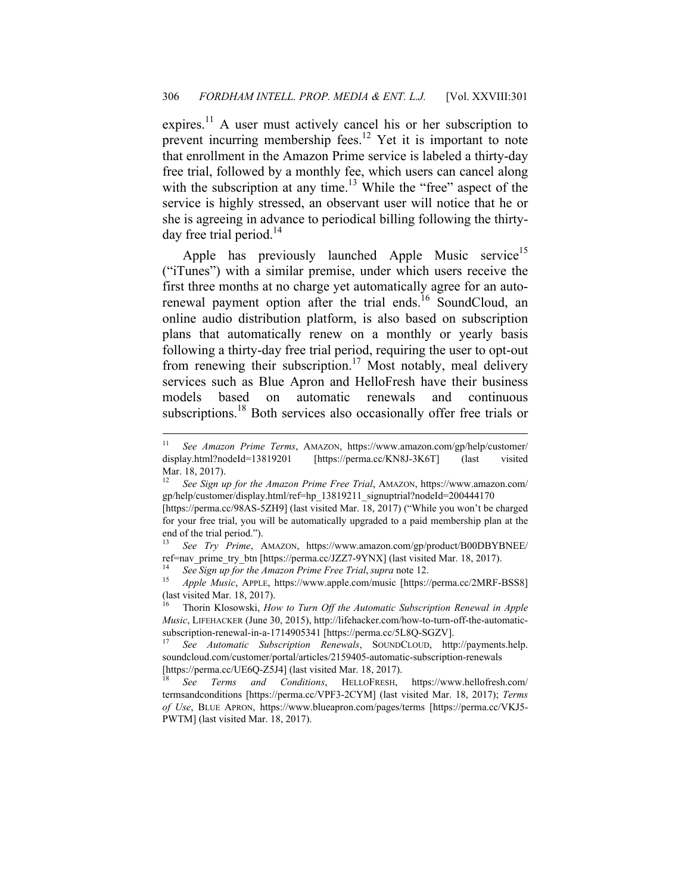expires.[11] A user must actively cancel his or her subscription to prevent incurring membership fees.[12] Yet it is important to note that enrollment in the Amazon Prime service is labeled a thirty-day free trial, followed by a monthly fee, which users can cancel along with the subscription at any time.[13] While the "free" aspect of the service is highly stressed, an observant user will notice that he or she is agreeing in advance to periodical billing following the thirty-day free trial period.[14]

Apple has previously launched Apple Music service[15] ("iTunes") with a similar premise, under which users receive the first three months at no charge yet automatically agree for an auto-renewal payment option after the trial ends.[16] SoundCloud, an online audio distribution platform, is also based on subscription plans that automatically renew on a monthly or yearly basis following a thirty-day free trial period, requiring the user to opt-out from renewing their subscription.[17] Most notably, meal delivery services such as Blue Apron and HelloFresh have their business models based on automatic renewals and continuous subscriptions.[18] Both services also occasionally offer free trials or

---

[11] *See Amazon Prime Terms*, AMAZON, https://www.amazon.com/gp/help/customer/display.html?nodeId=13819201 [https://perma.cc/KN8J-3K6T] (last visited Mar. 18, 2017).

[12] *See Sign up for the Amazon Prime Free Trial*, AMAZON, https://www.amazon.com/gp/help/customer/display.html/ref=hp_13819211_signuptrial?nodeId=200444170 [https://perma.cc/98AS-5ZH9] (last visited Mar. 18, 2017) ("While you won't be charged for your free trial, you will be automatically upgraded to a paid membership plan at the end of the trial period.").

[13] *See Try Prime*, AMAZON, https://www.amazon.com/gp/product/B00DBYBNEE/ref=nav_prime_try_btn [https://perma.cc/JZZ7-9YNX] (last visited Mar. 18, 2017).

[14] *See Sign up for the Amazon Prime Free Trial*, *supra* note 12.

[15] *Apple Music*, APPLE, https://www.apple.com/music [https://perma.cc/2MRF-BSS8] (last visited Mar. 18, 2017).

[16] Thorin Klosowski, *How to Turn Off the Automatic Subscription Renewal in Apple Music*, LIFEHACKER (June 30, 2015), http://lifehacker.com/how-to-turn-off-the-automatic-subscription-renewal-in-a-1714905341 [https://perma.cc/5L8Q-SGZV].

[17] *See Automatic Subscription Renewals*, SOUNDCLOUD, http://payments.help.soundcloud.com/customer/portal/articles/2159405-automatic-subscription-renewals [https://perma.cc/UE6Q-Z5J4] (last visited Mar. 18, 2017).

[18] *See Terms and Conditions*, HELLOFRESH, https://www.hellofresh.com/termsandconditions [https://perma.cc/VPF3-2CYM] (last visited Mar. 18, 2017); *Terms of Use*, BLUE APRON, https://www.blueapron.com/pages/terms [https://perma.cc/VKJ5-PWTM] (last visited Mar. 18, 2017).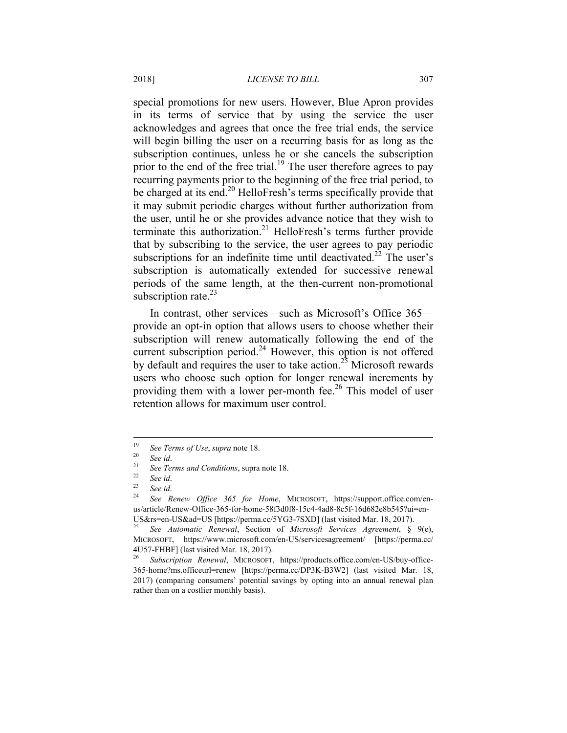special promotions for new users. However, Blue Apron provides in its terms of service that by using the service the user acknowledges and agrees that once the free trial ends, the service will begin billing the user on a recurring basis for as long as the subscription continues, unless he or she cancels the subscription prior to the end of the free trial.[19] The user therefore agrees to pay recurring payments prior to the beginning of the free trial period, to be charged at its end.[20] HelloFresh's terms specifically provide that it may submit periodic charges without further authorization from the user, until he or she provides advance notice that they wish to terminate this authorization.[21] HelloFresh's terms further provide that by subscribing to the service, the user agrees to pay periodic subscriptions for an indefinite time until deactivated.[22] The user's subscription is automatically extended for successive renewal periods of the same length, at the then-current non-promotional subscription rate.[23]

In contrast, other services—such as Microsoft's Office 365—provide an opt-in option that allows users to choose whether their subscription will renew automatically following the end of the current subscription period.[24] However, this option is not offered by default and requires the user to take action.[25] Microsoft rewards users who choose such option for longer renewal increments by providing them with a lower per-month fee.[26] This model of user retention allows for maximum user control.

---

[19] *See Terms of Use*, *supra* note 18.

[20] *See id*.

[21] *See Terms and Conditions*, supra note 18.

[22] *See id*.

[23] *See id*.

[24] *See Renew Office 365 for Home*, MICROSOFT, https://support.office.com/en-us/article/Renew-Office-365-for-home-58f3d0f8-15c4-4ad8-8c5f-16d682e8b545?ui=en-US&rs=en-US&ad=US [https://perma.cc/5YG3-7SXD] (last visited Mar. 18, 2017).

[25] *See Automatic Renewal*, Section of *Microsoft Services Agreement*, § 9(e), MICROSOFT, https://www.microsoft.com/en-US/servicesagreement/ [https://perma.cc/4U57-FHBF] (last visited Mar. 18, 2017).

[26] *Subscription Renewal*, MICROSOFT, https://products.office.com/en-US/buy-office-365-home?ms.officeurl=renew [https://perma.cc/DP3K-B3W2] (last visited Mar. 18, 2017) (comparing consumers' potential savings by opting into an annual renewal plan rather than on a costlier monthly basis).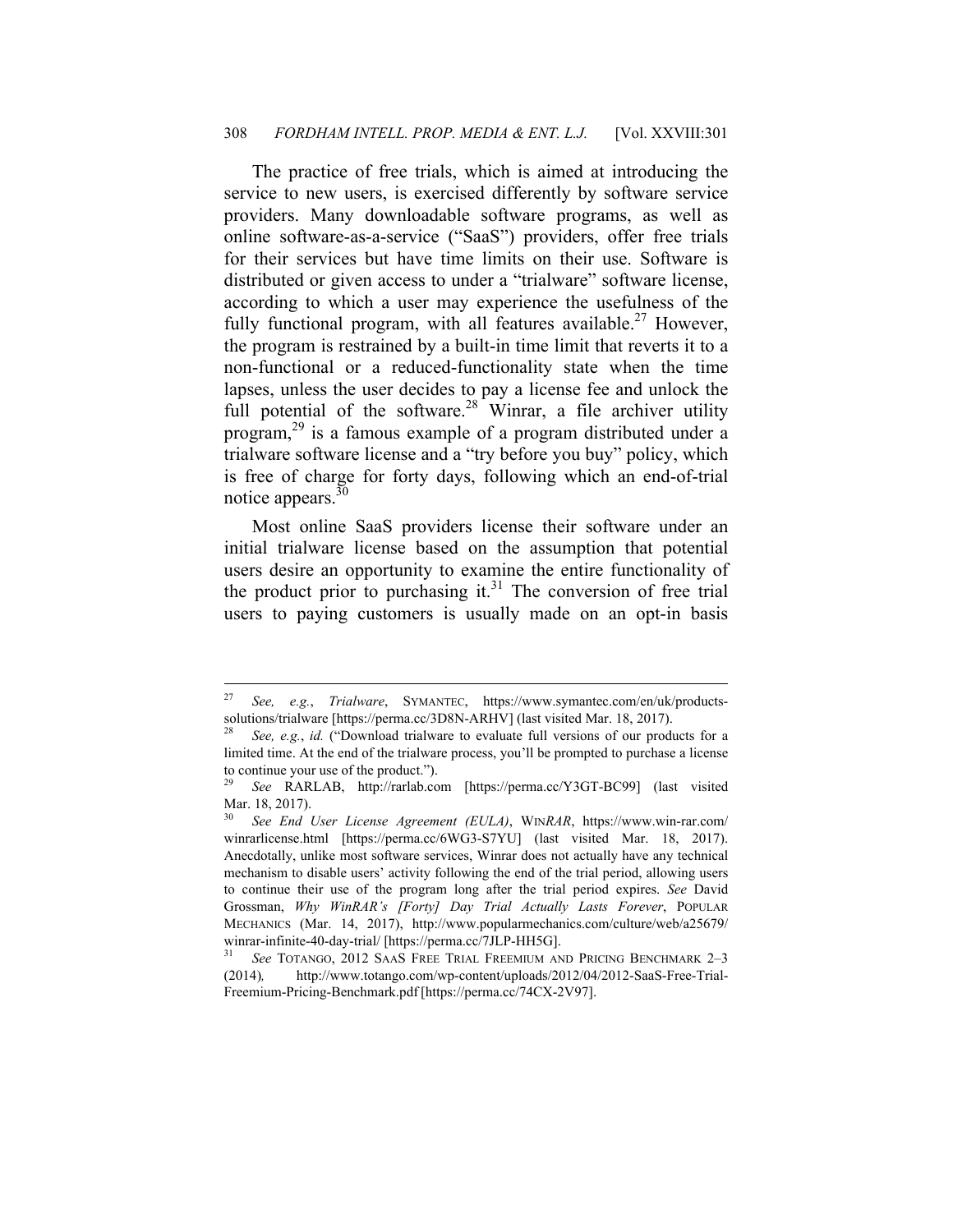The practice of free trials, which is aimed at introducing the service to new users, is exercised differently by software service providers. Many downloadable software programs, as well as online software-as-a-service ("SaaS") providers, offer free trials for their services but have time limits on their use. Software is distributed or given access to under a "trialware" software license, according to which a user may experience the usefulness of the fully functional program, with all features available.[27] However, the program is restrained by a built-in time limit that reverts it to a non-functional or a reduced-functionality state when the time lapses, unless the user decides to pay a license fee and unlock the full potential of the software.[28] Winrar, a file archiver utility program,[29] is a famous example of a program distributed under a trialware software license and a "try before you buy" policy, which is free of charge for forty days, following which an end-of-trial notice appears.[30]

Most online SaaS providers license their software under an initial trialware license based on the assumption that potential users desire an opportunity to examine the entire functionality of the product prior to purchasing it.[31] The conversion of free trial users to paying customers is usually made on an opt-in basis

---

[27] *See, e.g.*, *Trialware*, SYMANTEC, https://www.symantec.com/en/uk/products-solutions/trialware [https://perma.cc/3D8N-ARHV] (last visited Mar. 18, 2017).

[28] *See, e.g.*, *id.* ("Download trialware to evaluate full versions of our products for a limited time. At the end of the trialware process, you'll be prompted to purchase a license to continue your use of the product.").

[29] *See* RARLAB, http://rarlab.com [https://perma.cc/Y3GT-BC99] (last visited Mar. 18, 2017).

[30] *See End User License Agreement (EULA)*, WIN*RAR*, https://www.win-rar.com/winrarlicense.html [https://perma.cc/6WG3-S7YU] (last visited Mar. 18, 2017). Anecdotally, unlike most software services, Winrar does not actually have any technical mechanism to disable users' activity following the end of the trial period, allowing users to continue their use of the program long after the trial period expires. *See* David Grossman, *Why WinRAR's [Forty] Day Trial Actually Lasts Forever*, POPULAR MECHANICS (Mar. 14, 2017), http://www.popularmechanics.com/culture/web/a25679/winrar-infinite-40-day-trial/ [https://perma.cc/7JLP-HH5G].

[31] *See* TOTANGO, 2012 SAAS FREE TRIAL FREEMIUM AND PRICING BENCHMARK 2–3 (2014), http://www.totango.com/wp-content/uploads/2012/04/2012-SaaS-Free-Trial-Freemium-Pricing-Benchmark.pdf [https://perma.cc/74CX-2V97].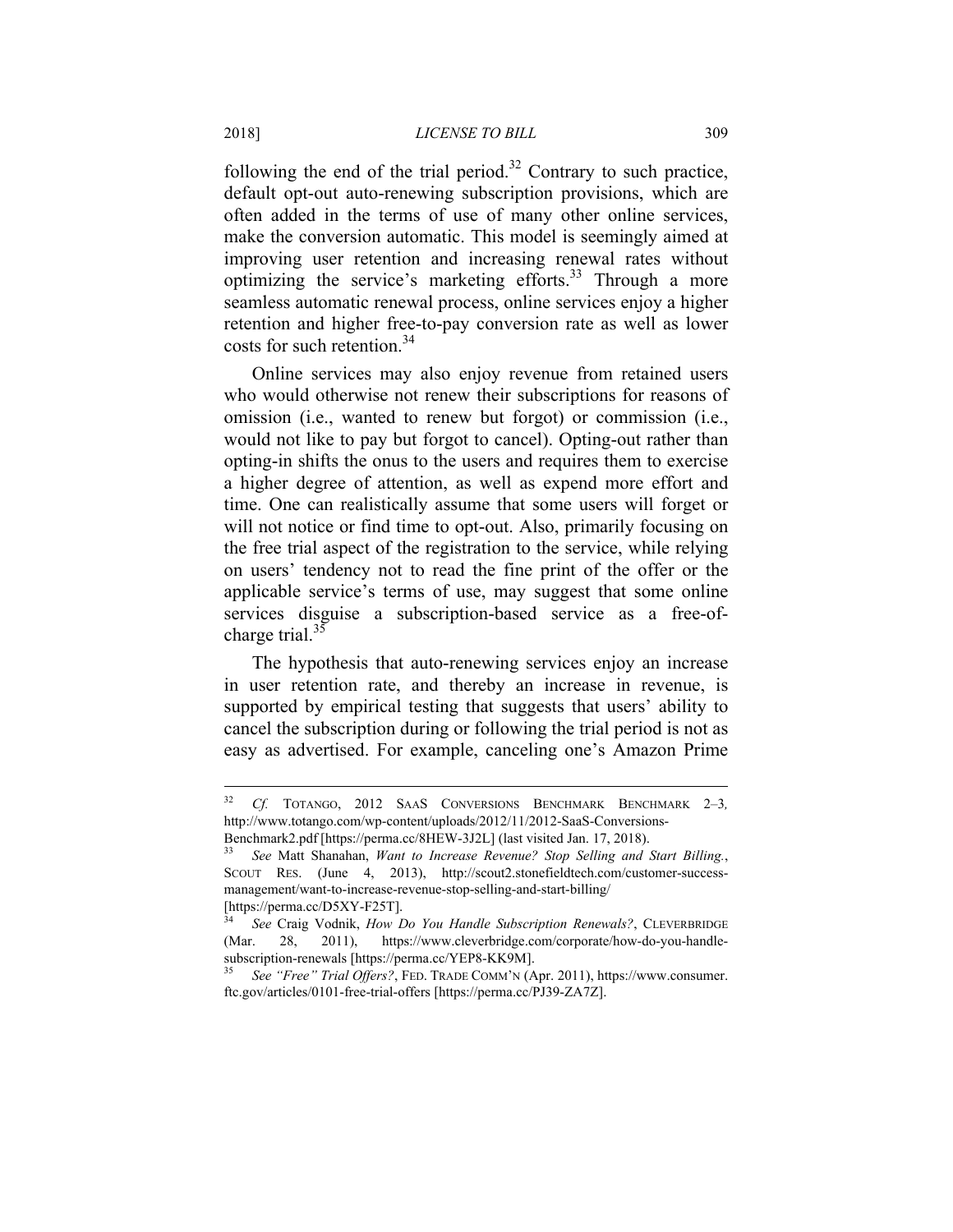following the end of the trial period.[32] Contrary to such practice, default opt-out auto-renewing subscription provisions, which are often added in the terms of use of many other online services, make the conversion automatic. This model is seemingly aimed at improving user retention and increasing renewal rates without optimizing the service's marketing efforts.[33] Through a more seamless automatic renewal process, online services enjoy a higher retention and higher free-to-pay conversion rate as well as lower costs for such retention.[34]

Online services may also enjoy revenue from retained users who would otherwise not renew their subscriptions for reasons of omission (i.e., wanted to renew but forgot) or commission (i.e., would not like to pay but forgot to cancel). Opting-out rather than opting-in shifts the onus to the users and requires them to exercise a higher degree of attention, as well as expend more effort and time. One can realistically assume that some users will forget or will not notice or find time to opt-out. Also, primarily focusing on the free trial aspect of the registration to the service, while relying on users' tendency not to read the fine print of the offer or the applicable service's terms of use, may suggest that some online services disguise a subscription-based service as a free-of-charge trial.[35]

The hypothesis that auto-renewing services enjoy an increase in user retention rate, and thereby an increase in revenue, is supported by empirical testing that suggests that users' ability to cancel the subscription during or following the trial period is not as easy as advertised. For example, canceling one's Amazon Prime

---

[32] *Cf.* TOTANGO, 2012 SAAS CONVERSIONS BENCHMARK BENCHMARK 2–3*,* http://www.totango.com/wp-content/uploads/2012/11/2012-SaaS-Conversions-Benchmark2.pdf [https://perma.cc/8HEW-3J2L] (last visited Jan. 17, 2018).

[33] *See* Matt Shanahan, *Want to Increase Revenue? Stop Selling and Start Billing.*, SCOUT RES. (June 4, 2013), http://scout2.stonefieldtech.com/customer-success-management/want-to-increase-revenue-stop-selling-and-start-billing/ [https://perma.cc/D5XY-F25T].

[34] *See* Craig Vodnik, *How Do You Handle Subscription Renewals?*, CLEVERBRIDGE (Mar. 28, 2011), https://www.cleverbridge.com/corporate/how-do-you-handle-subscription-renewals [https://perma.cc/YEP8-KK9M].

[35] *See "Free" Trial Offers?*, FED. TRADE COMM'N (Apr. 2011), https://www.consumer.ftc.gov/articles/0101-free-trial-offers [https://perma.cc/PJ39-ZA7Z].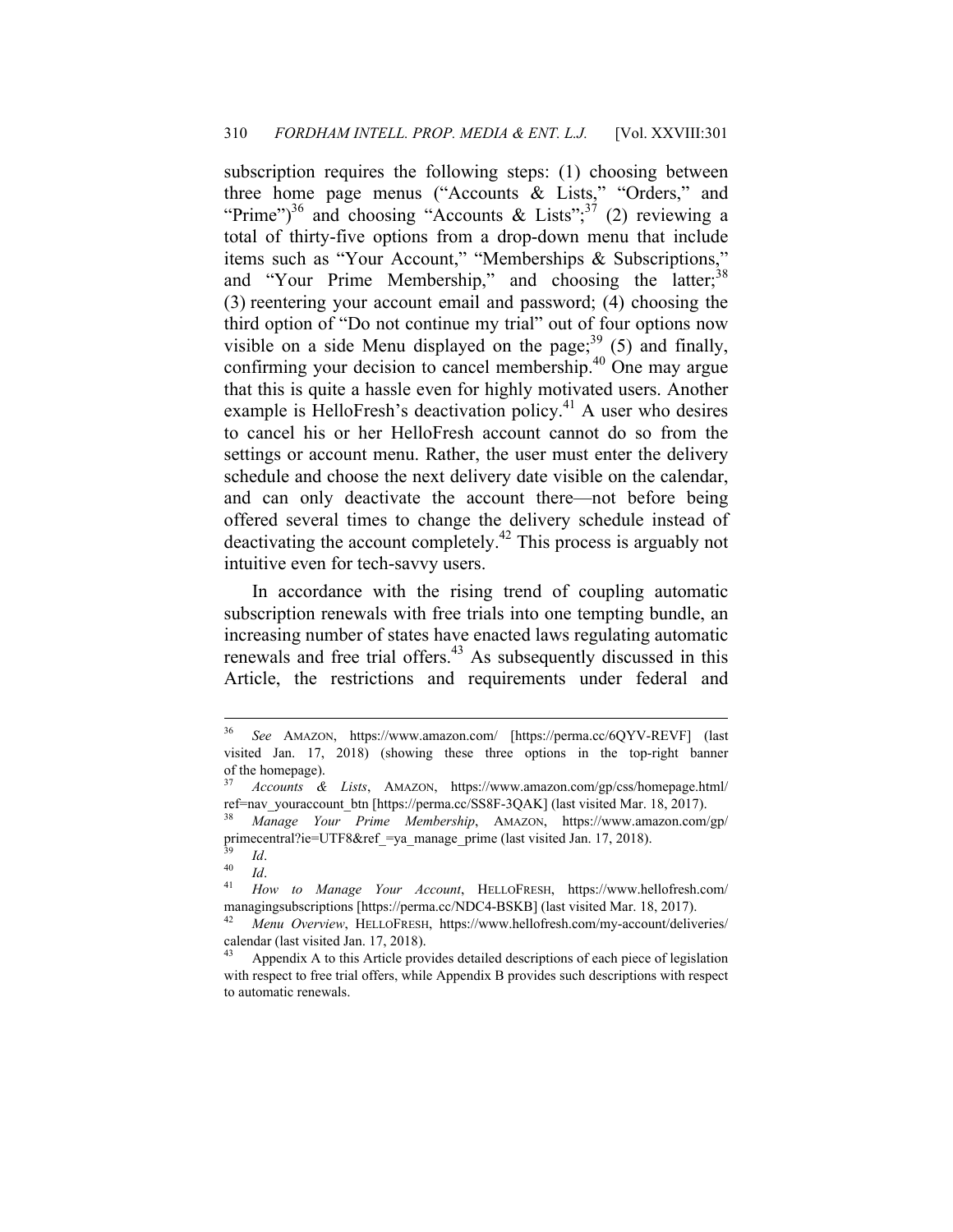subscription requires the following steps: (1) choosing between three home page menus ("Accounts & Lists," "Orders," and "Prime")[36] and choosing "Accounts & Lists";[37] (2) reviewing a total of thirty-five options from a drop-down menu that include items such as "Your Account," "Memberships & Subscriptions," and "Your Prime Membership," and choosing the latter;[38] (3) reentering your account email and password; (4) choosing the third option of "Do not continue my trial" out of four options now visible on a side Menu displayed on the page;[39] (5) and finally, confirming your decision to cancel membership.[40] One may argue that this is quite a hassle even for highly motivated users. Another example is HelloFresh's deactivation policy.[41] A user who desires to cancel his or her HelloFresh account cannot do so from the settings or account menu. Rather, the user must enter the delivery schedule and choose the next delivery date visible on the calendar, and can only deactivate the account there—not before being offered several times to change the delivery schedule instead of deactivating the account completely.[42] This process is arguably not intuitive even for tech-savvy users.

In accordance with the rising trend of coupling automatic subscription renewals with free trials into one tempting bundle, an increasing number of states have enacted laws regulating automatic renewals and free trial offers.[43] As subsequently discussed in this Article, the restrictions and requirements under federal and

---

[36] *See* AMAZON, https://www.amazon.com/ [https://perma.cc/6QYV-REVF] (last visited Jan. 17, 2018) (showing these three options in the top-right banner of the homepage).

[37] *Accounts & Lists*, AMAZON, https://www.amazon.com/gp/css/homepage.html/ref=nav_youraccount_btn [https://perma.cc/SS8F-3QAK] (last visited Mar. 18, 2017).

[38] *Manage Your Prime Membership*, AMAZON, https://www.amazon.com/gp/primecentral?ie=UTF8&ref_=ya_manage_prime (last visited Jan. 17, 2018).

[39] *Id*.

[40] *Id*.

[41] *How to Manage Your Account*, HELLOFRESH, https://www.hellofresh.com/managingsubscriptions [https://perma.cc/NDC4-BSKB] (last visited Mar. 18, 2017).

[42] *Menu Overview*, HELLOFRESH, https://www.hellofresh.com/my-account/deliveries/calendar (last visited Jan. 17, 2018).

[43] Appendix A to this Article provides detailed descriptions of each piece of legislation with respect to free trial offers, while Appendix B provides such descriptions with respect to automatic renewals.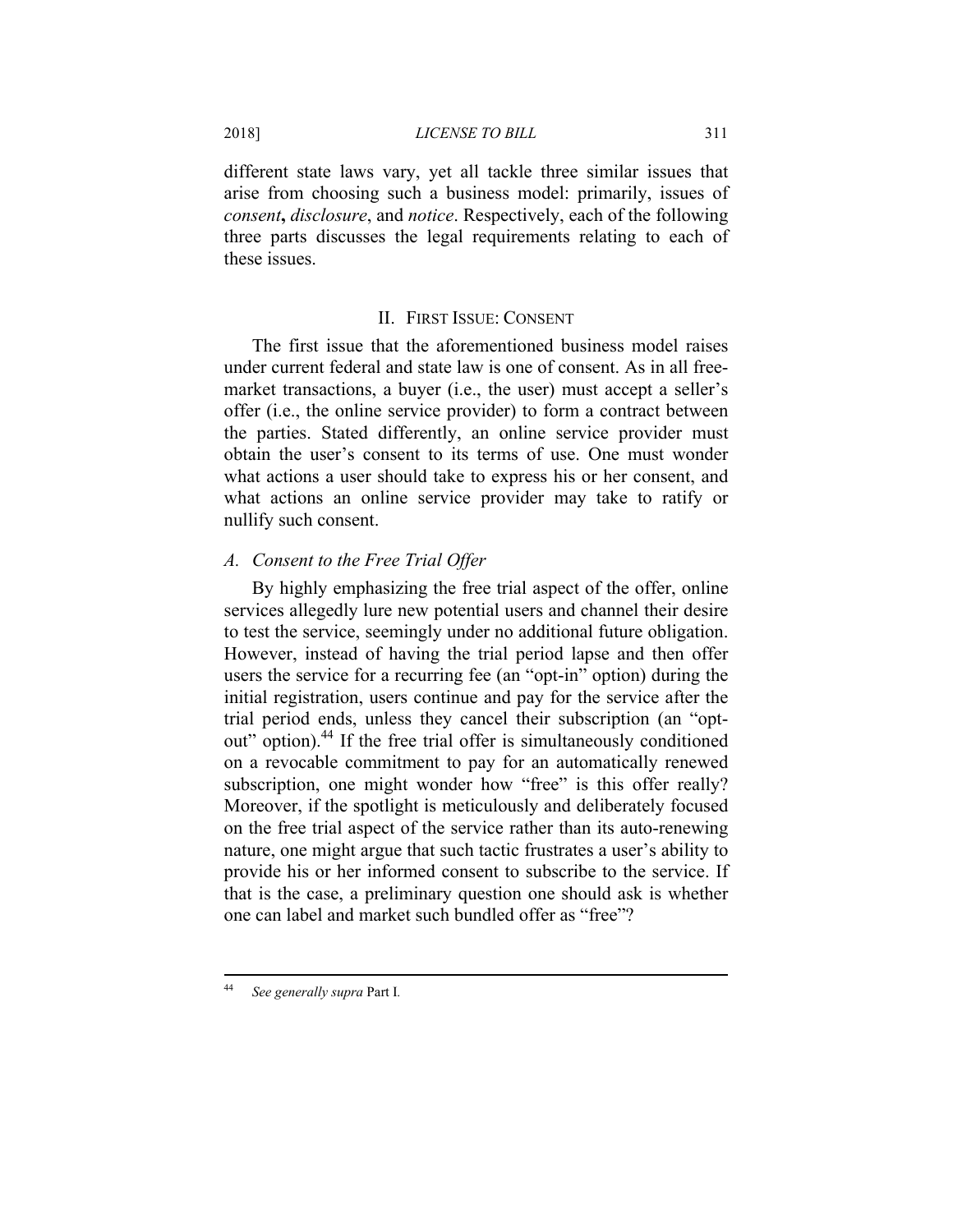different state laws vary, yet all tackle three similar issues that arise from choosing such a business model: primarily, issues of *consent*, *disclosure*, and *notice*. Respectively, each of the following three parts discusses the legal requirements relating to each of these issues.

## II. FIRST ISSUE: CONSENT

The first issue that the aforementioned business model raises under current federal and state law is one of consent. As in all free-market transactions, a buyer (i.e., the user) must accept a seller's offer (i.e., the online service provider) to form a contract between the parties. Stated differently, an online service provider must obtain the user's consent to its terms of use. One must wonder what actions a user should take to express his or her consent, and what actions an online service provider may take to ratify or nullify such consent.

### *A. Consent to the Free Trial Offer*

By highly emphasizing the free trial aspect of the offer, online services allegedly lure new potential users and channel their desire to test the service, seemingly under no additional future obligation. However, instead of having the trial period lapse and then offer users the service for a recurring fee (an "opt-in" option) during the initial registration, users continue and pay for the service after the trial period ends, unless they cancel their subscription (an "opt-out" option).[44] If the free trial offer is simultaneously conditioned on a revocable commitment to pay for an automatically renewed subscription, one might wonder how "free" is this offer really? Moreover, if the spotlight is meticulously and deliberately focused on the free trial aspect of the service rather than its auto-renewing nature, one might argue that such tactic frustrates a user's ability to provide his or her informed consent to subscribe to the service. If that is the case, a preliminary question one should ask is whether one can label and market such bundled offer as "free"?

---

[44] *See generally supra* Part I.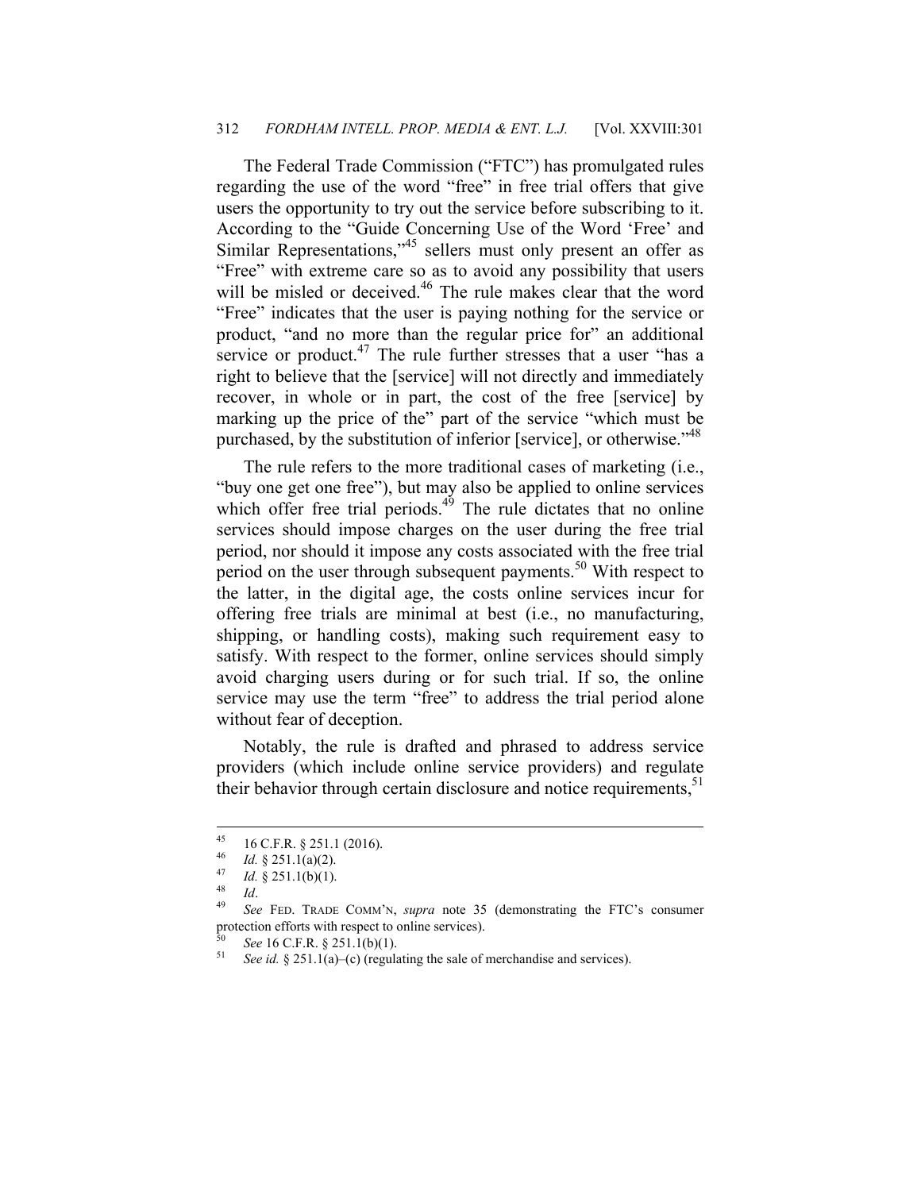The Federal Trade Commission ("FTC") has promulgated rules regarding the use of the word "free" in free trial offers that give users the opportunity to try out the service before subscribing to it. According to the "Guide Concerning Use of the Word 'Free' and Similar Representations,"[45] sellers must only present an offer as "Free" with extreme care so as to avoid any possibility that users will be misled or deceived.[46] The rule makes clear that the word "Free" indicates that the user is paying nothing for the service or product, "and no more than the regular price for" an additional service or product.[47] The rule further stresses that a user "has a right to believe that the [service] will not directly and immediately recover, in whole or in part, the cost of the free [service] by marking up the price of the" part of the service "which must be purchased, by the substitution of inferior [service], or otherwise."[48]

The rule refers to the more traditional cases of marketing (i.e., "buy one get one free"), but may also be applied to online services which offer free trial periods.[49] The rule dictates that no online services should impose charges on the user during the free trial period, nor should it impose any costs associated with the free trial period on the user through subsequent payments.[50] With respect to the latter, in the digital age, the costs online services incur for offering free trials are minimal at best (i.e., no manufacturing, shipping, or handling costs), making such requirement easy to satisfy. With respect to the former, online services should simply avoid charging users during or for such trial. If so, the online service may use the term "free" to address the trial period alone without fear of deception.

Notably, the rule is drafted and phrased to address service providers (which include online service providers) and regulate their behavior through certain disclosure and notice requirements,[51]

---

[45] 16 C.F.R. § 251.1 (2016).

[46] *Id.* § 251.1(a)(2).

[47] *Id.* § 251.1(b)(1).

[48] *Id*.

[49] *See* FED. TRADE COMM'N, *supra* note 35 (demonstrating the FTC's consumer protection efforts with respect to online services).

[50] *See* 16 C.F.R. § 251.1(b)(1).

[51] *See id.* § 251.1(a)–(c) (regulating the sale of merchandise and services).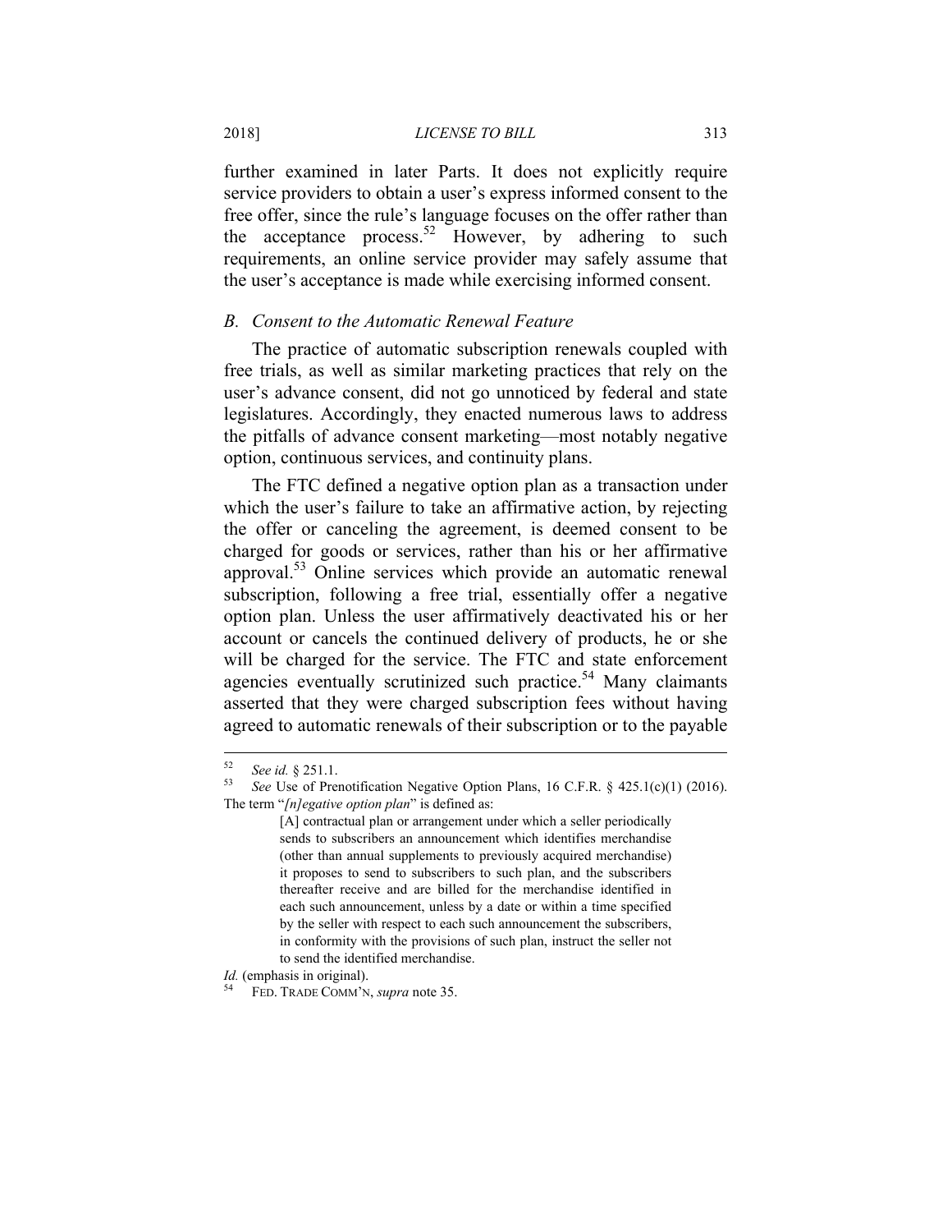further examined in later Parts. It does not explicitly require service providers to obtain a user's express informed consent to the free offer, since the rule's language focuses on the offer rather than the acceptance process.[52] However, by adhering to such requirements, an online service provider may safely assume that the user's acceptance is made while exercising informed consent.

### *B. Consent to the Automatic Renewal Feature*

The practice of automatic subscription renewals coupled with free trials, as well as similar marketing practices that rely on the user's advance consent, did not go unnoticed by federal and state legislatures. Accordingly, they enacted numerous laws to address the pitfalls of advance consent marketing—most notably negative option, continuous services, and continuity plans.

The FTC defined a negative option plan as a transaction under which the user's failure to take an affirmative action, by rejecting the offer or canceling the agreement, is deemed consent to be charged for goods or services, rather than his or her affirmative approval.[53] Online services which provide an automatic renewal subscription, following a free trial, essentially offer a negative option plan. Unless the user affirmatively deactivated his or her account or cancels the continued delivery of products, he or she will be charged for the service. The FTC and state enforcement agencies eventually scrutinized such practice.[54] Many claimants asserted that they were charged subscription fees without having agreed to automatic renewals of their subscription or to the payable

---

[52] *See id.* § 251.1.

[53] *See* Use of Prenotification Negative Option Plans, 16 C.F.R. § 425.1(c)(1) (2016). The term "*[n]egative option plan*" is defined as:

> [A] contractual plan or arrangement under which a seller periodically sends to subscribers an announcement which identifies merchandise (other than annual supplements to previously acquired merchandise) it proposes to send to subscribers to such plan, and the subscribers thereafter receive and are billed for the merchandise identified in each such announcement, unless by a date or within a time specified by the seller with respect to each such announcement the subscribers, in conformity with the provisions of such plan, instruct the seller not to send the identified merchandise.

*Id.* (emphasis in original).

[54] FED. TRADE COMM'N, *supra* note 35.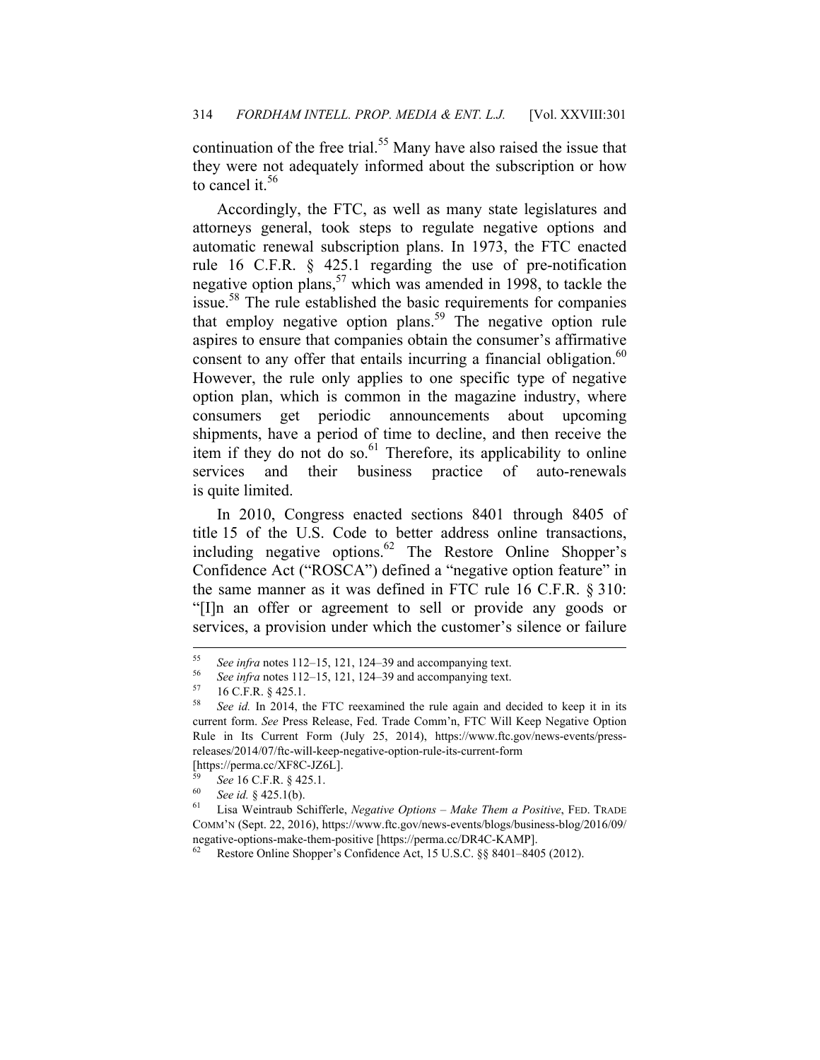continuation of the free trial.[55] Many have also raised the issue that they were not adequately informed about the subscription or how to cancel it.[56]

Accordingly, the FTC, as well as many state legislatures and attorneys general, took steps to regulate negative options and automatic renewal subscription plans. In 1973, the FTC enacted rule 16 C.F.R. § 425.1 regarding the use of pre-notification negative option plans,[57] which was amended in 1998, to tackle the issue.[58] The rule established the basic requirements for companies that employ negative option plans.[59] The negative option rule aspires to ensure that companies obtain the consumer's affirmative consent to any offer that entails incurring a financial obligation.[60] However, the rule only applies to one specific type of negative option plan, which is common in the magazine industry, where consumers get periodic announcements about upcoming shipments, have a period of time to decline, and then receive the item if they do not do so.[61] Therefore, its applicability to online services and their business practice of auto-renewals is quite limited.

In 2010, Congress enacted sections 8401 through 8405 of title 15 of the U.S. Code to better address online transactions, including negative options.[62] The Restore Online Shopper's Confidence Act ("ROSCA") defined a "negative option feature" in the same manner as it was defined in FTC rule 16 C.F.R. § 310: "[I]n an offer or agreement to sell or provide any goods or services, a provision under which the customer's silence or failure

---

[55] *See infra* notes 112–15, 121, 124–39 and accompanying text.

[56] *See infra* notes 112–15, 121, 124–39 and accompanying text.

[57] 16 C.F.R. § 425.1.

[58] *See id.* In 2014, the FTC reexamined the rule again and decided to keep it in its current form. *See* Press Release, Fed. Trade Comm'n, FTC Will Keep Negative Option Rule in Its Current Form (July 25, 2014), https://www.ftc.gov/news-events/press-releases/2014/07/ftc-will-keep-negative-option-rule-its-current-form [https://perma.cc/XF8C-JZ6L].

[59] *See* 16 C.F.R. § 425.1.

[60] *See id.* § 425.1(b).

[61] Lisa Weintraub Schifferle, *Negative Options – Make Them a Positive*, FED. TRADE COMM'N (Sept. 22, 2016), https://www.ftc.gov/news-events/blogs/business-blog/2016/09/negative-options-make-them-positive [https://perma.cc/DR4C-KAMP].

[62] Restore Online Shopper's Confidence Act, 15 U.S.C. §§ 8401–8405 (2012).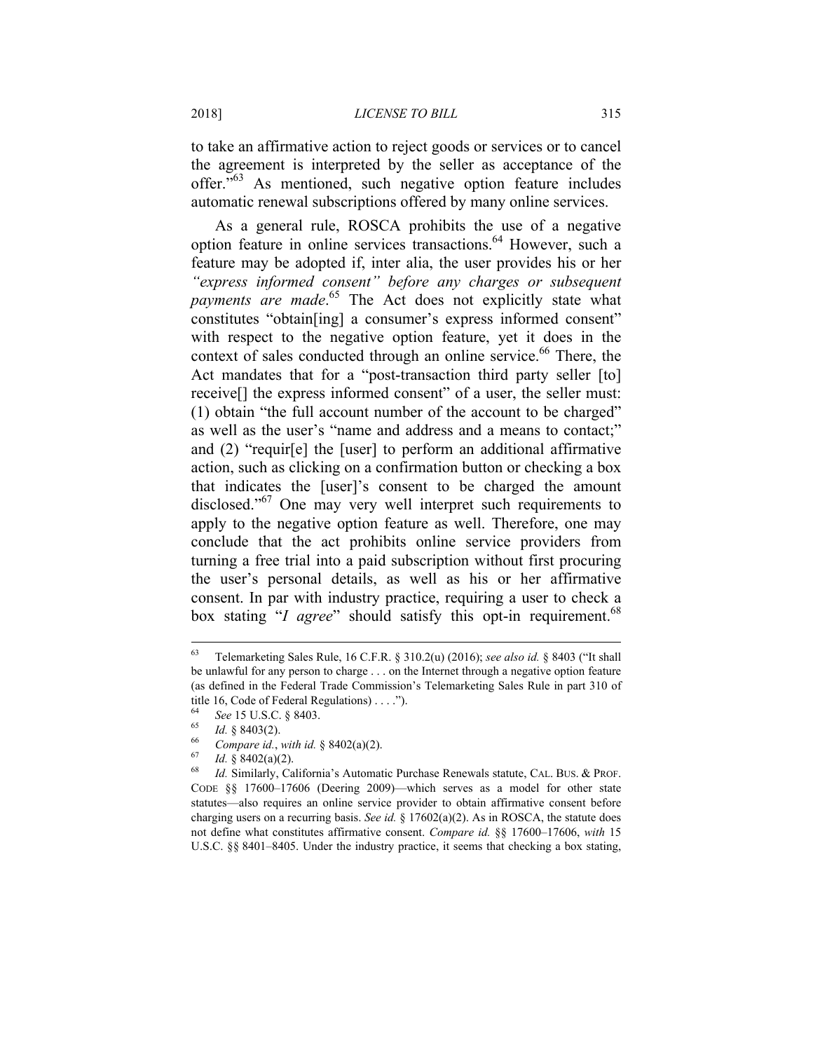to take an affirmative action to reject goods or services or to cancel the agreement is interpreted by the seller as acceptance of the offer."[63] As mentioned, such negative option feature includes automatic renewal subscriptions offered by many online services.

As a general rule, ROSCA prohibits the use of a negative option feature in online services transactions.[64] However, such a feature may be adopted if, inter alia, the user provides his or her *"express informed consent" before any charges or subsequent payments are made*.[65] The Act does not explicitly state what constitutes "obtain[ing] a consumer's express informed consent" with respect to the negative option feature, yet it does in the context of sales conducted through an online service.[66] There, the Act mandates that for a "post-transaction third party seller [to] receive[] the express informed consent" of a user, the seller must: (1) obtain "the full account number of the account to be charged" as well as the user's "name and address and a means to contact;" and (2) "requir[e] the [user] to perform an additional affirmative action, such as clicking on a confirmation button or checking a box that indicates the [user]'s consent to be charged the amount disclosed."[67] One may very well interpret such requirements to apply to the negative option feature as well. Therefore, one may conclude that the act prohibits online service providers from turning a free trial into a paid subscription without first procuring the user's personal details, as well as his or her affirmative consent. In par with industry practice, requiring a user to check a box stating "*I agree*" should satisfy this opt-in requirement.[68]

---

[63] Telemarketing Sales Rule, 16 C.F.R. § 310.2(u) (2016); *see also id.* § 8403 ("It shall be unlawful for any person to charge . . . on the Internet through a negative option feature (as defined in the Federal Trade Commission's Telemarketing Sales Rule in part 310 of title 16, Code of Federal Regulations) . . . .").

[64] *See* 15 U.S.C. § 8403.

[65] *Id.* § 8403(2).

[66] *Compare id.*, *with id.* § 8402(a)(2).

[67] *Id.* § 8402(a)(2).

[68] *Id.* Similarly, California's Automatic Purchase Renewals statute, CAL. BUS. & PROF. CODE §§ 17600–17606 (Deering 2009)—which serves as a model for other state statutes—also requires an online service provider to obtain affirmative consent before charging users on a recurring basis. *See id.* § 17602(a)(2). As in ROSCA, the statute does not define what constitutes affirmative consent. *Compare id.* §§ 17600–17606, *with* 15 U.S.C. §§ 8401–8405. Under the industry practice, it seems that checking a box stating,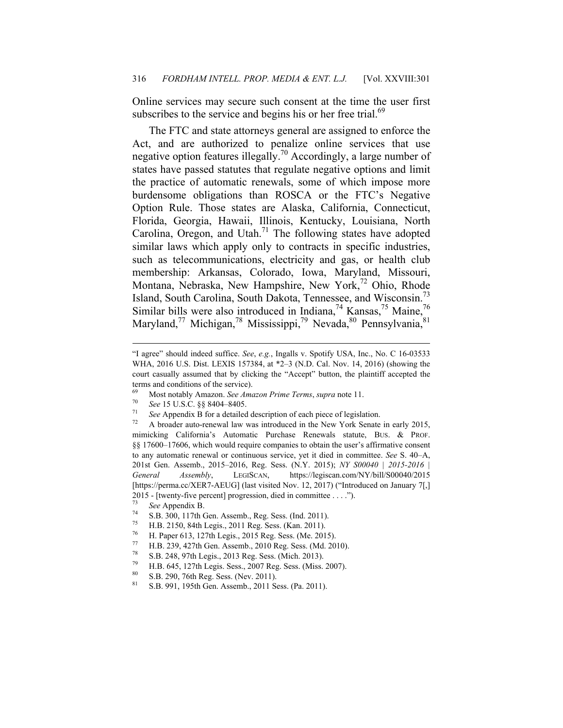Online services may secure such consent at the time the user first subscribes to the service and begins his or her free trial.[69]

The FTC and state attorneys general are assigned to enforce the Act, and are authorized to penalize online services that use negative option features illegally.[70] Accordingly, a large number of states have passed statutes that regulate negative options and limit the practice of automatic renewals, some of which impose more burdensome obligations than ROSCA or the FTC's Negative Option Rule. Those states are Alaska, California, Connecticut, Florida, Georgia, Hawaii, Illinois, Kentucky, Louisiana, North Carolina, Oregon, and Utah.[71] The following states have adopted similar laws which apply only to contracts in specific industries, such as telecommunications, electricity and gas, or health club membership: Arkansas, Colorado, Iowa, Maryland, Missouri, Montana, Nebraska, New Hampshire, New York,[72] Ohio, Rhode Island, South Carolina, South Dakota, Tennessee, and Wisconsin.[73] Similar bills were also introduced in Indiana,[74] Kansas,[75] Maine,[76] Maryland,[77] Michigan,[78] Mississippi,[79] Nevada,[80] Pennsylvania,[81]

---

"I agree" should indeed suffice. *See*, *e.g.*, Ingalls v. Spotify USA, Inc., No. C 16-03533 WHA, 2016 U.S. Dist. LEXIS 157384, at *2–3 (N.D. Cal. Nov. 14, 2016) (showing the court casually assumed that by clicking the "Accept" button, the plaintiff accepted the terms and conditions of the service).

[69] Most notably Amazon. *See Amazon Prime Terms*, *supra* note 11.

[70] *See* 15 U.S.C. §§ 8404–8405.

[71] *See* Appendix B for a detailed description of each piece of legislation.

[72] A broader auto-renewal law was introduced in the New York Senate in early 2015, mimicking California's Automatic Purchase Renewals statute, BUS. & PROF. §§ 17600–17606, which would require companies to obtain the user's affirmative consent to any automatic renewal or continuous service, yet it died in committee. *See* S. 40–A, 201st Gen. Assemb., 2015–2016, Reg. Sess. (N.Y. 2015); *NY S00040 | 2015-2016 | General Assembly*, LEGISCAN, https://legiscan.com/NY/bill/S00040/2015 [https://perma.cc/XER7-AEUG] (last visited Nov. 12, 2017) ("Introduced on January 7[,] 2015 - [twenty-five percent] progression, died in committee . . . .").

[73] *See* Appendix B.

[74] S.B. 300, 117th Gen. Assemb., Reg. Sess. (Ind. 2011).

[75] H.B. 2150, 84th Legis., 2011 Reg. Sess. (Kan. 2011).

[76] H. Paper 613, 127th Legis., 2015 Reg. Sess. (Me. 2015).

[77] H.B. 239, 427th Gen. Assemb., 2010 Reg. Sess. (Md. 2010).

[78] S.B. 248, 97th Legis., 2013 Reg. Sess. (Mich. 2013).

[79] H.B. 645, 127th Legis. Sess., 2007 Reg. Sess. (Miss. 2007).

[80] S.B. 290, 76th Reg. Sess. (Nev. 2011).

[81] S.B. 991, 195th Gen. Assemb., 2011 Sess. (Pa. 2011).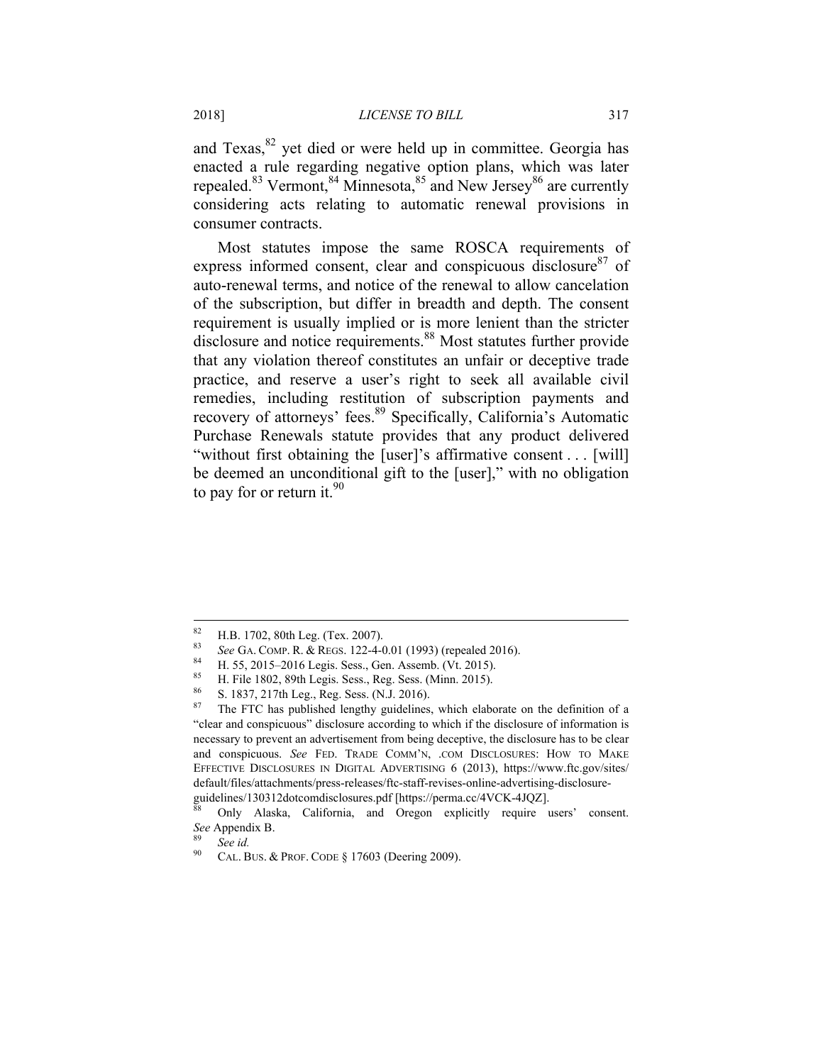and Texas,[82] yet died or were held up in committee. Georgia has enacted a rule regarding negative option plans, which was later repealed.[83] Vermont,[84] Minnesota,[85] and New Jersey[86] are currently considering acts relating to automatic renewal provisions in consumer contracts.

Most statutes impose the same ROSCA requirements of express informed consent, clear and conspicuous disclosure[87] of auto-renewal terms, and notice of the renewal to allow cancelation of the subscription, but differ in breadth and depth. The consent requirement is usually implied or is more lenient than the stricter disclosure and notice requirements.[88] Most statutes further provide that any violation thereof constitutes an unfair or deceptive trade practice, and reserve a user's right to seek all available civil remedies, including restitution of subscription payments and recovery of attorneys' fees.[89] Specifically, California's Automatic Purchase Renewals statute provides that any product delivered "without first obtaining the [user]'s affirmative consent . . . [will] be deemed an unconditional gift to the [user]," with no obligation to pay for or return it.[90]

---

[82] H.B. 1702, 80th Leg. (Tex. 2007).

[83] *See* GA. COMP. R. & REGS. 122-4-0.01 (1993) (repealed 2016).

[84] H. 55, 2015–2016 Legis. Sess., Gen. Assemb. (Vt. 2015).

[85] H. File 1802, 89th Legis. Sess., Reg. Sess. (Minn. 2015).

[86] S. 1837, 217th Leg., Reg. Sess. (N.J. 2016).

[87] The FTC has published lengthy guidelines, which elaborate on the definition of a "clear and conspicuous" disclosure according to which if the disclosure of information is necessary to prevent an advertisement from being deceptive, the disclosure has to be clear and conspicuous. *See* FED. TRADE COMM'N, .COM DISCLOSURES: HOW TO MAKE EFFECTIVE DISCLOSURES IN DIGITAL ADVERTISING 6 (2013), https://www.ftc.gov/sites/default/files/attachments/press-releases/ftc-staff-revises-online-advertising-disclosure-guidelines/130312dotcomdisclosures.pdf [https://perma.cc/4VCK-4JQZ].

[88] Only Alaska, California, and Oregon explicitly require users' consent. *See* Appendix B.

[89] *See id.*

[90] CAL. BUS. & PROF. CODE § 17603 (Deering 2009).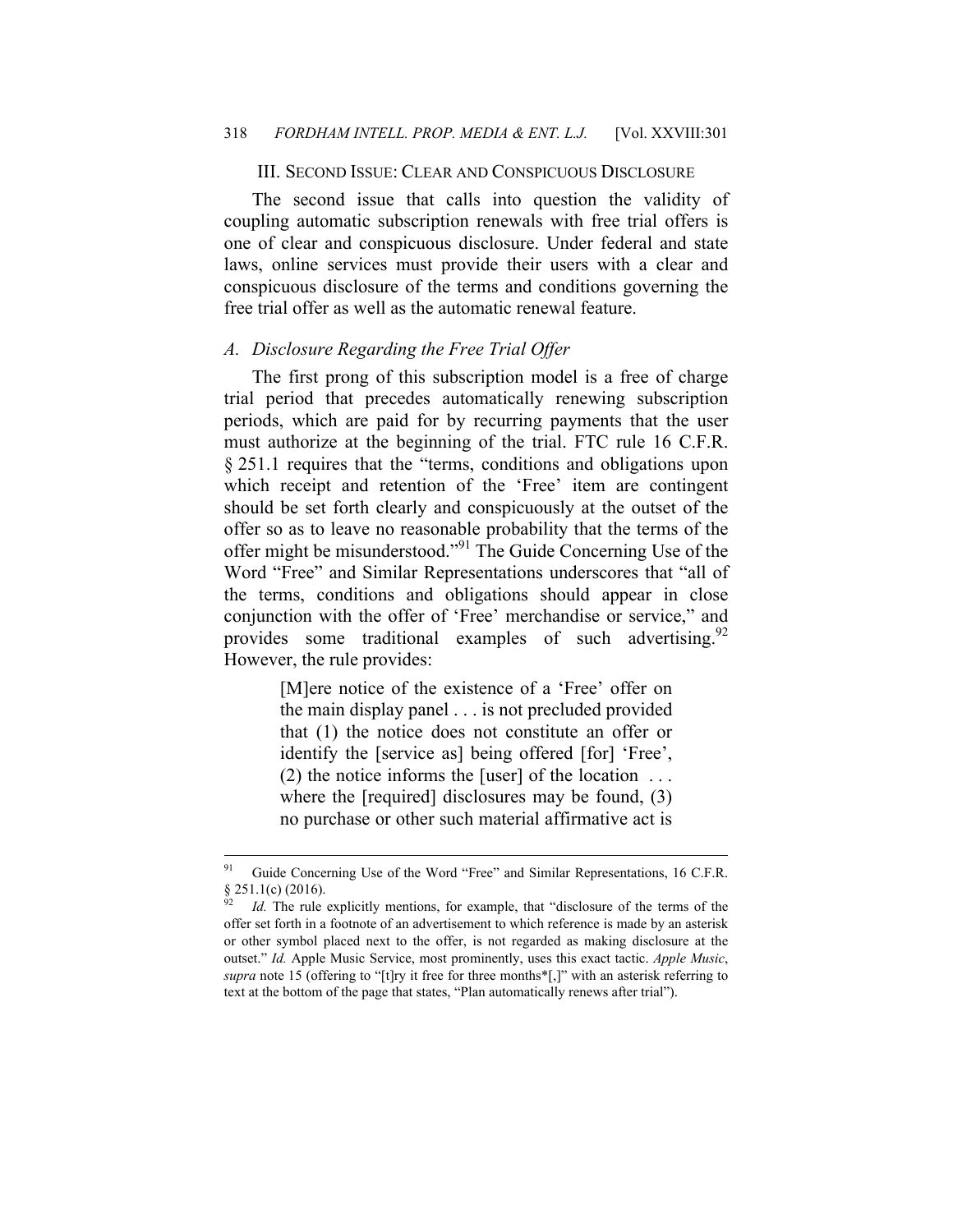## III. SECOND ISSUE: CLEAR AND CONSPICUOUS DISCLOSURE

The second issue that calls into question the validity of coupling automatic subscription renewals with free trial offers is one of clear and conspicuous disclosure. Under federal and state laws, online services must provide their users with a clear and conspicuous disclosure of the terms and conditions governing the free trial offer as well as the automatic renewal feature.

### *A. Disclosure Regarding the Free Trial Offer*

The first prong of this subscription model is a free of charge trial period that precedes automatically renewing subscription periods, which are paid for by recurring payments that the user must authorize at the beginning of the trial. FTC rule 16 C.F.R. § 251.1 requires that the "terms, conditions and obligations upon which receipt and retention of the 'Free' item are contingent should be set forth clearly and conspicuously at the outset of the offer so as to leave no reasonable probability that the terms of the offer might be misunderstood."[91] The Guide Concerning Use of the Word "Free" and Similar Representations underscores that "all of the terms, conditions and obligations should appear in close conjunction with the offer of 'Free' merchandise or service," and provides some traditional examples of such advertising.[92] However, the rule provides:

> [M]ere notice of the existence of a 'Free' offer on the main display panel . . . is not precluded provided that (1) the notice does not constitute an offer or identify the [service as] being offered [for] 'Free', (2) the notice informs the [user] of the location . . . where the [required] disclosures may be found, (3) no purchase or other such material affirmative act is

---

[91] Guide Concerning Use of the Word "Free" and Similar Representations, 16 C.F.R. § 251.1(c) (2016).

[92] *Id.* The rule explicitly mentions, for example, that "disclosure of the terms of the offer set forth in a footnote of an advertisement to which reference is made by an asterisk or other symbol placed next to the offer, is not regarded as making disclosure at the outset." *Id.* Apple Music Service, most prominently, uses this exact tactic. *Apple Music*, *supra* note 15 (offering to "[t]ry it free for three months*[,]" with an asterisk referring to text at the bottom of the page that states, "Plan automatically renews after trial").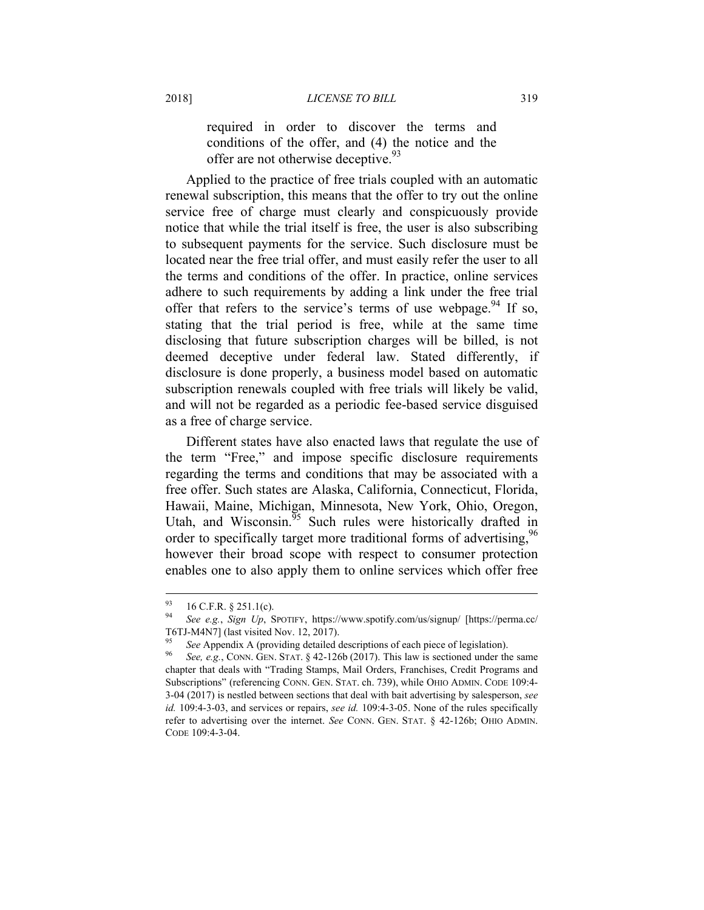required in order to discover the terms and conditions of the offer, and (4) the notice and the offer are not otherwise deceptive.[93]

Applied to the practice of free trials coupled with an automatic renewal subscription, this means that the offer to try out the online service free of charge must clearly and conspicuously provide notice that while the trial itself is free, the user is also subscribing to subsequent payments for the service. Such disclosure must be located near the free trial offer, and must easily refer the user to all the terms and conditions of the offer. In practice, online services adhere to such requirements by adding a link under the free trial offer that refers to the service's terms of use webpage.[94] If so, stating that the trial period is free, while at the same time disclosing that future subscription charges will be billed, is not deemed deceptive under federal law. Stated differently, if disclosure is done properly, a business model based on automatic subscription renewals coupled with free trials will likely be valid, and will not be regarded as a periodic fee-based service disguised as a free of charge service.

Different states have also enacted laws that regulate the use of the term "Free," and impose specific disclosure requirements regarding the terms and conditions that may be associated with a free offer. Such states are Alaska, California, Connecticut, Florida, Hawaii, Maine, Michigan, Minnesota, New York, Ohio, Oregon, Utah, and Wisconsin.[95] Such rules were historically drafted in order to specifically target more traditional forms of advertising,[96] however their broad scope with respect to consumer protection enables one to also apply them to online services which offer free

---

[93] 16 C.F.R. § 251.1(c).

[94] *See e.g.*, *Sign Up*, SPOTIFY, https://www.spotify.com/us/signup/ [https://perma.cc/T6TJ-M4N7] (last visited Nov. 12, 2017).

[95] *See* Appendix A (providing detailed descriptions of each piece of legislation).

[96] *See, e.g.*, CONN. GEN. STAT. § 42-126b (2017). This law is sectioned under the same chapter that deals with "Trading Stamps, Mail Orders, Franchises, Credit Programs and Subscriptions" (referencing CONN. GEN. STAT. ch. 739), while OHIO ADMIN. CODE 109:4-3-04 (2017) is nestled between sections that deal with bait advertising by salesperson, *see id.* 109:4-3-03, and services or repairs, *see id.* 109:4-3-05. None of the rules specifically refer to advertising over the internet. *See* CONN. GEN. STAT. § 42-126b; OHIO ADMIN. CODE 109:4-3-04.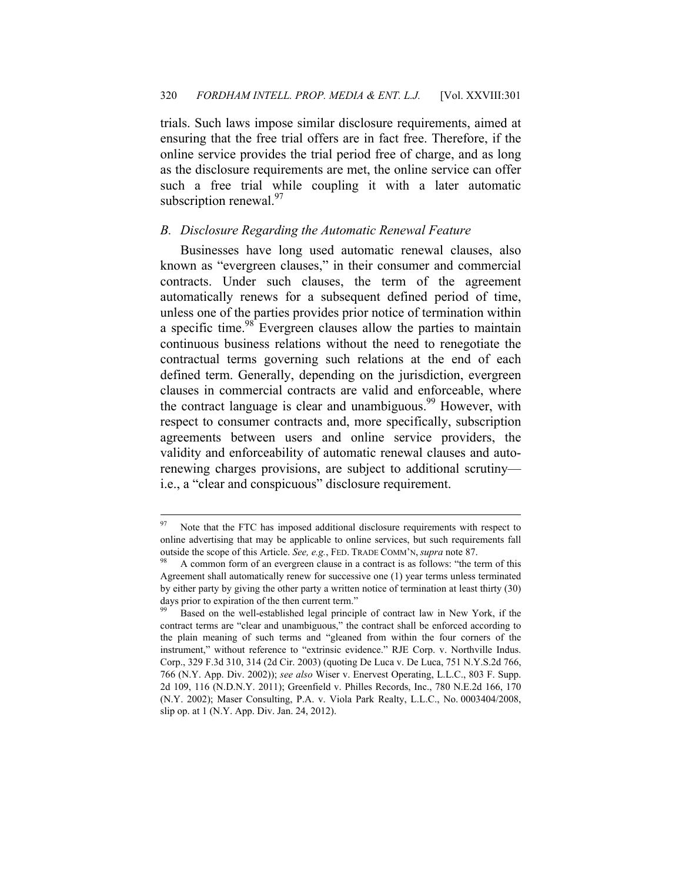trials. Such laws impose similar disclosure requirements, aimed at ensuring that the free trial offers are in fact free. Therefore, if the online service provides the trial period free of charge, and as long as the disclosure requirements are met, the online service can offer such a free trial while coupling it with a later automatic subscription renewal.[97]

### *B. Disclosure Regarding the Automatic Renewal Feature*

Businesses have long used automatic renewal clauses, also known as "evergreen clauses," in their consumer and commercial contracts. Under such clauses, the term of the agreement automatically renews for a subsequent defined period of time, unless one of the parties provides prior notice of termination within a specific time.[98] Evergreen clauses allow the parties to maintain continuous business relations without the need to renegotiate the contractual terms governing such relations at the end of each defined term. Generally, depending on the jurisdiction, evergreen clauses in commercial contracts are valid and enforceable, where the contract language is clear and unambiguous.[99] However, with respect to consumer contracts and, more specifically, subscription agreements between users and online service providers, the validity and enforceability of automatic renewal clauses and auto-renewing charges provisions, are subject to additional scrutiny—i.e., a "clear and conspicuous" disclosure requirement.

---

[97] Note that the FTC has imposed additional disclosure requirements with respect to online advertising that may be applicable to online services, but such requirements fall outside the scope of this Article. *See, e.g.*, FED. TRADE COMM'N, *supra* note 87.

[98] A common form of an evergreen clause in a contract is as follows: "the term of this Agreement shall automatically renew for successive one (1) year terms unless terminated by either party by giving the other party a written notice of termination at least thirty (30) days prior to expiration of the then current term."

[99] Based on the well-established legal principle of contract law in New York, if the contract terms are "clear and unambiguous," the contract shall be enforced according to the plain meaning of such terms and "gleaned from within the four corners of the instrument," without reference to "extrinsic evidence." RJE Corp. v. Northville Indus. Corp., 329 F.3d 310, 314 (2d Cir. 2003) (quoting De Luca v. De Luca, 751 N.Y.S.2d 766, 766 (N.Y. App. Div. 2002)); *see also* Wiser v. Enervest Operating, L.L.C., 803 F. Supp. 2d 109, 116 (N.D.N.Y. 2011); Greenfield v. Philles Records, Inc., 780 N.E.2d 166, 170 (N.Y. 2002); Maser Consulting, P.A. v. Viola Park Realty, L.L.C., No. 0003404/2008, slip op. at 1 (N.Y. App. Div. Jan. 24, 2012).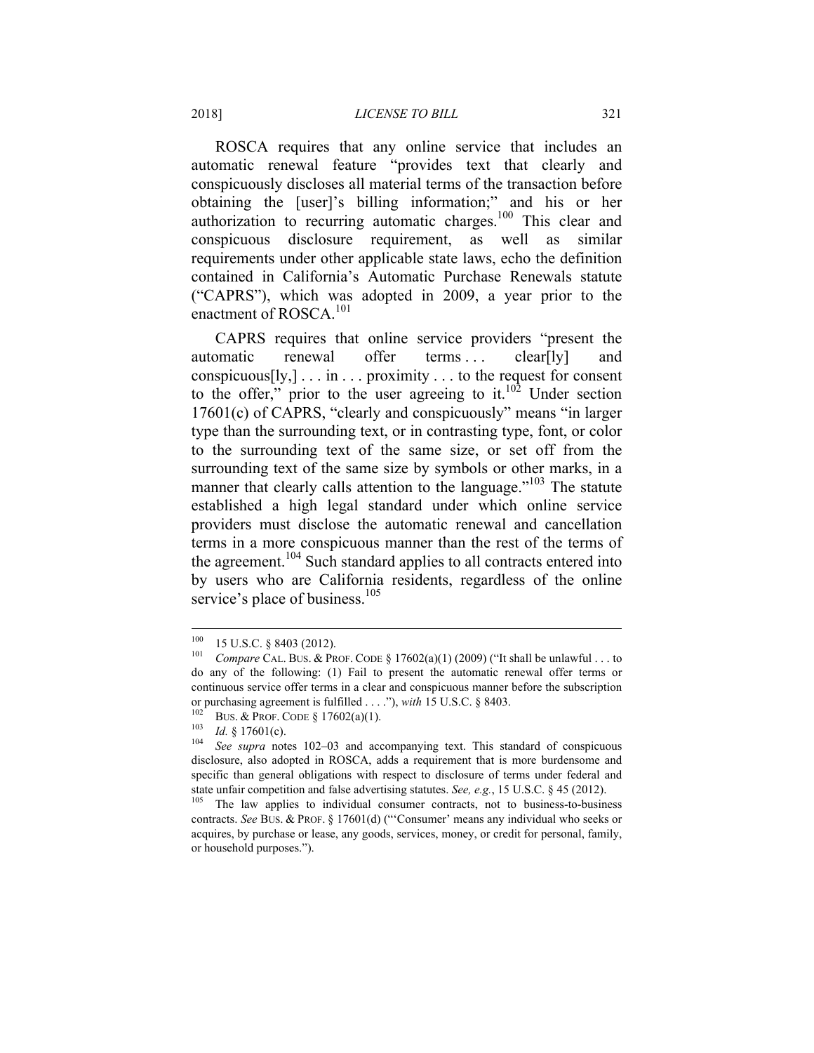ROSCA requires that any online service that includes an automatic renewal feature "provides text that clearly and conspicuously discloses all material terms of the transaction before obtaining the [user]'s billing information;" and his or her authorization to recurring automatic charges.[100] This clear and conspicuous disclosure requirement, as well as similar requirements under other applicable state laws, echo the definition contained in California's Automatic Purchase Renewals statute ("CAPRS"), which was adopted in 2009, a year prior to the enactment of ROSCA.[101]

CAPRS requires that online service providers "present the automatic renewal offer terms . . . clear[ly] and conspicuous[ly,] . . . in . . . proximity . . . to the request for consent to the offer," prior to the user agreeing to it.[102] Under section 17601(c) of CAPRS, "clearly and conspicuously" means "in larger type than the surrounding text, or in contrasting type, font, or color to the surrounding text of the same size, or set off from the surrounding text of the same size by symbols or other marks, in a manner that clearly calls attention to the language."[103] The statute established a high legal standard under which online service providers must disclose the automatic renewal and cancellation terms in a more conspicuous manner than the rest of the terms of the agreement.[104] Such standard applies to all contracts entered into by users who are California residents, regardless of the online service's place of business.[105]

---

[100] 15 U.S.C. § 8403 (2012).

[101] *Compare* CAL. BUS. & PROF. CODE § 17602(a)(1) (2009) ("It shall be unlawful . . . to do any of the following: (1) Fail to present the automatic renewal offer terms or continuous service offer terms in a clear and conspicuous manner before the subscription or purchasing agreement is fulfilled . . . ."), *with* 15 U.S.C. § 8403.

[102] BUS. & PROF. CODE § 17602(a)(1).

[103] *Id.* § 17601(c).

[104] *See supra* notes 102–03 and accompanying text. This standard of conspicuous disclosure, also adopted in ROSCA, adds a requirement that is more burdensome and specific than general obligations with respect to disclosure of terms under federal and state unfair competition and false advertising statutes. *See, e.g.*, 15 U.S.C. § 45 (2012).

[105] The law applies to individual consumer contracts, not to business-to-business contracts. *See* BUS. & PROF. § 17601(d) ("'Consumer' means any individual who seeks or acquires, by purchase or lease, any goods, services, money, or credit for personal, family, or household purposes.").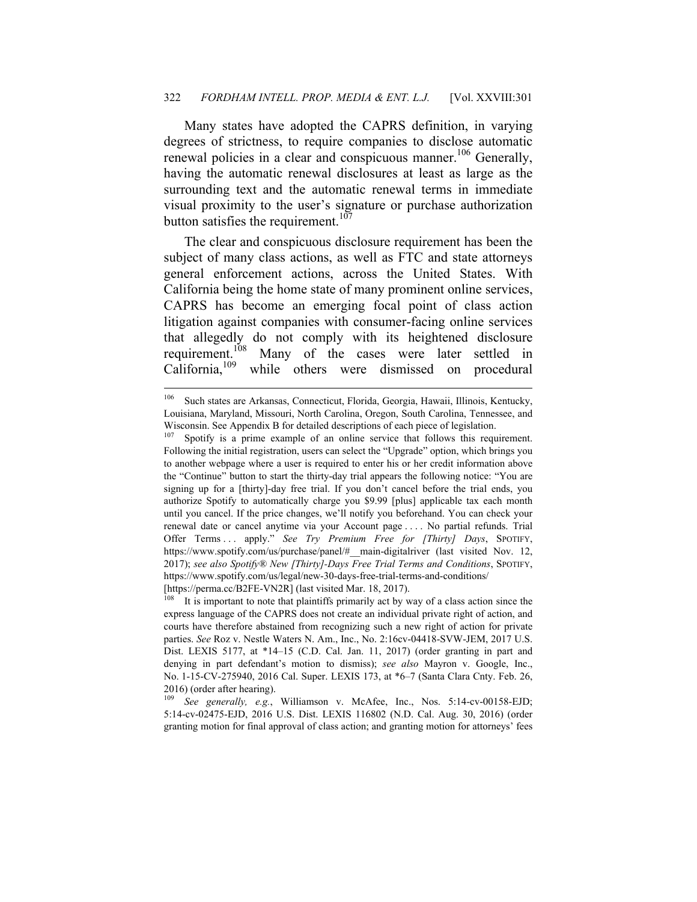Many states have adopted the CAPRS definition, in varying degrees of strictness, to require companies to disclose automatic renewal policies in a clear and conspicuous manner.[106] Generally, having the automatic renewal disclosures at least as large as the surrounding text and the automatic renewal terms in immediate visual proximity to the user's signature or purchase authorization button satisfies the requirement.[107]

The clear and conspicuous disclosure requirement has been the subject of many class actions, as well as FTC and state attorneys general enforcement actions, across the United States. With California being the home state of many prominent online services, CAPRS has become an emerging focal point of class action litigation against companies with consumer-facing online services that allegedly do not comply with its heightened disclosure requirement.[108] Many of the cases were later settled in California,[109] while others were dismissed on procedural

---

[106] Such states are Arkansas, Connecticut, Florida, Georgia, Hawaii, Illinois, Kentucky, Louisiana, Maryland, Missouri, North Carolina, Oregon, South Carolina, Tennessee, and Wisconsin. See Appendix B for detailed descriptions of each piece of legislation.

[107] Spotify is a prime example of an online service that follows this requirement. Following the initial registration, users can select the "Upgrade" option, which brings you to another webpage where a user is required to enter his or her credit information above the "Continue" button to start the thirty-day trial appears the following notice: "You are signing up for a [thirty]-day free trial. If you don't cancel before the trial ends, you authorize Spotify to automatically charge you $9.99 [plus] applicable tax each month until you cancel. If the price changes, we'll notify you beforehand. You can check your renewal date or cancel anytime via your Account page . . . . No partial refunds. Trial Offer Terms . . . apply." *See Try Premium Free for [Thirty] Days*, SPOTIFY, https://www.spotify.com/us/purchase/panel/#__main-digitalriver (last visited Nov. 12, 2017); *see also Spotify® New [Thirty]-Days Free Trial Terms and Conditions*, SPOTIFY, https://www.spotify.com/us/legal/new-30-days-free-trial-terms-and-conditions/ [https://perma.cc/B2FE-VN2R] (last visited Mar. 18, 2017).

[108] It is important to note that plaintiffs primarily act by way of a class action since the express language of the CAPRS does not create an individual private right of action, and courts have therefore abstained from recognizing such a new right of action for private parties. *See* Roz v. Nestle Waters N. Am., Inc., No. 2:16cv-04418-SVW-JEM, 2017 U.S. Dist. LEXIS 5177, at *14–15 (C.D. Cal. Jan. 11, 2017) (order granting in part and denying in part defendant's motion to dismiss); *see also* Mayron v. Google, Inc., No. 1-15-CV-275940, 2016 Cal. Super. LEXIS 173, at *6–7 (Santa Clara Cnty. Feb. 26, 2016) (order after hearing).

[109] *See generally, e.g.*, Williamson v. McAfee, Inc., Nos. 5:14-cv-00158-EJD; 5:14-cv-02475-EJD, 2016 U.S. Dist. LEXIS 116802 (N.D. Cal. Aug. 30, 2016) (order granting motion for final approval of class action; and granting motion for attorneys' fees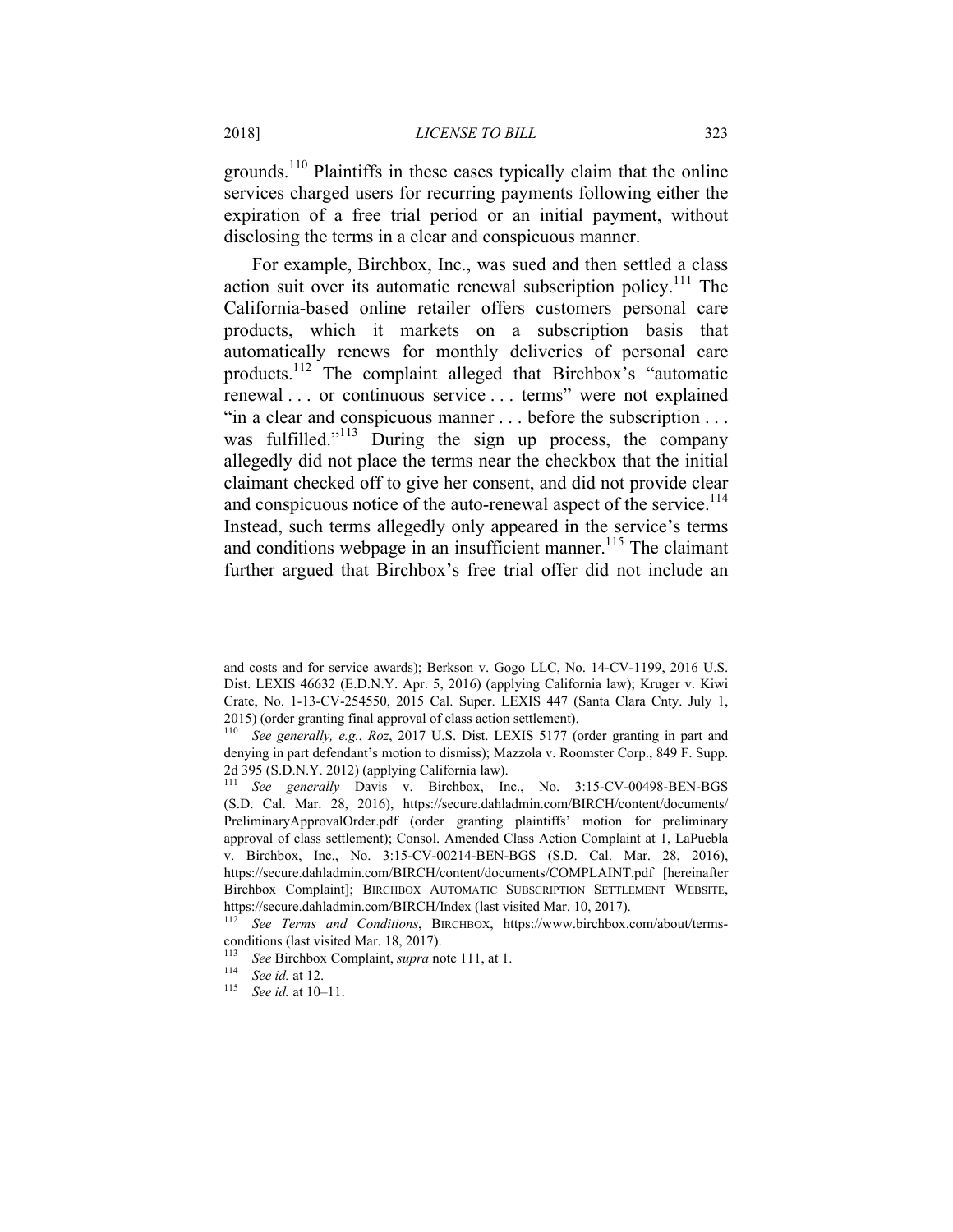grounds.[110] Plaintiffs in these cases typically claim that the online services charged users for recurring payments following either the expiration of a free trial period or an initial payment, without disclosing the terms in a clear and conspicuous manner.

For example, Birchbox, Inc., was sued and then settled a class action suit over its automatic renewal subscription policy.[111] The California-based online retailer offers customers personal care products, which it markets on a subscription basis that automatically renews for monthly deliveries of personal care products.[112] The complaint alleged that Birchbox's "automatic renewal . . . or continuous service . . . terms" were not explained "in a clear and conspicuous manner . . . before the subscription . . . was fulfilled."[113] During the sign up process, the company allegedly did not place the terms near the checkbox that the initial claimant checked off to give her consent, and did not provide clear and conspicuous notice of the auto-renewal aspect of the service.[114] Instead, such terms allegedly only appeared in the service's terms and conditions webpage in an insufficient manner.[115] The claimant further argued that Birchbox's free trial offer did not include an

---

and costs and for service awards); Berkson v. Gogo LLC, No. 14-CV-1199, 2016 U.S. Dist. LEXIS 46632 (E.D.N.Y. Apr. 5, 2016) (applying California law); Kruger v. Kiwi Crate, No. 1-13-CV-254550, 2015 Cal. Super. LEXIS 447 (Santa Clara Cnty. July 1, 2015) (order granting final approval of class action settlement).

[110] *See generally, e.g.*, *Roz*, 2017 U.S. Dist. LEXIS 5177 (order granting in part and denying in part defendant's motion to dismiss); Mazzola v. Roomster Corp., 849 F. Supp. 2d 395 (S.D.N.Y. 2012) (applying California law).

[111] *See generally* Davis v. Birchbox, Inc., No. 3:15-CV-00498-BEN-BGS (S.D. Cal. Mar. 28, 2016), https://secure.dahladmin.com/BIRCH/content/documents/PreliminaryApprovalOrder.pdf (order granting plaintiffs' motion for preliminary approval of class settlement); Consol. Amended Class Action Complaint at 1, LaPuebla v. Birchbox, Inc., No. 3:15-CV-00214-BEN-BGS (S.D. Cal. Mar. 28, 2016), https://secure.dahladmin.com/BIRCH/content/documents/COMPLAINT.pdf [hereinafter Birchbox Complaint]; BIRCHBOX AUTOMATIC SUBSCRIPTION SETTLEMENT WEBSITE, https://secure.dahladmin.com/BIRCH/Index (last visited Mar. 10, 2017).

[112] *See Terms and Conditions*, BIRCHBOX, https://www.birchbox.com/about/terms-conditions (last visited Mar. 18, 2017).

[113] *See* Birchbox Complaint, *supra* note 111, at 1.

[114] *See id.* at 12.

[115] *See id.* at 10–11.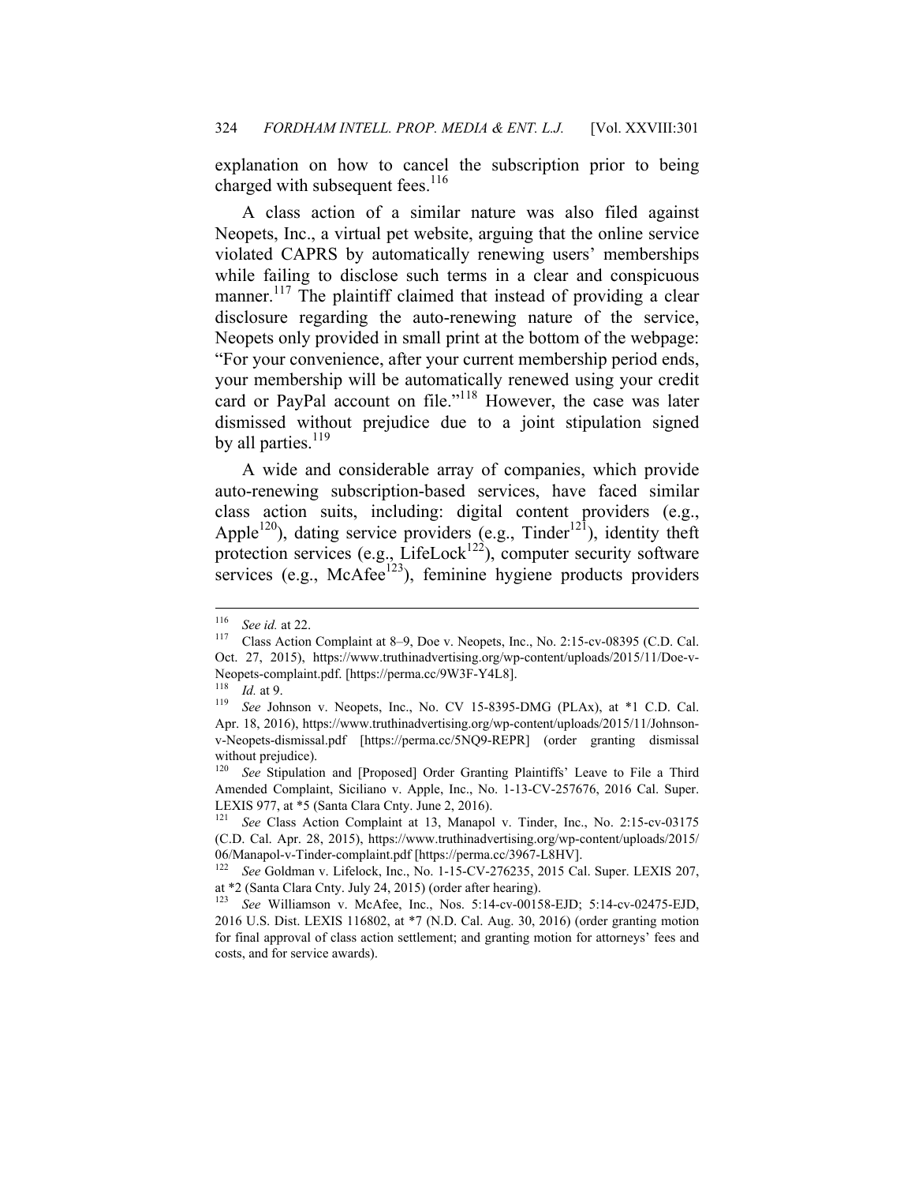explanation on how to cancel the subscription prior to being charged with subsequent fees.[116]

A class action of a similar nature was also filed against Neopets, Inc., a virtual pet website, arguing that the online service violated CAPRS by automatically renewing users' memberships while failing to disclose such terms in a clear and conspicuous manner.[117] The plaintiff claimed that instead of providing a clear disclosure regarding the auto-renewing nature of the service, Neopets only provided in small print at the bottom of the webpage: "For your convenience, after your current membership period ends, your membership will be automatically renewed using your credit card or PayPal account on file."[118] However, the case was later dismissed without prejudice due to a joint stipulation signed by all parties.[119]

A wide and considerable array of companies, which provide auto-renewing subscription-based services, have faced similar class action suits, including: digital content providers (e.g., Apple[120]), dating service providers (e.g., Tinder[121]), identity theft protection services (e.g., LifeLock[122]), computer security software services (e.g., McAfee[123]), feminine hygiene products providers

---

[116] *See id.* at 22.

[117] Class Action Complaint at 8–9, Doe v. Neopets, Inc., No. 2:15-cv-08395 (C.D. Cal. Oct. 27, 2015), https://www.truthinadvertising.org/wp-content/uploads/2015/11/Doe-v-Neopets-complaint.pdf. [https://perma.cc/9W3F-Y4L8].

[118] *Id.* at 9.

[119] *See* Johnson v. Neopets, Inc., No. CV 15-8395-DMG (PLAx), at *1 C.D. Cal. Apr. 18, 2016), https://www.truthinadvertising.org/wp-content/uploads/2015/11/Johnson-v-Neopets-dismissal.pdf [https://perma.cc/5NQ9-REPR] (order granting dismissal without prejudice).

[120] *See* Stipulation and [Proposed] Order Granting Plaintiffs' Leave to File a Third Amended Complaint, Siciliano v. Apple, Inc., No. 1-13-CV-257676, 2016 Cal. Super. LEXIS 977, at *5 (Santa Clara Cnty. June 2, 2016).

[121] *See* Class Action Complaint at 13, Manapol v. Tinder, Inc., No. 2:15-cv-03175 (C.D. Cal. Apr. 28, 2015), https://www.truthinadvertising.org/wp-content/uploads/2015/06/Manapol-v-Tinder-complaint.pdf [https://perma.cc/3967-L8HV].

[122] *See* Goldman v. Lifelock, Inc., No. 1-15-CV-276235, 2015 Cal. Super. LEXIS 207, at *2 (Santa Clara Cnty. July 24, 2015) (order after hearing).

[123] *See* Williamson v. McAfee, Inc., Nos. 5:14-cv-00158-EJD; 5:14-cv-02475-EJD, 2016 U.S. Dist. LEXIS 116802, at *7 (N.D. Cal. Aug. 30, 2016) (order granting motion for final approval of class action settlement; and granting motion for attorneys' fees and costs, and for service awards).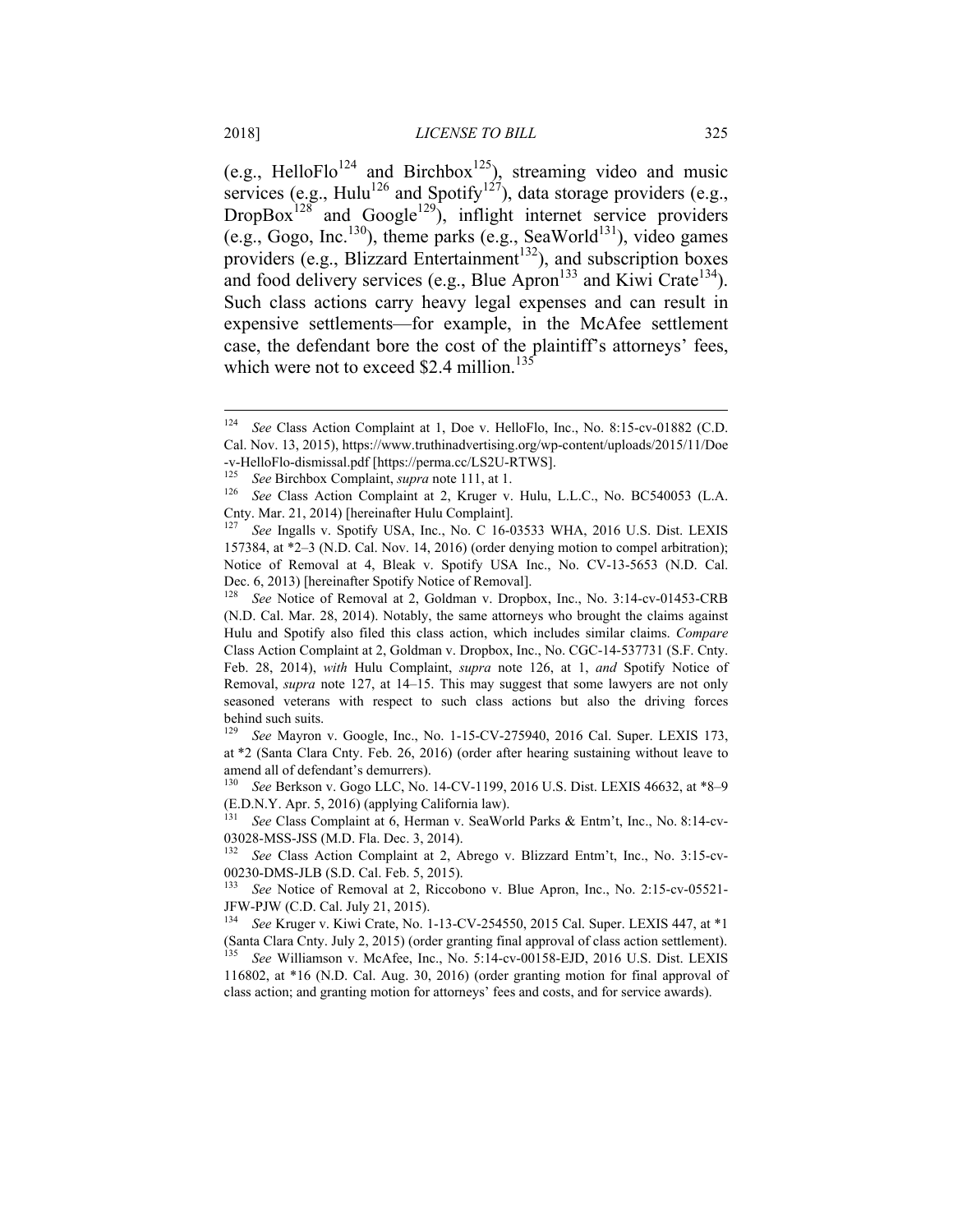(e.g., HelloFlo[124] and Birchbox[125]), streaming video and music services (e.g., Hulu[126] and Spotify[127]), data storage providers (e.g., DropBox[128] and Google[129]), inflight internet service providers (e.g., Gogo, Inc.[130]), theme parks (e.g., SeaWorld[131]), video games providers (e.g., Blizzard Entertainment[132]), and subscription boxes and food delivery services (e.g., Blue Apron[133] and Kiwi Crate[134]). Such class actions carry heavy legal expenses and can result in expensive settlements—for example, in the McAfee settlement case, the defendant bore the cost of the plaintiff's attorneys' fees, which were not to exceed $2.4 million.[135]

---

[124] *See* Class Action Complaint at 1, Doe v. HelloFlo, Inc., No. 8:15-cv-01882 (C.D. Cal. Nov. 13, 2015), https://www.truthinadvertising.org/wp-content/uploads/2015/11/Doe-v-HelloFlo-dismissal.pdf [https://perma.cc/LS2U-RTWS].

[125] *See* Birchbox Complaint, *supra* note 111, at 1.

[126] *See* Class Action Complaint at 2, Kruger v. Hulu, L.L.C., No. BC540053 (L.A. Cnty. Mar. 21, 2014) [hereinafter Hulu Complaint].

[127] *See* Ingalls v. Spotify USA, Inc., No. C 16-03533 WHA, 2016 U.S. Dist. LEXIS 157384, at *2–3 (N.D. Cal. Nov. 14, 2016) (order denying motion to compel arbitration); Notice of Removal at 4, Bleak v. Spotify USA Inc., No. CV-13-5653 (N.D. Cal. Dec. 6, 2013) [hereinafter Spotify Notice of Removal].

[128] *See* Notice of Removal at 2, Goldman v. Dropbox, Inc., No. 3:14-cv-01453-CRB (N.D. Cal. Mar. 28, 2014). Notably, the same attorneys who brought the claims against Hulu and Spotify also filed this class action, which includes similar claims. *Compare* Class Action Complaint at 2, Goldman v. Dropbox, Inc., No. CGC-14-537731 (S.F. Cnty. Feb. 28, 2014), *with* Hulu Complaint, *supra* note 126, at 1, *and* Spotify Notice of Removal, *supra* note 127, at 14–15. This may suggest that some lawyers are not only seasoned veterans with respect to such class actions but also the driving forces behind such suits.

[129] *See* Mayron v. Google, Inc., No. 1-15-CV-275940, 2016 Cal. Super. LEXIS 173, at *2 (Santa Clara Cnty. Feb. 26, 2016) (order after hearing sustaining without leave to amend all of defendant's demurrers).

[130] *See* Berkson v. Gogo LLC, No. 14-CV-1199, 2016 U.S. Dist. LEXIS 46632, at *8–9 (E.D.N.Y. Apr. 5, 2016) (applying California law).

[131] *See* Class Complaint at 6, Herman v. SeaWorld Parks & Entm't, Inc., No. 8:14-cv-03028-MSS-JSS (M.D. Fla. Dec. 3, 2014).

[132] *See* Class Action Complaint at 2, Abrego v. Blizzard Entm't, Inc., No. 3:15-cv-00230-DMS-JLB (S.D. Cal. Feb. 5, 2015).

[133] *See* Notice of Removal at 2, Riccobono v. Blue Apron, Inc., No. 2:15-cv-05521-JFW-PJW (C.D. Cal. July 21, 2015).

[134] *See* Kruger v. Kiwi Crate, No. 1-13-CV-254550, 2015 Cal. Super. LEXIS 447, at *1 (Santa Clara Cnty. July 2, 2015) (order granting final approval of class action settlement).

[135] *See* Williamson v. McAfee, Inc., No. 5:14-cv-00158-EJD, 2016 U.S. Dist. LEXIS 116802, at *16 (N.D. Cal. Aug. 30, 2016) (order granting motion for final approval of class action; and granting motion for attorneys' fees and costs, and for service awards).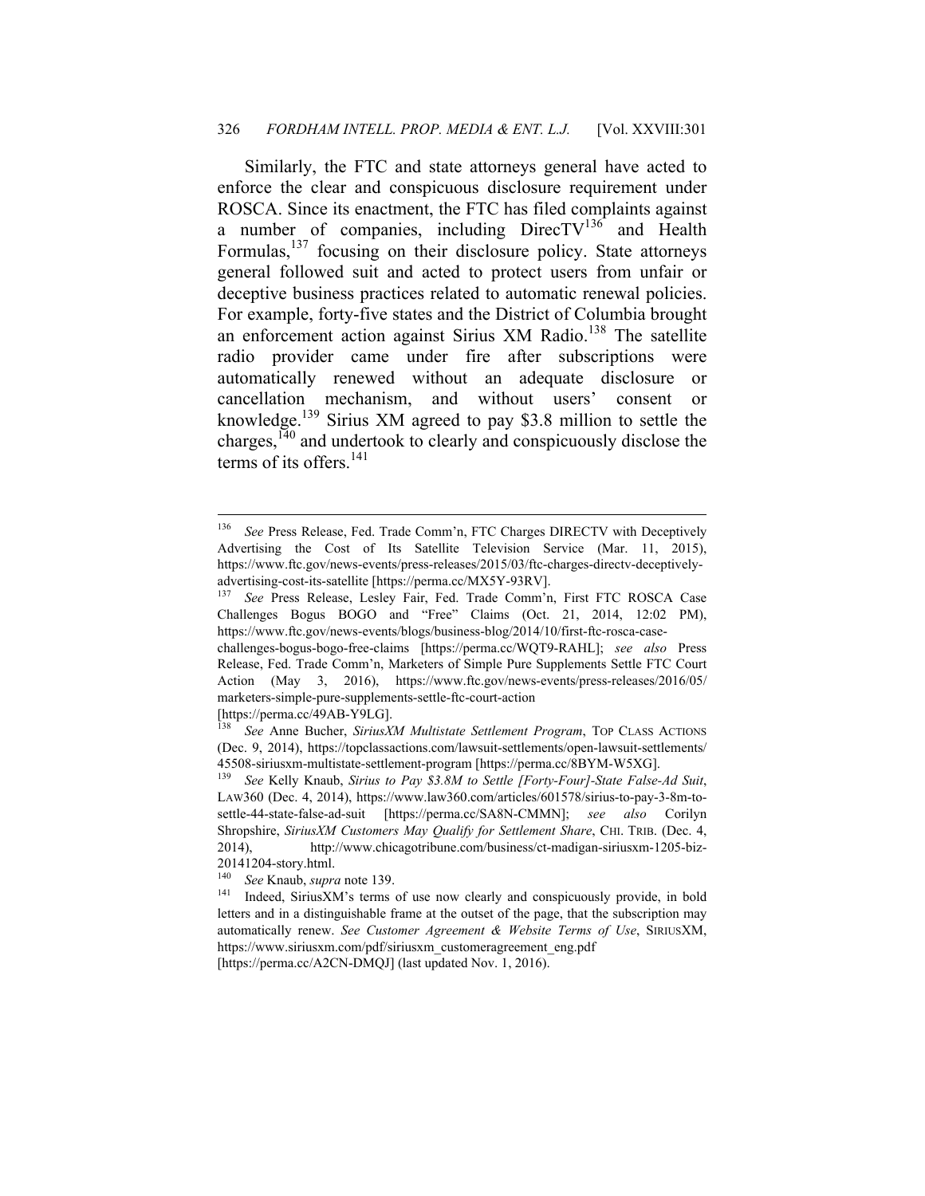Similarly, the FTC and state attorneys general have acted to enforce the clear and conspicuous disclosure requirement under ROSCA. Since its enactment, the FTC has filed complaints against a number of companies, including DirecTV[136] and Health Formulas,[137] focusing on their disclosure policy. State attorneys general followed suit and acted to protect users from unfair or deceptive business practices related to automatic renewal policies. For example, forty-five states and the District of Columbia brought an enforcement action against Sirius XM Radio.[138] The satellite radio provider came under fire after subscriptions were automatically renewed without an adequate disclosure or cancellation mechanism, and without users' consent or knowledge.[139] Sirius XM agreed to pay $3.8 million to settle the charges,[140] and undertook to clearly and conspicuously disclose the terms of its offers.[141]

---

[136] *See* Press Release, Fed. Trade Comm'n, FTC Charges DIRECTV with Deceptively Advertising the Cost of Its Satellite Television Service (Mar. 11, 2015), https://www.ftc.gov/news-events/press-releases/2015/03/ftc-charges-directv-deceptively-advertising-cost-its-satellite [https://perma.cc/MX5Y-93RV].

[137] *See* Press Release, Lesley Fair, Fed. Trade Comm'n, First FTC ROSCA Case Challenges Bogus BOGO and "Free" Claims (Oct. 21, 2014, 12:02 PM), https://www.ftc.gov/news-events/blogs/business-blog/2014/10/first-ftc-rosca-case-challenges-bogus-bogo-free-claims [https://perma.cc/WQT9-RAHL]; *see also* Press Release, Fed. Trade Comm'n, Marketers of Simple Pure Supplements Settle FTC Court Action (May 3, 2016), https://www.ftc.gov/news-events/press-releases/2016/05/marketers-simple-pure-supplements-settle-ftc-court-action [https://perma.cc/49AB-Y9LG].

[138] *See* Anne Bucher, *SiriusXM Multistate Settlement Program*, TOP CLASS ACTIONS (Dec. 9, 2014), https://topclassactions.com/lawsuit-settlements/open-lawsuit-settlements/45508-siriusxm-multistate-settlement-program [https://perma.cc/8BYM-W5XG].

[139] *See* Kelly Knaub, *Sirius to Pay $3.8M to Settle [Forty-Four]-State False-Ad Suit*, LAW360 (Dec. 4, 2014), https://www.law360.com/articles/601578/sirius-to-pay-3-8m-to-settle-44-state-false-ad-suit [https://perma.cc/SA8N-CMMN]; *see also* Corilyn Shropshire, *SiriusXM Customers May Qualify for Settlement Share*, CHI. TRIB. (Dec. 4, 2014), http://www.chicagotribune.com/business/ct-madigan-siriusxm-1205-biz-20141204-story.html.

[140] *See* Knaub, *supra* note 139.

[141] Indeed, SiriusXM's terms of use now clearly and conspicuously provide, in bold letters and in a distinguishable frame at the outset of the page, that the subscription may automatically renew. *See Customer Agreement & Website Terms of Use*, SIRIUSXM, https://www.siriusxm.com/pdf/siriusxm_customeragreement_eng.pdf [https://perma.cc/A2CN-DMQJ] (last updated Nov. 1, 2016).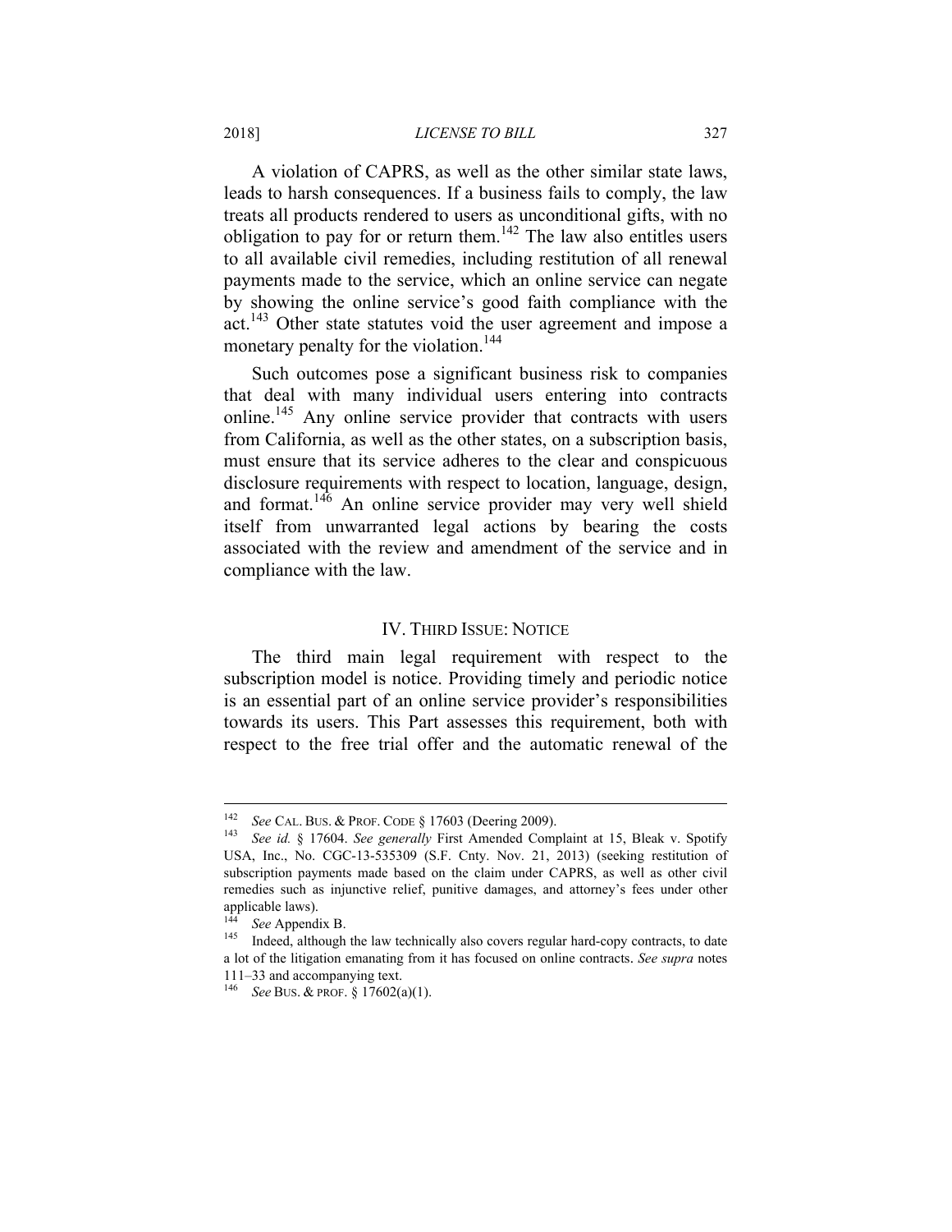A violation of CAPRS, as well as the other similar state laws, leads to harsh consequences. If a business fails to comply, the law treats all products rendered to users as unconditional gifts, with no obligation to pay for or return them.[142] The law also entitles users to all available civil remedies, including restitution of all renewal payments made to the service, which an online service can negate by showing the online service's good faith compliance with the act.[143] Other state statutes void the user agreement and impose a monetary penalty for the violation.[144]

Such outcomes pose a significant business risk to companies that deal with many individual users entering into contracts online.[145] Any online service provider that contracts with users from California, as well as the other states, on a subscription basis, must ensure that its service adheres to the clear and conspicuous disclosure requirements with respect to location, language, design, and format.[146] An online service provider may very well shield itself from unwarranted legal actions by bearing the costs associated with the review and amendment of the service and in compliance with the law.

## IV. Third Issue: Notice

The third main legal requirement with respect to the subscription model is notice. Providing timely and periodic notice is an essential part of an online service provider's responsibilities towards its users. This Part assesses this requirement, both with respect to the free trial offer and the automatic renewal of the

---

[142] *See* Cal. Bus. & Prof. Code § 17603 (Deering 2009).

[143] *See id.* § 17604. *See generally* First Amended Complaint at 15, Bleak v. Spotify USA, Inc., No. CGC-13-535309 (S.F. Cnty. Nov. 21, 2013) (seeking restitution of subscription payments made based on the claim under CAPRS, as well as other civil remedies such as injunctive relief, punitive damages, and attorney's fees under other applicable laws).

[144] *See* Appendix B.

[145] Indeed, although the law technically also covers regular hard-copy contracts, to date a lot of the litigation emanating from it has focused on online contracts. *See supra* notes 111–33 and accompanying text.

[146] *See* Bus. & Prof. § 17602(a)(1).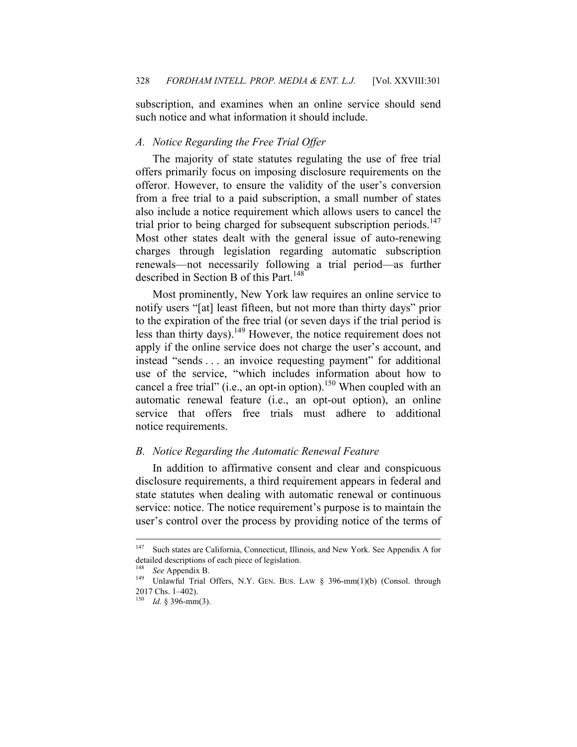subscription, and examines when an online service should send such notice and what information it should include.

### *A. Notice Regarding the Free Trial Offer*

The majority of state statutes regulating the use of free trial offers primarily focus on imposing disclosure requirements on the offeror. However, to ensure the validity of the user's conversion from a free trial to a paid subscription, a small number of states also include a notice requirement which allows users to cancel the trial prior to being charged for subsequent subscription periods.[147] Most other states dealt with the general issue of auto-renewing charges through legislation regarding automatic subscription renewals—not necessarily following a trial period—as further described in Section B of this Part.[148]

Most prominently, New York law requires an online service to notify users "[at] least fifteen, but not more than thirty days" prior to the expiration of the free trial (or seven days if the trial period is less than thirty days).[149] However, the notice requirement does not apply if the online service does not charge the user's account, and instead "sends . . . an invoice requesting payment" for additional use of the service, "which includes information about how to cancel a free trial" (i.e., an opt-in option).[150] When coupled with an automatic renewal feature (i.e., an opt-out option), an online service that offers free trials must adhere to additional notice requirements.

### *B. Notice Regarding the Automatic Renewal Feature*

In addition to affirmative consent and clear and conspicuous disclosure requirements, a third requirement appears in federal and state statutes when dealing with automatic renewal or continuous service: notice. The notice requirement's purpose is to maintain the user's control over the process by providing notice of the terms of

---

[147] Such states are California, Connecticut, Illinois, and New York. See Appendix A for detailed descriptions of each piece of legislation.

[148] *See* Appendix B.

[149] Unlawful Trial Offers, N.Y. GEN. BUS. LAW § 396-mm(1)(b) (Consol. through 2017 Chs. 1–402).

[150] *Id.* § 396-mm(3).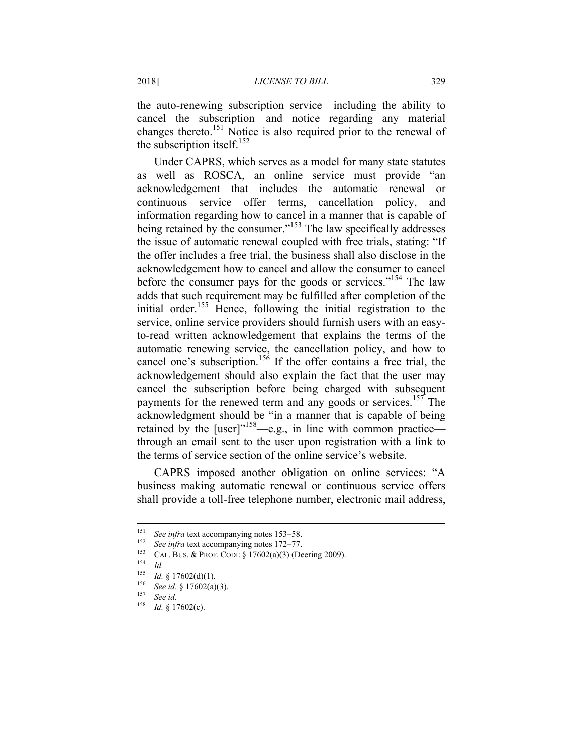the auto-renewing subscription service—including the ability to cancel the subscription—and notice regarding any material changes thereto.[151] Notice is also required prior to the renewal of the subscription itself.[152]

Under CAPRS, which serves as a model for many state statutes as well as ROSCA, an online service must provide "an acknowledgement that includes the automatic renewal or continuous service offer terms, cancellation policy, and information regarding how to cancel in a manner that is capable of being retained by the consumer."[153] The law specifically addresses the issue of automatic renewal coupled with free trials, stating: "If the offer includes a free trial, the business shall also disclose in the acknowledgement how to cancel and allow the consumer to cancel before the consumer pays for the goods or services."[154] The law adds that such requirement may be fulfilled after completion of the initial order.[155] Hence, following the initial registration to the service, online service providers should furnish users with an easy-to-read written acknowledgement that explains the terms of the automatic renewing service, the cancellation policy, and how to cancel one's subscription.[156] If the offer contains a free trial, the acknowledgement should also explain the fact that the user may cancel the subscription before being charged with subsequent payments for the renewed term and any goods or services.[157] The acknowledgment should be "in a manner that is capable of being retained by the [user]"[158]—e.g., in line with common practice—through an email sent to the user upon registration with a link to the terms of service section of the online service's website.

CAPRS imposed another obligation on online services: "A business making automatic renewal or continuous service offers shall provide a toll-free telephone number, electronic mail address,

---

[151] *See infra* text accompanying notes 153–58.

[152] *See infra* text accompanying notes 172–77.

[153] CAL. BUS. & PROF. CODE § 17602(a)(3) (Deering 2009).

[154] *Id.*

[155] *Id.* § 17602(d)(1).

[156] *See id.* § 17602(a)(3).

[157] *See id.*

[158] *Id.* § 17602(c).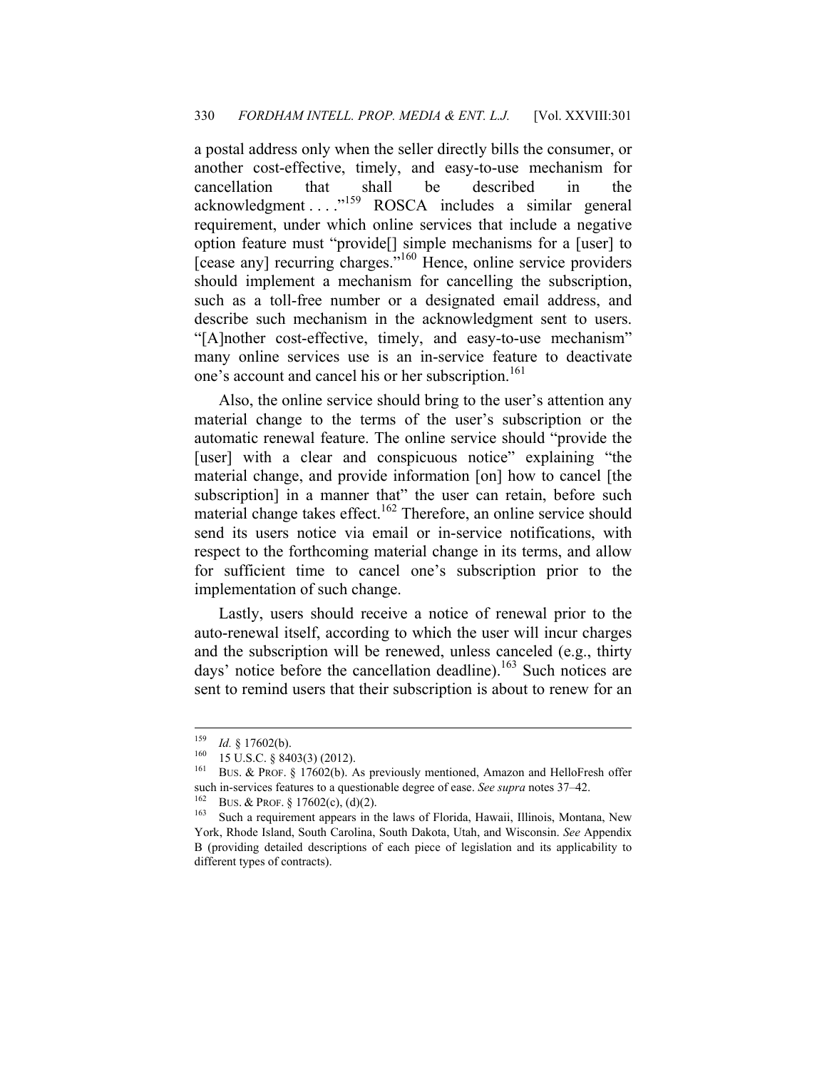a postal address only when the seller directly bills the consumer, or another cost-effective, timely, and easy-to-use mechanism for cancellation that shall be described in the acknowledgment . . . ."[159] ROSCA includes a similar general requirement, under which online services that include a negative option feature must "provide[] simple mechanisms for a [user] to [cease any] recurring charges."[160] Hence, online service providers should implement a mechanism for cancelling the subscription, such as a toll-free number or a designated email address, and describe such mechanism in the acknowledgment sent to users. "[A]nother cost-effective, timely, and easy-to-use mechanism" many online services use is an in-service feature to deactivate one's account and cancel his or her subscription.[161]

Also, the online service should bring to the user's attention any material change to the terms of the user's subscription or the automatic renewal feature. The online service should "provide the [user] with a clear and conspicuous notice" explaining "the material change, and provide information [on] how to cancel [the subscription] in a manner that" the user can retain, before such material change takes effect.[162] Therefore, an online service should send its users notice via email or in-service notifications, with respect to the forthcoming material change in its terms, and allow for sufficient time to cancel one's subscription prior to the implementation of such change.

Lastly, users should receive a notice of renewal prior to the auto-renewal itself, according to which the user will incur charges and the subscription will be renewed, unless canceled (e.g., thirty days' notice before the cancellation deadline).[163] Such notices are sent to remind users that their subscription is about to renew for an

---

[159] *Id.* § 17602(b).

[160] 15 U.S.C. § 8403(3) (2012).

[161] BUS. & PROF. § 17602(b). As previously mentioned, Amazon and HelloFresh offer such in-services features to a questionable degree of ease. *See supra* notes 37–42.

[162] BUS. & PROF. § 17602(c), (d)(2).

[163] Such a requirement appears in the laws of Florida, Hawaii, Illinois, Montana, New York, Rhode Island, South Carolina, South Dakota, Utah, and Wisconsin. *See* Appendix B (providing detailed descriptions of each piece of legislation and its applicability to different types of contracts).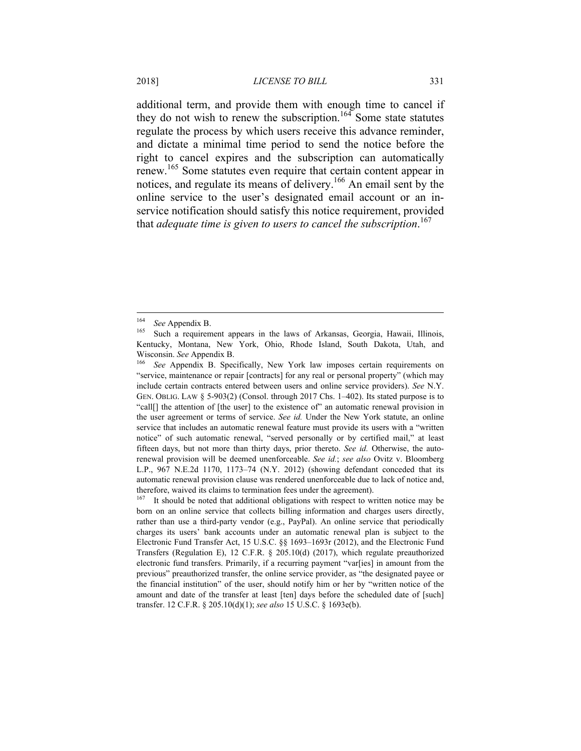additional term, and provide them with enough time to cancel if they do not wish to renew the subscription.[164] Some state statutes regulate the process by which users receive this advance reminder, and dictate a minimal time period to send the notice before the right to cancel expires and the subscription can automatically renew.[165] Some statutes even require that certain content appear in notices, and regulate its means of delivery.[166] An email sent by the online service to the user's designated email account or an in-service notification should satisfy this notice requirement, provided that *adequate time is given to users to cancel the subscription*.[167]

---

[164] *See* Appendix B.

[165] Such a requirement appears in the laws of Arkansas, Georgia, Hawaii, Illinois, Kentucky, Montana, New York, Ohio, Rhode Island, South Dakota, Utah, and Wisconsin. *See* Appendix B.

[166] *See* Appendix B. Specifically, New York law imposes certain requirements on "service, maintenance or repair [contracts] for any real or personal property" (which may include certain contracts entered between users and online service providers). *See* N.Y. GEN. OBLIG. LAW § 5-903(2) (Consol. through 2017 Chs. 1–402). Its stated purpose is to "call[] the attention of [the user] to the existence of" an automatic renewal provision in the user agreement or terms of service. *See id.* Under the New York statute, an online service that includes an automatic renewal feature must provide its users with a "written notice" of such automatic renewal, "served personally or by certified mail," at least fifteen days, but not more than thirty days, prior thereto. *See id.* Otherwise, the auto-renewal provision will be deemed unenforceable. *See id.*; *see also* Ovitz v. Bloomberg L.P., 967 N.E.2d 1170, 1173–74 (N.Y. 2012) (showing defendant conceded that its automatic renewal provision clause was rendered unenforceable due to lack of notice and, therefore, waived its claims to termination fees under the agreement).

[167] It should be noted that additional obligations with respect to written notice may be born on an online service that collects billing information and charges users directly, rather than use a third-party vendor (e.g., PayPal). An online service that periodically charges its users' bank accounts under an automatic renewal plan is subject to the Electronic Fund Transfer Act, 15 U.S.C. §§ 1693–1693r (2012), and the Electronic Fund Transfers (Regulation E), 12 C.F.R. § 205.10(d) (2017), which regulate preauthorized electronic fund transfers. Primarily, if a recurring payment "var[ies] in amount from the previous" preauthorized transfer, the online service provider, as "the designated payee or the financial institution" of the user, should notify him or her by "written notice of the amount and date of the transfer at least [ten] days before the scheduled date of [such] transfer. 12 C.F.R. § 205.10(d)(1); *see also* 15 U.S.C. § 1693e(b).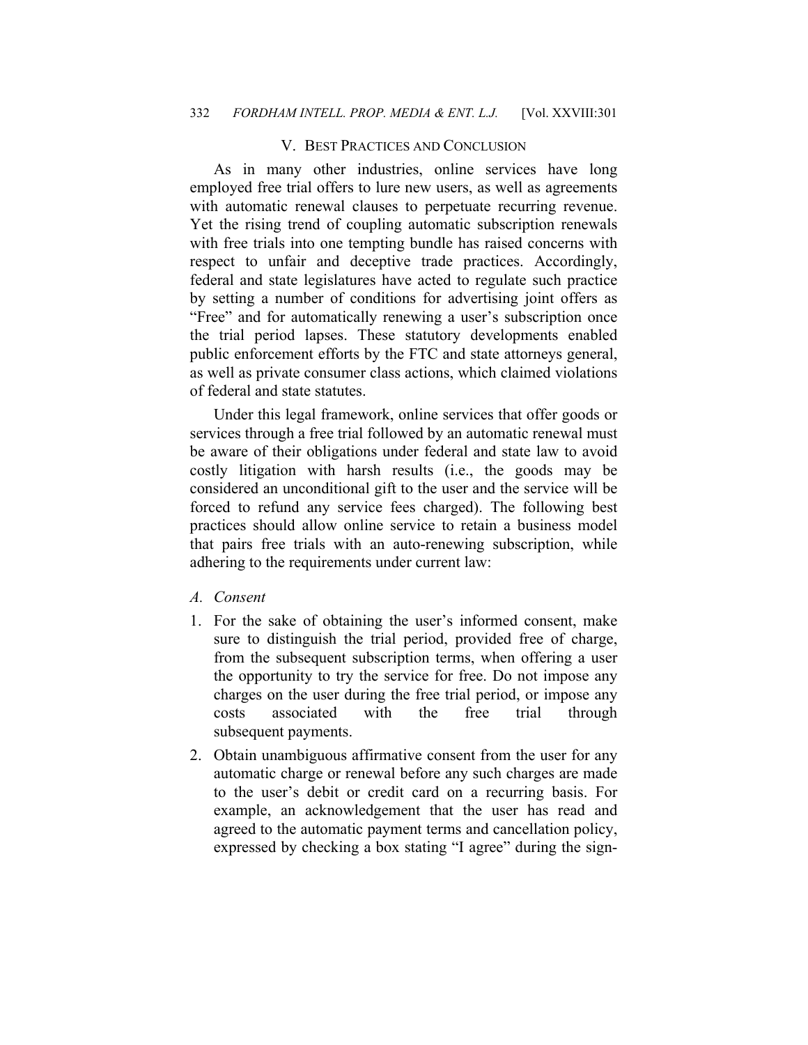## V. Best Practices and Conclusion

As in many other industries, online services have long employed free trial offers to lure new users, as well as agreements with automatic renewal clauses to perpetuate recurring revenue. Yet the rising trend of coupling automatic subscription renewals with free trials into one tempting bundle has raised concerns with respect to unfair and deceptive trade practices. Accordingly, federal and state legislatures have acted to regulate such practice by setting a number of conditions for advertising joint offers as "Free" and for automatically renewing a user's subscription once the trial period lapses. These statutory developments enabled public enforcement efforts by the FTC and state attorneys general, as well as private consumer class actions, which claimed violations of federal and state statutes.

Under this legal framework, online services that offer goods or services through a free trial followed by an automatic renewal must be aware of their obligations under federal and state law to avoid costly litigation with harsh results (i.e., the goods may be considered an unconditional gift to the user and the service will be forced to refund any service fees charged). The following best practices should allow online service to retain a business model that pairs free trials with an auto-renewing subscription, while adhering to the requirements under current law:

### *A. Consent*

1. For the sake of obtaining the user's informed consent, make sure to distinguish the trial period, provided free of charge, from the subsequent subscription terms, when offering a user the opportunity to try the service for free. Do not impose any charges on the user during the free trial period, or impose any costs associated with the free trial through subsequent payments.
2. Obtain unambiguous affirmative consent from the user for any automatic charge or renewal before any such charges are made to the user's debit or credit card on a recurring basis. For example, an acknowledgement that the user has read and agreed to the automatic payment terms and cancellation policy, expressed by checking a box stating "I agree" during the sign-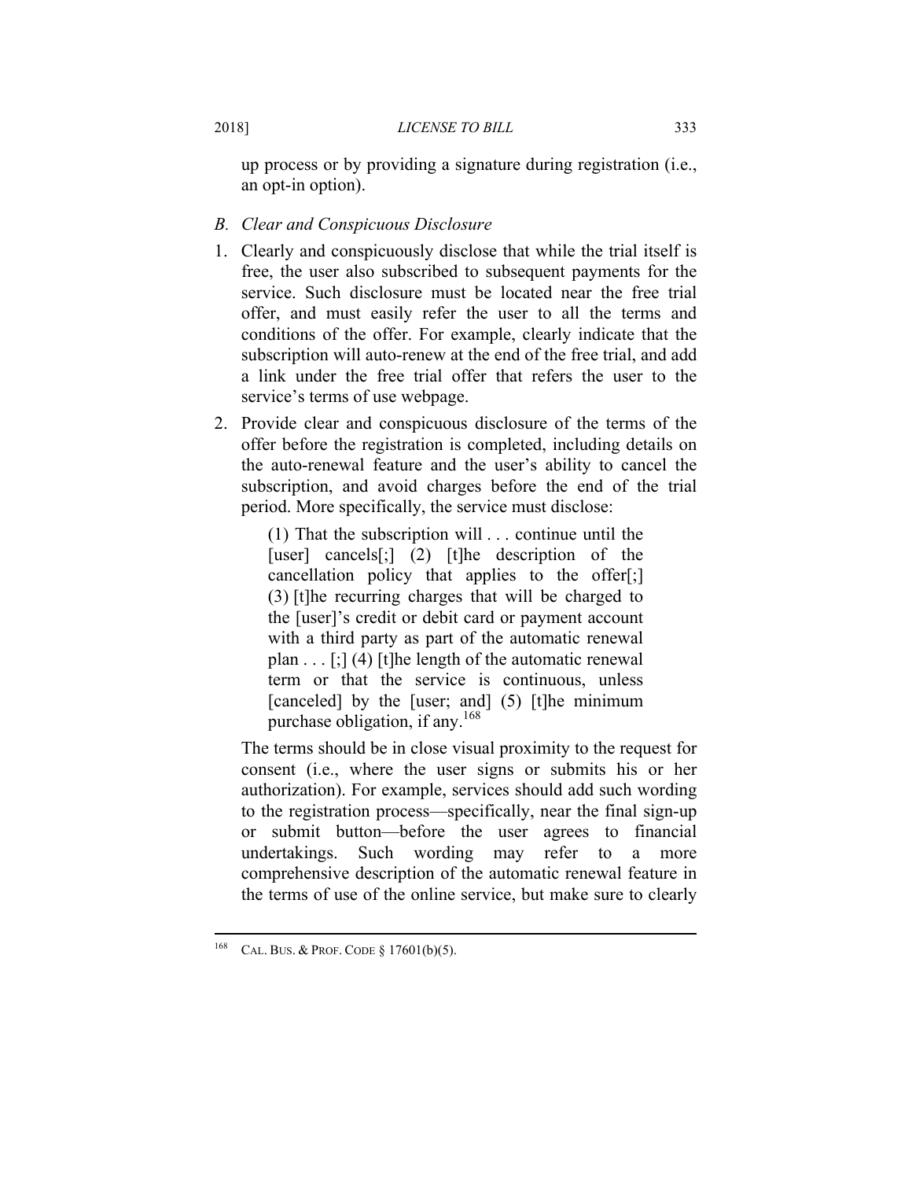up process or by providing a signature during registration (i.e., an opt-in option).

### *B. Clear and Conspicuous Disclosure*

1. Clearly and conspicuously disclose that while the trial itself is free, the user also subscribed to subsequent payments for the service. Such disclosure must be located near the free trial offer, and must easily refer the user to all the terms and conditions of the offer. For example, clearly indicate that the subscription will auto-renew at the end of the free trial, and add a link under the free trial offer that refers the user to the service's terms of use webpage.
2. Provide clear and conspicuous disclosure of the terms of the offer before the registration is completed, including details on the auto-renewal feature and the user's ability to cancel the subscription, and avoid charges before the end of the trial period. More specifically, the service must disclose:

   > (1) That the subscription will . . . continue until the [user] cancels[;] (2) [t]he description of the cancellation policy that applies to the offer[;] (3) [t]he recurring charges that will be charged to the [user]'s credit or debit card or payment account with a third party as part of the automatic renewal plan . . . [;] (4) [t]he length of the automatic renewal term or that the service is continuous, unless [canceled] by the [user; and] (5) [t]he minimum purchase obligation, if any.[168]

   The terms should be in close visual proximity to the request for consent (i.e., where the user signs or submits his or her authorization). For example, services should add such wording to the registration process—specifically, near the final sign-up or submit button—before the user agrees to financial undertakings. Such wording may refer to a more comprehensive description of the automatic renewal feature in the terms of use of the online service, but make sure to clearly

---

[168] CAL. BUS. & PROF. CODE § 17601(b)(5).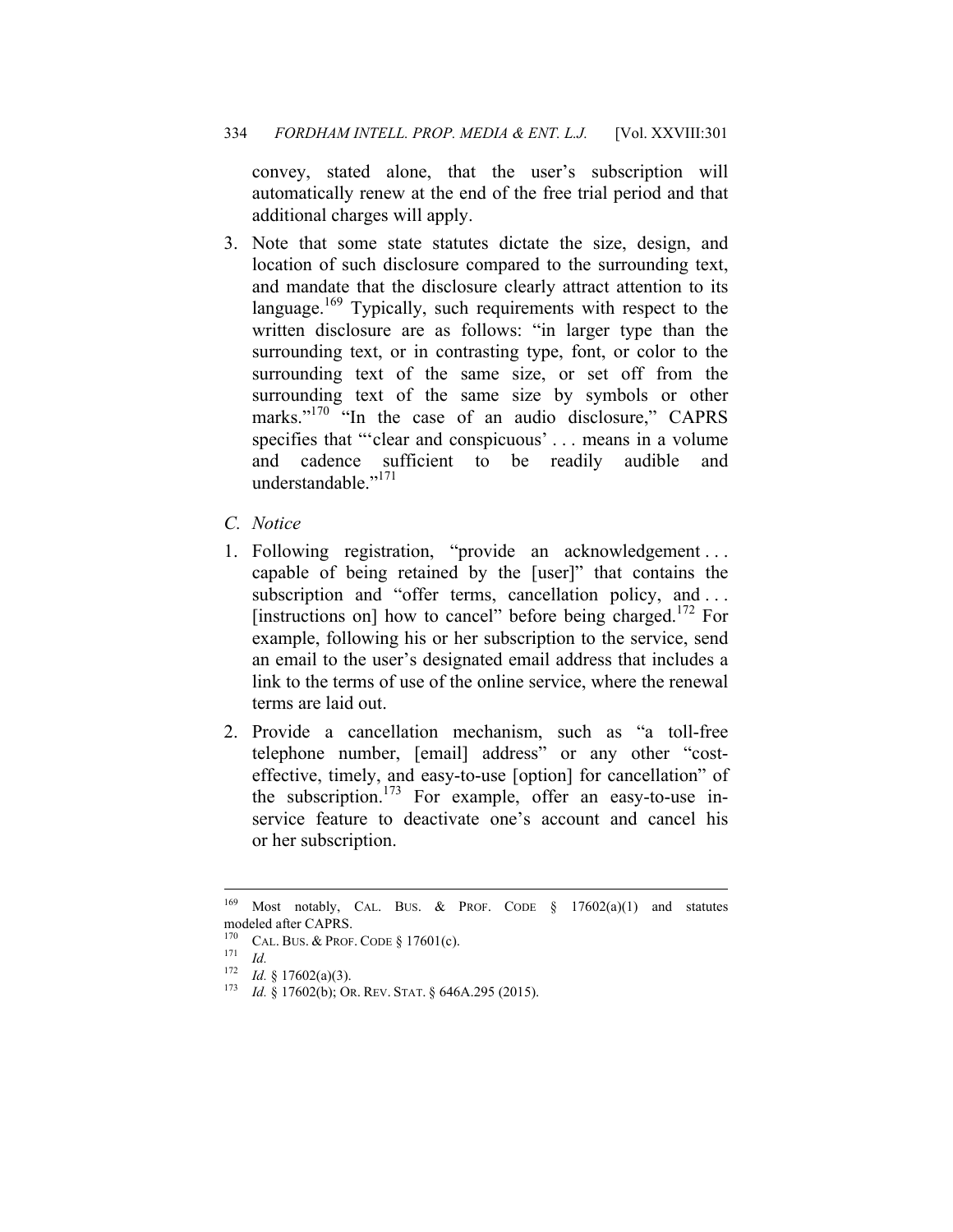convey, stated alone, that the user's subscription will automatically renew at the end of the free trial period and that additional charges will apply.

3. Note that some state statutes dictate the size, design, and location of such disclosure compared to the surrounding text, and mandate that the disclosure clearly attract attention to its language.[169] Typically, such requirements with respect to the written disclosure are as follows: "in larger type than the surrounding text, or in contrasting type, font, or color to the surrounding text of the same size, or set off from the surrounding text of the same size by symbols or other marks."[170] "In the case of an audio disclosure," CAPRS specifies that "'clear and conspicuous' . . . means in a volume and cadence sufficient to be readily audible and understandable."[171]

*C. Notice*

1. Following registration, "provide an acknowledgement . . . capable of being retained by the [user]" that contains the subscription and "offer terms, cancellation policy, and . . . [instructions on] how to cancel" before being charged.[172] For example, following his or her subscription to the service, send an email to the user's designated email address that includes a link to the terms of use of the online service, where the renewal terms are laid out.

2. Provide a cancellation mechanism, such as "a toll-free telephone number, [email] address" or any other "cost-effective, timely, and easy-to-use [option] for cancellation" of the subscription.[173] For example, offer an easy-to-use in-service feature to deactivate one's account and cancel his or her subscription.

---

[169] Most notably, CAL. BUS. & PROF. CODE § 17602(a)(1) and statutes modeled after CAPRS.

[170] CAL. BUS. & PROF. CODE § 17601(c).

[171] *Id.*

[172] *Id.* § 17602(a)(3).

[173] *Id.* § 17602(b); OR. REV. STAT. § 646A.295 (2015).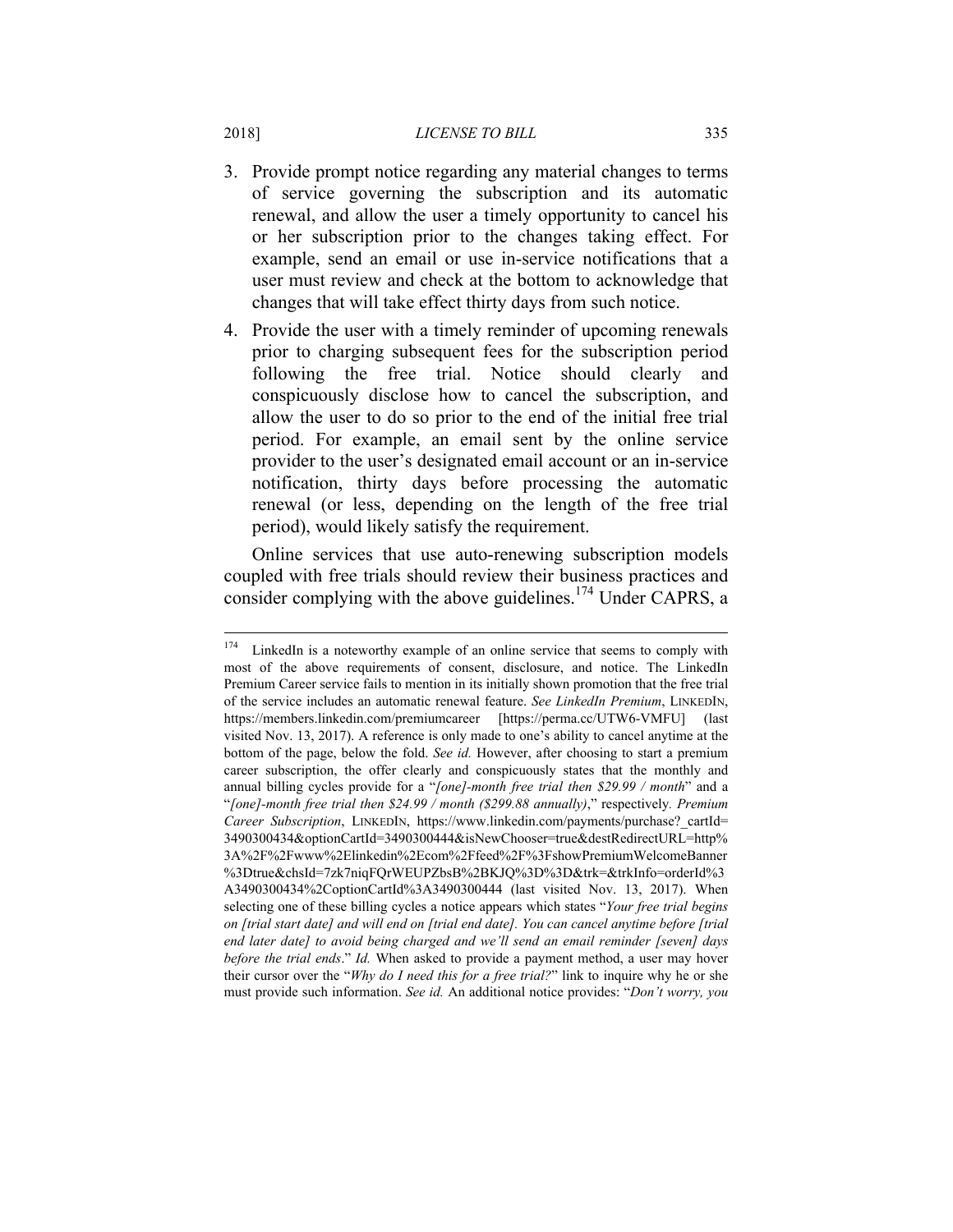3. Provide prompt notice regarding any material changes to terms of service governing the subscription and its automatic renewal, and allow the user a timely opportunity to cancel his or her subscription prior to the changes taking effect. For example, send an email or use in-service notifications that a user must review and check at the bottom to acknowledge that changes that will take effect thirty days from such notice.
4. Provide the user with a timely reminder of upcoming renewals prior to charging subsequent fees for the subscription period following the free trial. Notice should clearly and conspicuously disclose how to cancel the subscription, and allow the user to do so prior to the end of the initial free trial period. For example, an email sent by the online service provider to the user's designated email account or an in-service notification, thirty days before processing the automatic renewal (or less, depending on the length of the free trial period), would likely satisfy the requirement.

Online services that use auto-renewing subscription models coupled with free trials should review their business practices and consider complying with the above guidelines.[174] Under CAPRS, a

---

[174] LinkedIn is a noteworthy example of an online service that seems to comply with most of the above requirements of consent, disclosure, and notice. The LinkedIn Premium Career service fails to mention in its initially shown promotion that the free trial of the service includes an automatic renewal feature. *See LinkedIn Premium*, LINKEDIN, https://members.linkedin.com/premiumcareer [https://perma.cc/UTW6-VMFU] (last visited Nov. 13, 2017). A reference is only made to one's ability to cancel anytime at the bottom of the page, below the fold. *See id.* However, after choosing to start a premium career subscription, the offer clearly and conspicuously states that the monthly and annual billing cycles provide for a "*[one]-month free trial then $29.99 / month*" and a "*[one]-month free trial then $24.99 / month ($299.88 annually)*," respectively. *Premium Career Subscription*, LINKEDIN, https://www.linkedin.com/payments/purchase?_cartId=3490300434&optionCartId=3490300444&isNewChooser=true&destRedirectURL=http%3A%2F%2Fwww%2Elinkedin%2Ecom%2Ffeed%2F%3FshowPremiumWelcomeBanner%3Dtrue&chsId=7zk7niqFQrWEUPZbsB%2BKJQ%3D%3D&trk=&trkInfo=orderId%3A3490300434%2CoptionCartId%3A3490300444 (last visited Nov. 13, 2017). When selecting one of these billing cycles a notice appears which states "*Your free trial begins on [trial start date] and will end on [trial end date]. You can cancel anytime before [trial end later date] to avoid being charged and we'll send an email reminder [seven] days before the trial ends*." *Id.* When asked to provide a payment method, a user may hover their cursor over the "*Why do I need this for a free trial?*" link to inquire why he or she must provide such information. *See id.* An additional notice provides: "*Don't worry, you*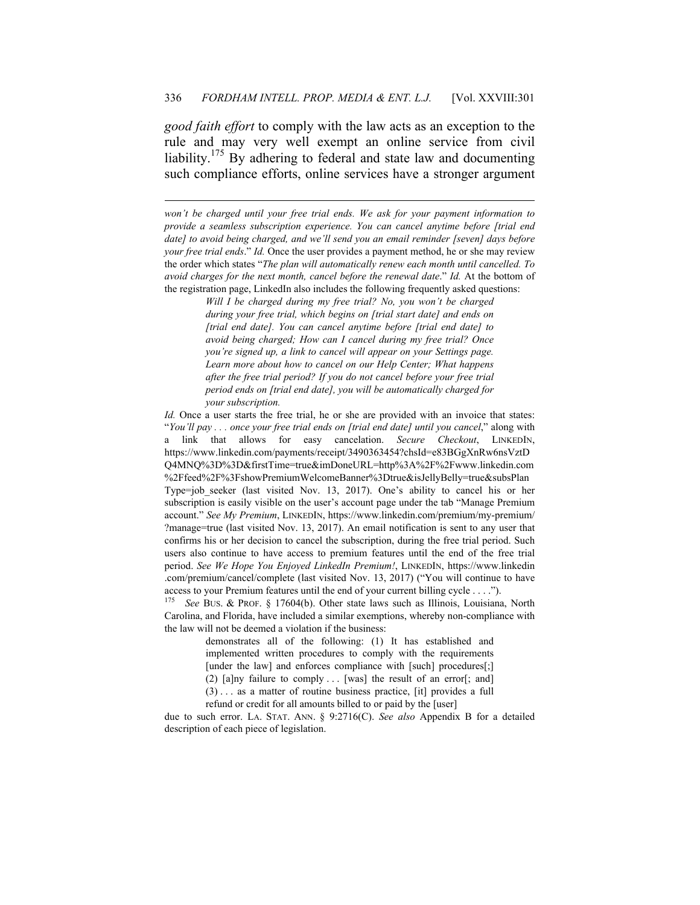*good faith effort* to comply with the law acts as an exception to the rule and may very well exempt an online service from civil liability.[175] By adhering to federal and state law and documenting such compliance efforts, online services have a stronger argument

---

*won't be charged until your free trial ends. We ask for your payment information to provide a seamless subscription experience. You can cancel anytime before [trial end date] to avoid being charged, and we'll send you an email reminder [seven] days before your free trial ends*." *Id.* Once the user provides a payment method, he or she may review the order which states "*The plan will automatically renew each month until cancelled. To avoid charges for the next month, cancel before the renewal date*." *Id.* At the bottom of the registration page, LinkedIn also includes the following frequently asked questions:

> *Will I be charged during my free trial? No, you won't be charged during your free trial, which begins on [trial start date] and ends on [trial end date]. You can cancel anytime before [trial end date] to avoid being charged; How can I cancel during my free trial? Once you're signed up, a link to cancel will appear on your Settings page. Learn more about how to cancel on our Help Center; What happens after the free trial period? If you do not cancel before your free trial period ends on [trial end date], you will be automatically charged for your subscription.*

*Id.* Once a user starts the free trial, he or she are provided with an invoice that states: "*You'll pay . . . once your free trial ends on [trial end date] until you cancel*," along with a link that allows for easy cancelation. *Secure Checkout*, LINKEDIN, https://www.linkedin.com/payments/receipt/3490363454?chsId=e83BGgXnRw6nsVztDQ4MNQ%3D%3D&firstTime=true&imDoneURL=http%3A%2F%2Fwww.linkedin.com%2Ffeed%2F%3FshowPremiumWelcomeBanner%3Dtrue&isJellyBelly=true&subsPlanType=job_seeker (last visited Nov. 13, 2017). One's ability to cancel his or her subscription is easily visible on the user's account page under the tab "Manage Premium account." *See My Premium*, LINKEDIN, https://www.linkedin.com/premium/my-premium/?manage=true (last visited Nov. 13, 2017). An email notification is sent to any user that confirms his or her decision to cancel the subscription, during the free trial period. Such users also continue to have access to premium features until the end of the free trial period. *See We Hope You Enjoyed LinkedIn Premium!*, LINKEDIN, https://www.linkedin.com/premium/cancel/complete (last visited Nov. 13, 2017) ("You will continue to have access to your Premium features until the end of your current billing cycle . . . .").

[175] *See* BUS. & PROF. § 17604(b). Other state laws such as Illinois, Louisiana, North Carolina, and Florida, have included a similar exemptions, whereby non-compliance with the law will not be deemed a violation if the business:

> demonstrates all of the following: (1) It has established and implemented written procedures to comply with the requirements [under the law] and enforces compliance with [such] procedures[;] (2) [a]ny failure to comply . . . [was] the result of an error[; and] (3) . . . as a matter of routine business practice, [it] provides a full refund or credit for all amounts billed to or paid by the [user]

due to such error. LA. STAT. ANN. § 9:2716(C). *See also* Appendix B for a detailed description of each piece of legislation.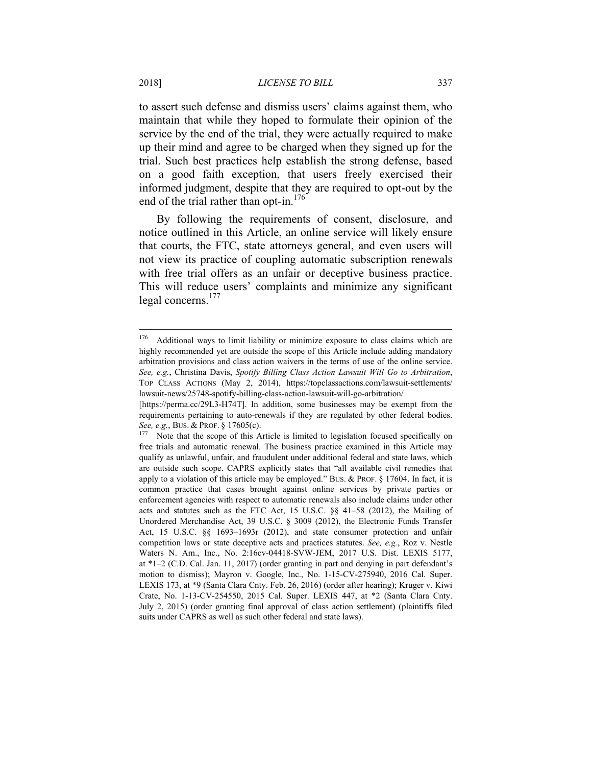to assert such defense and dismiss users' claims against them, who maintain that while they hoped to formulate their opinion of the service by the end of the trial, they were actually required to make up their mind and agree to be charged when they signed up for the trial. Such best practices help establish the strong defense, based on a good faith exception, that users freely exercised their informed judgment, despite that they are required to opt-out by the end of the trial rather than opt-in.[176]

By following the requirements of consent, disclosure, and notice outlined in this Article, an online service will likely ensure that courts, the FTC, state attorneys general, and even users will not view its practice of coupling automatic subscription renewals with free trial offers as an unfair or deceptive business practice. This will reduce users' complaints and minimize any significant legal concerns.[177]

---

[176] Additional ways to limit liability or minimize exposure to class claims which are highly recommended yet are outside the scope of this Article include adding mandatory arbitration provisions and class action waivers in the terms of use of the online service. *See, e.g.*, Christina Davis, *Spotify Billing Class Action Lawsuit Will Go to Arbitration*, TOP CLASS ACTIONS (May 2, 2014), https://topclassactions.com/lawsuit-settlements/lawsuit-news/25748-spotify-billing-class-action-lawsuit-will-go-arbitration/ [https://perma.cc/29L3-H74T]. In addition, some businesses may be exempt from the requirements pertaining to auto-renewals if they are regulated by other federal bodies. *See, e.g.*, BUS. & PROF. § 17605(c).

[177] Note that the scope of this Article is limited to legislation focused specifically on free trials and automatic renewal. The business practice examined in this Article may qualify as unlawful, unfair, and fraudulent under additional federal and state laws, which are outside such scope. CAPRS explicitly states that "all available civil remedies that apply to a violation of this article may be employed." BUS. & PROF. § 17604. In fact, it is common practice that cases brought against online services by private parties or enforcement agencies with respect to automatic renewals also include claims under other acts and statutes such as the FTC Act, 15 U.S.C. §§ 41–58 (2012), the Mailing of Unordered Merchandise Act, 39 U.S.C. § 3009 (2012), the Electronic Funds Transfer Act, 15 U.S.C. §§ 1693–1693r (2012), and state consumer protection and unfair competition laws or state deceptive acts and practices statutes. *See, e.g.*, Roz v. Nestle Waters N. Am., Inc., No. 2:16cv-04418-SVW-JEM, 2017 U.S. Dist. LEXIS 5177, at *1–2 (C.D. Cal. Jan. 11, 2017) (order granting in part and denying in part defendant's motion to dismiss); Mayron v. Google, Inc., No. 1-15-CV-275940, 2016 Cal. Super. LEXIS 173, at *9 (Santa Clara Cnty. Feb. 26, 2016) (order after hearing); Kruger v. Kiwi Crate, No. 1-13-CV-254550, 2015 Cal. Super. LEXIS 447, at *2 (Santa Clara Cnty. July 2, 2015) (order granting final approval of class action settlement) (plaintiffs filed suits under CAPRS as well as such other federal and state laws).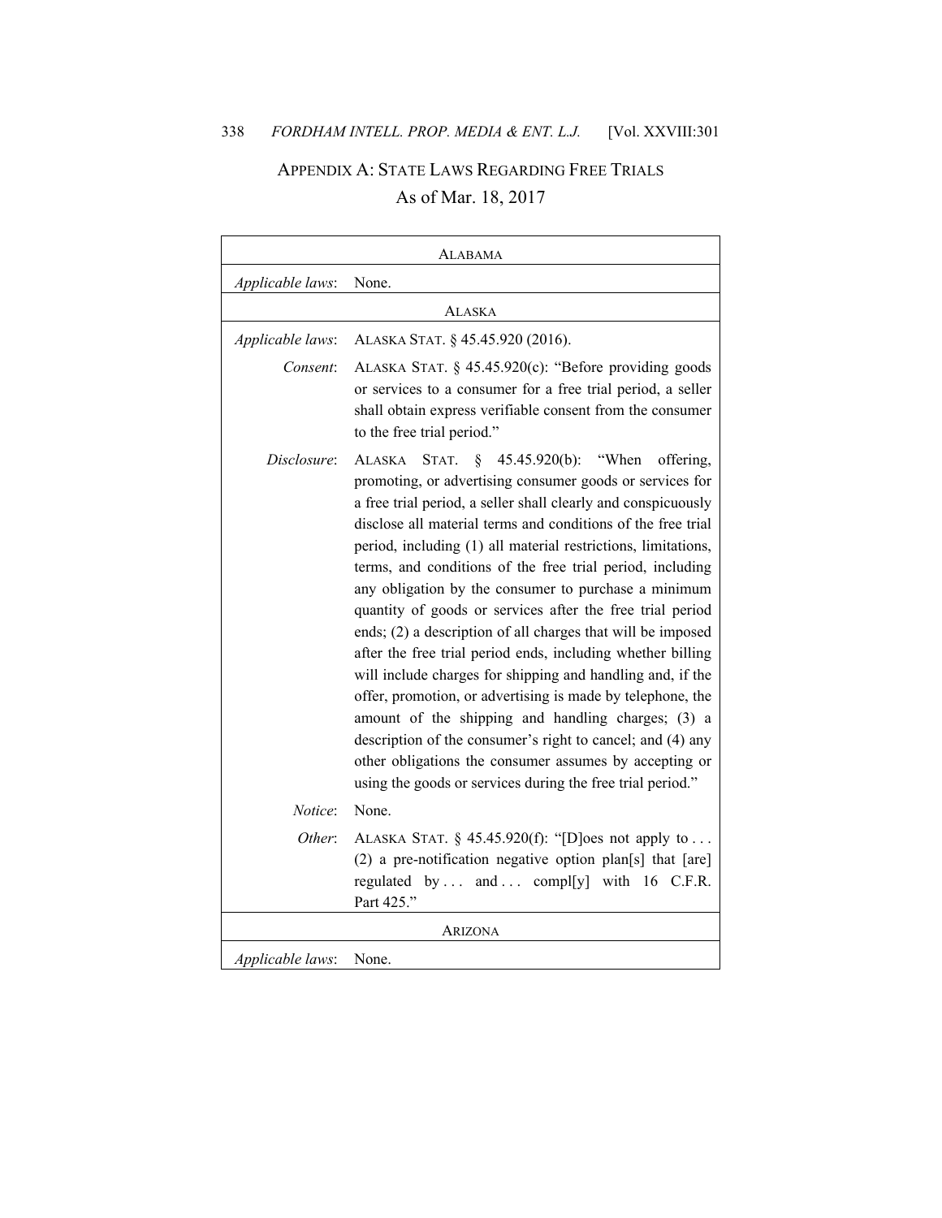## Appendix A: State Laws Regarding Free Trials

As of Mar. 18, 2017

| | |
|---|---|
| **Alabama** | |
| *Applicable laws*: | None. |
| **Alaska** | |
| *Applicable laws*: | ALASKA STAT. § 45.45.920 (2016). |
| *Consent*: | ALASKA STAT. § 45.45.920(c): "Before providing goods or services to a consumer for a free trial period, a seller shall obtain express verifiable consent from the consumer to the free trial period." |
| *Disclosure*: | ALASKA STAT. § 45.45.920(b): "When offering, promoting, or advertising consumer goods or services for a free trial period, a seller shall clearly and conspicuously disclose all material terms and conditions of the free trial period, including (1) all material restrictions, limitations, terms, and conditions of the free trial period, including any obligation by the consumer to purchase a minimum quantity of goods or services after the free trial period ends; (2) a description of all charges that will be imposed after the free trial period ends, including whether billing will include charges for shipping and handling and, if the offer, promotion, or advertising is made by telephone, the amount of the shipping and handling charges; (3) a description of the consumer's right to cancel; and (4) any other obligations the consumer assumes by accepting or using the goods or services during the free trial period." |
| *Notice*: | None. |
| *Other*: | ALASKA STAT. § 45.45.920(f): "[D]oes not apply to . . . (2) a pre-notification negative option plan[s] that [are] regulated by . . . and . . . compl[y] with 16 C.F.R. Part 425." |
| **Arizona** | |
| *Applicable laws*: | None. |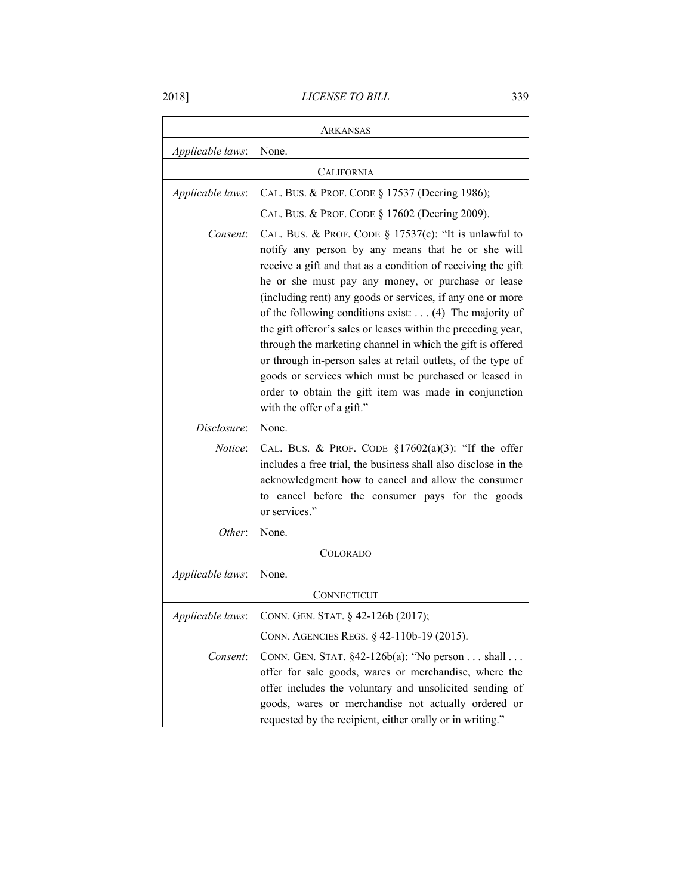| ARKANSAS | |
|---|---|
| *Applicable laws*: | None. |
| CALIFORNIA | |
| *Applicable laws*: | CAL. BUS. & PROF. CODE § 17537 (Deering 1986); CAL. BUS. & PROF. CODE § 17602 (Deering 2009). |
| *Consent*: | CAL. BUS. & PROF. CODE § 17537(c): "It is unlawful to notify any person by any means that he or she will receive a gift and that as a condition of receiving the gift he or she must pay any money, or purchase or lease (including rent) any goods or services, if any one or more of the following conditions exist: . . . (4) The majority of the gift offeror's sales or leases within the preceding year, through the marketing channel in which the gift is offered or through in-person sales at retail outlets, of the type of goods or services which must be purchased or leased in order to obtain the gift item was made in conjunction with the offer of a gift." |
| *Disclosure*: | None. |
| *Notice*: | CAL. BUS. & PROF. CODE §17602(a)(3): "If the offer includes a free trial, the business shall also disclose in the acknowledgment how to cancel and allow the consumer to cancel before the consumer pays for the goods or services." |
| *Other*: | None. |
| COLORADO | |
| *Applicable laws*: | None. |
| CONNECTICUT | |
| *Applicable laws*: | CONN. GEN. STAT. § 42-126b (2017); CONN. AGENCIES REGS. § 42-110b-19 (2015). |
| *Consent*: | CONN. GEN. STAT. §42-126b(a): "No person . . . shall . . . offer for sale goods, wares or merchandise, where the offer includes the voluntary and unsolicited sending of goods, wares or merchandise not actually ordered or requested by the recipient, either orally or in writing." |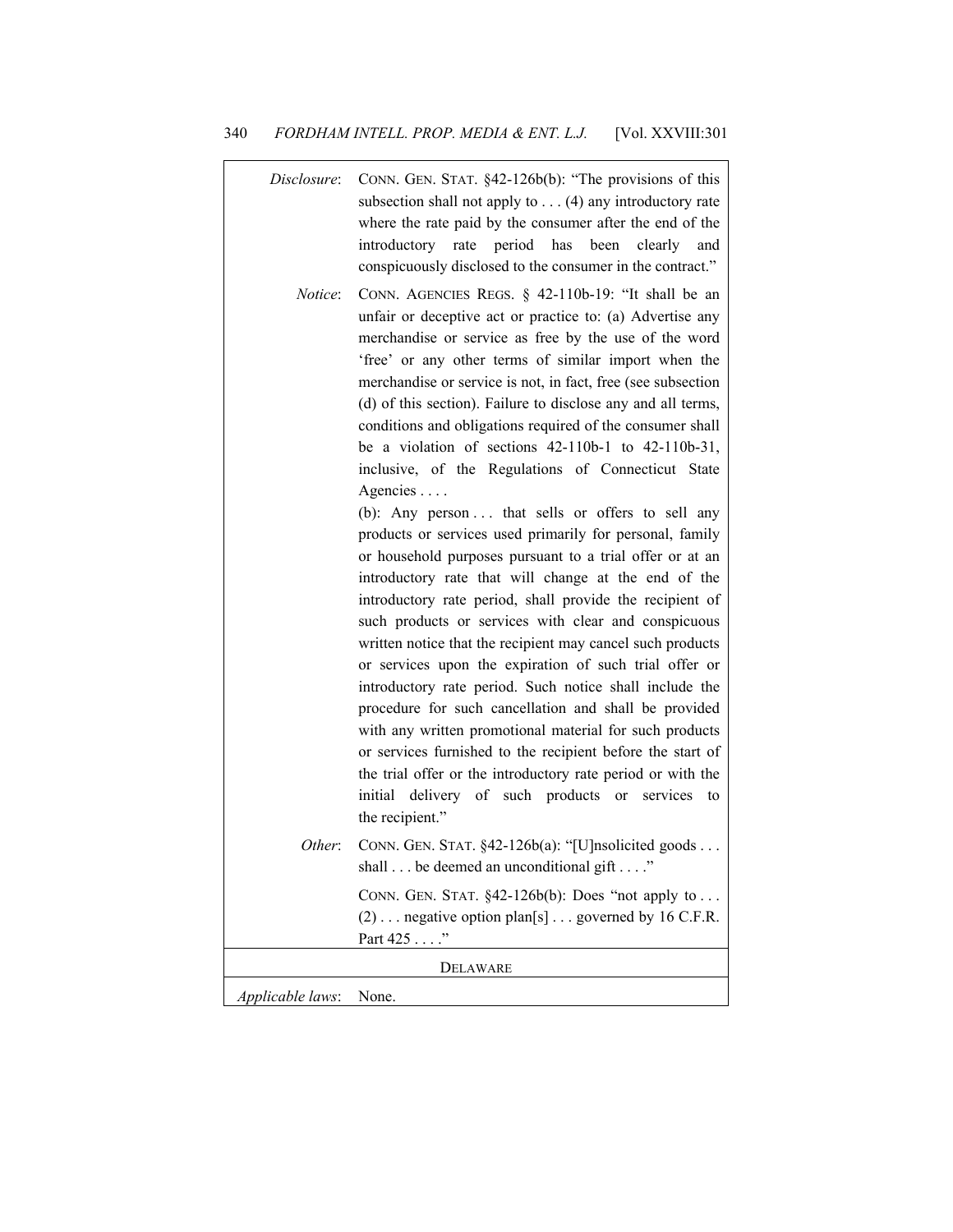| | |
|---|---|
| *Disclosure*: | CONN. GEN. STAT. §42-126b(b): "The provisions of this subsection shall not apply to . . . (4) any introductory rate where the rate paid by the consumer after the end of the introductory rate period has been clearly and conspicuously disclosed to the consumer in the contract." |
| *Notice*: | CONN. AGENCIES REGS. § 42-110b-19: "It shall be an unfair or deceptive act or practice to: (a) Advertise any merchandise or service as free by the use of the word 'free' or any other terms of similar import when the merchandise or service is not, in fact, free (see subsection (d) of this section). Failure to disclose any and all terms, conditions and obligations required of the consumer shall be a violation of sections 42-110b-1 to 42-110b-31, inclusive, of the Regulations of Connecticut State Agencies . . . . <br><br>(b): Any person . . . that sells or offers to sell any products or services used primarily for personal, family or household purposes pursuant to a trial offer or at an introductory rate that will change at the end of the introductory rate period, shall provide the recipient of such products or services with clear and conspicuous written notice that the recipient may cancel such products or services upon the expiration of such trial offer or introductory rate period. Such notice shall include the procedure for such cancellation and shall be provided with any written promotional material for such products or services furnished to the recipient before the start of the trial offer or the introductory rate period or with the initial delivery of such products or services to the recipient." |
| *Other*: | CONN. GEN. STAT. §42-126b(a): "[U]nsolicited goods . . . shall . . . be deemed an unconditional gift . . . ." <br><br>CONN. GEN. STAT. §42-126b(b): Does "not apply to . . . (2) . . . negative option plan[s] . . . governed by 16 C.F.R. Part 425 . . . ." |
| | DELAWARE |
| *Applicable laws*: | None. |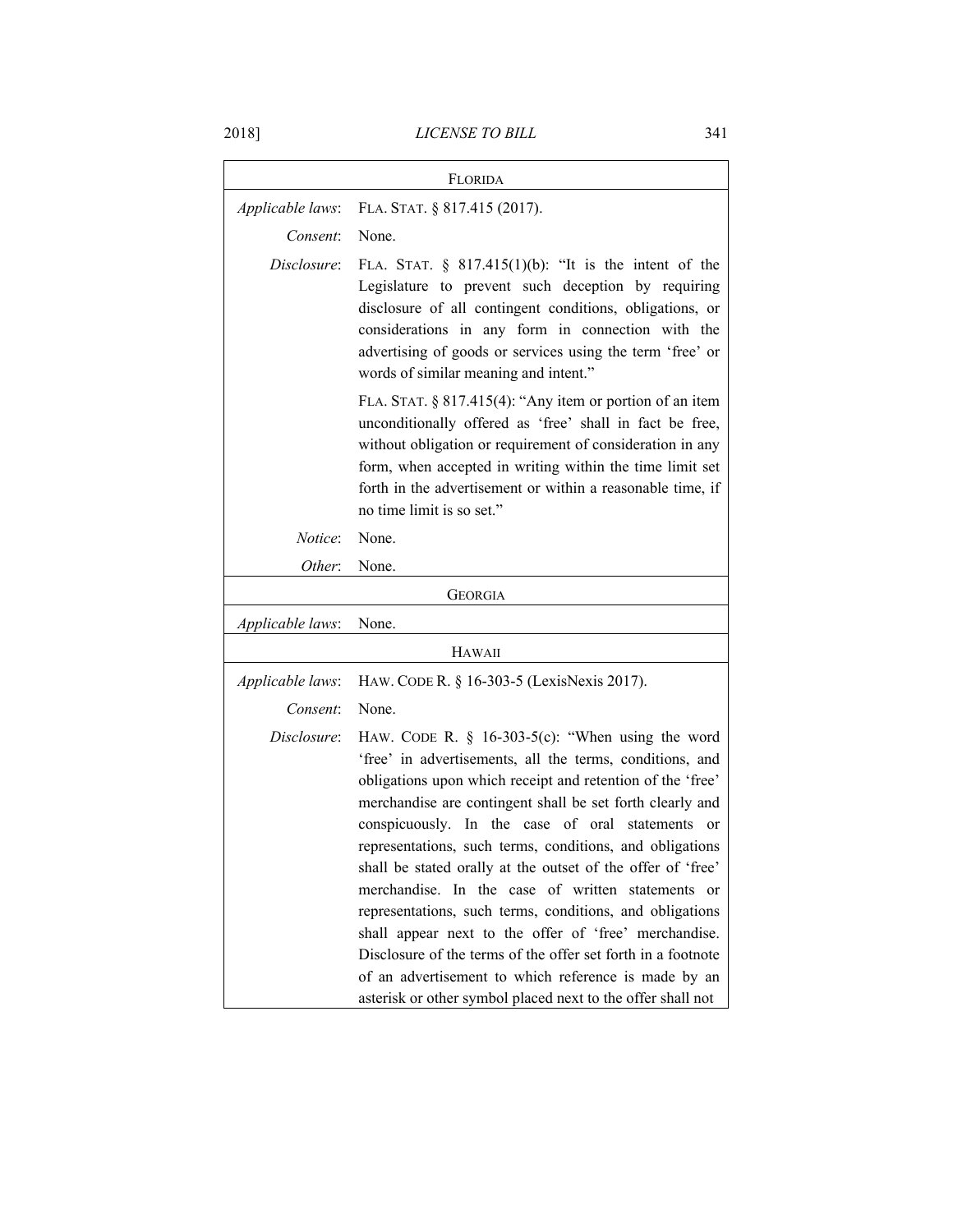| FLORIDA | |
|---|---|
| *Applicable laws*: | FLA. STAT. § 817.415 (2017). |
| *Consent*: | None. |
| *Disclosure*: | FLA. STAT. § 817.415(1)(b): "It is the intent of the Legislature to prevent such deception by requiring disclosure of all contingent conditions, obligations, or considerations in any form in connection with the advertising of goods or services using the term 'free' or words of similar meaning and intent." <br><br> FLA. STAT. § 817.415(4): "Any item or portion of an item unconditionally offered as 'free' shall in fact be free, without obligation or requirement of consideration in any form, when accepted in writing within the time limit set forth in the advertisement or within a reasonable time, if no time limit is so set." |
| *Notice*: | None. |
| *Other*: | None. |
| GEORGIA | |
| *Applicable laws*: | None. |
| HAWAII | |
| *Applicable laws*: | HAW. CODE R. § 16-303-5 (LexisNexis 2017). |
| *Consent*: | None. |
| *Disclosure*: | HAW. CODE R. § 16-303-5(c): "When using the word 'free' in advertisements, all the terms, conditions, and obligations upon which receipt and retention of the 'free' merchandise are contingent shall be set forth clearly and conspicuously. In the case of oral statements or representations, such terms, conditions, and obligations shall be stated orally at the outset of the offer of 'free' merchandise. In the case of written statements or representations, such terms, conditions, and obligations shall appear next to the offer of 'free' merchandise. Disclosure of the terms of the offer set forth in a footnote of an advertisement to which reference is made by an asterisk or other symbol placed next to the offer shall not |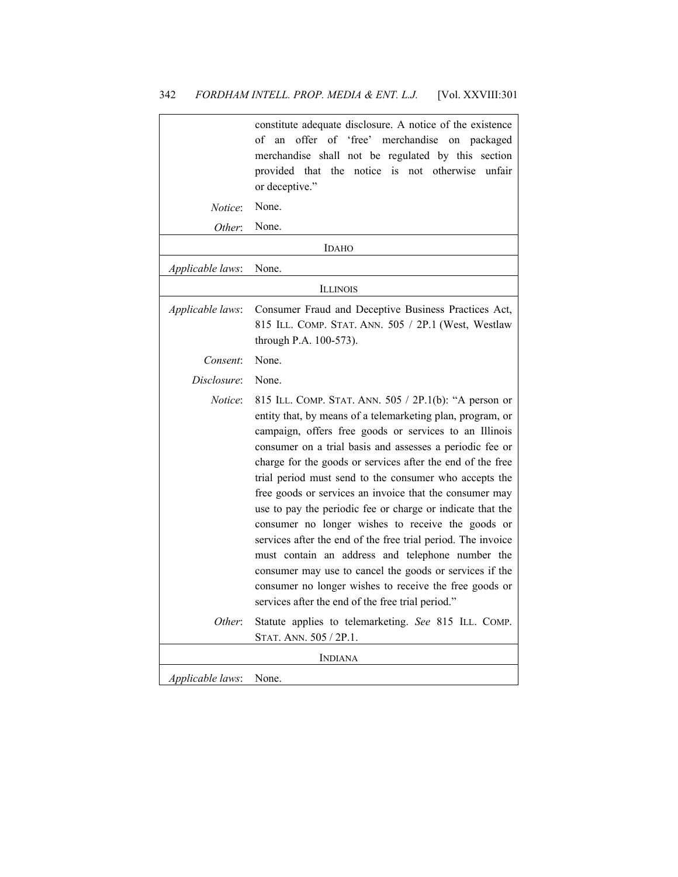| | |
|---|---|
| | constitute adequate disclosure. A notice of the existence of an offer of 'free' merchandise on packaged merchandise shall not be regulated by this section provided that the notice is not otherwise unfair or deceptive." |
| *Notice*: | None. |
| *Other*: | None. |
| IDAHO | |
| *Applicable laws*: | None. |
| ILLINOIS | |
| *Applicable laws*: | Consumer Fraud and Deceptive Business Practices Act, 815 ILL. COMP. STAT. ANN. 505 / 2P.1 (West, Westlaw through P.A. 100-573). |
| *Consent*: | None. |
| *Disclosure*: | None. |
| *Notice*: | 815 ILL. COMP. STAT. ANN. 505 / 2P.1(b): "A person or entity that, by means of a telemarketing plan, program, or campaign, offers free goods or services to an Illinois consumer on a trial basis and assesses a periodic fee or charge for the goods or services after the end of the free trial period must send to the consumer who accepts the free goods or services an invoice that the consumer may use to pay the periodic fee or charge or indicate that the consumer no longer wishes to receive the goods or services after the end of the free trial period. The invoice must contain an address and telephone number the consumer may use to cancel the goods or services if the consumer no longer wishes to receive the free goods or services after the end of the free trial period." |
| *Other*: | Statute applies to telemarketing. *See* 815 ILL. COMP. STAT. ANN. 505 / 2P.1. |
| INDIANA | |
| *Applicable laws*: | None. |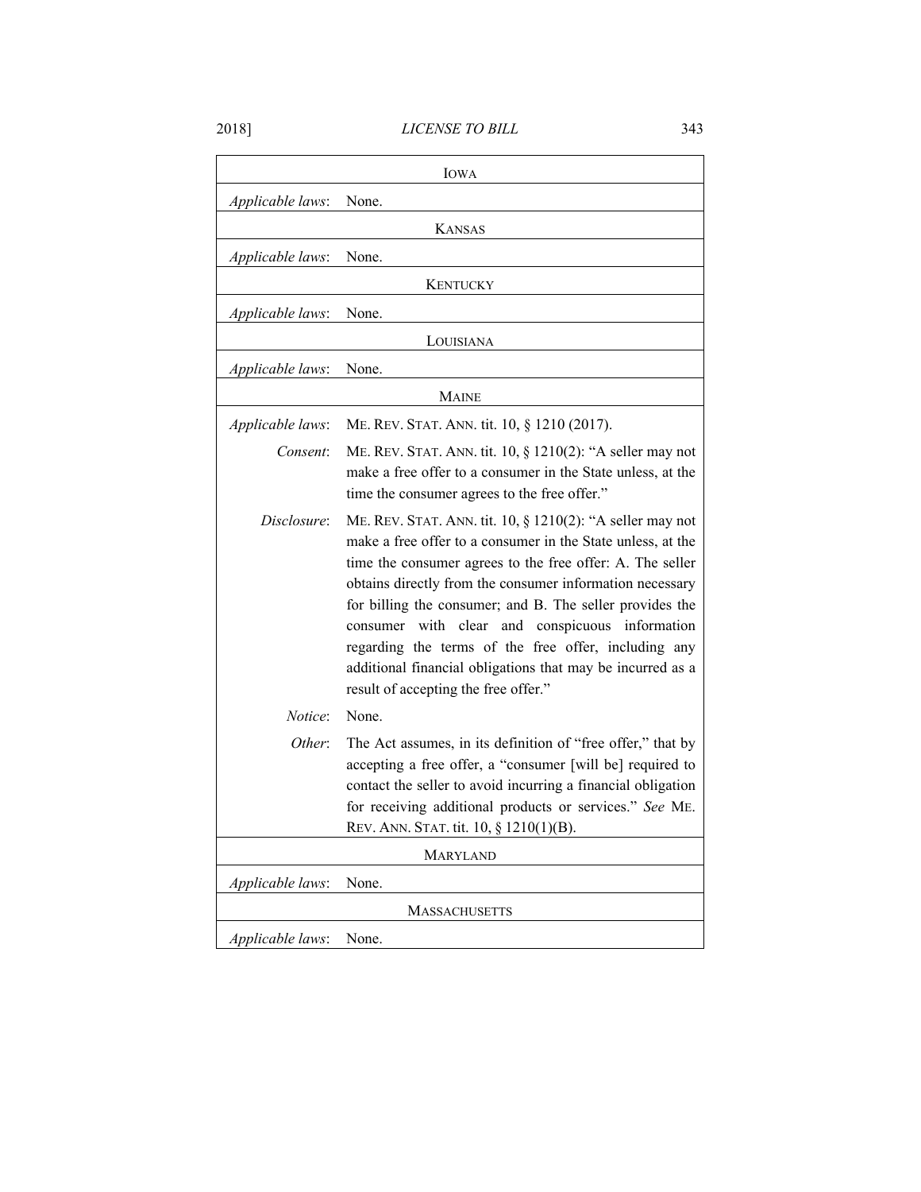| IOWA | |
|---|---|
| *Applicable laws*: | None. |
| KANSAS | |
| *Applicable laws*: | None. |
| KENTUCKY | |
| *Applicable laws*: | None. |
| LOUISIANA | |
| *Applicable laws*: | None. |
| MAINE | |
| *Applicable laws*: | ME. REV. STAT. ANN. tit. 10, § 1210 (2017). |
| *Consent*: | ME. REV. STAT. ANN. tit. 10, § 1210(2): "A seller may not make a free offer to a consumer in the State unless, at the time the consumer agrees to the free offer." |
| *Disclosure*: | ME. REV. STAT. ANN. tit. 10, § 1210(2): "A seller may not make a free offer to a consumer in the State unless, at the time the consumer agrees to the free offer: A. The seller obtains directly from the consumer information necessary for billing the consumer; and B. The seller provides the consumer with clear and conspicuous information regarding the terms of the free offer, including any additional financial obligations that may be incurred as a result of accepting the free offer." |
| *Notice*: | None. |
| *Other*: | The Act assumes, in its definition of "free offer," that by accepting a free offer, a "consumer [will be] required to contact the seller to avoid incurring a financial obligation for receiving additional products or services." *See* ME. REV. ANN. STAT. tit. 10, § 1210(1)(B). |
| MARYLAND | |
| *Applicable laws*: | None. |
| MASSACHUSETTS | |
| *Applicable laws*: | None. |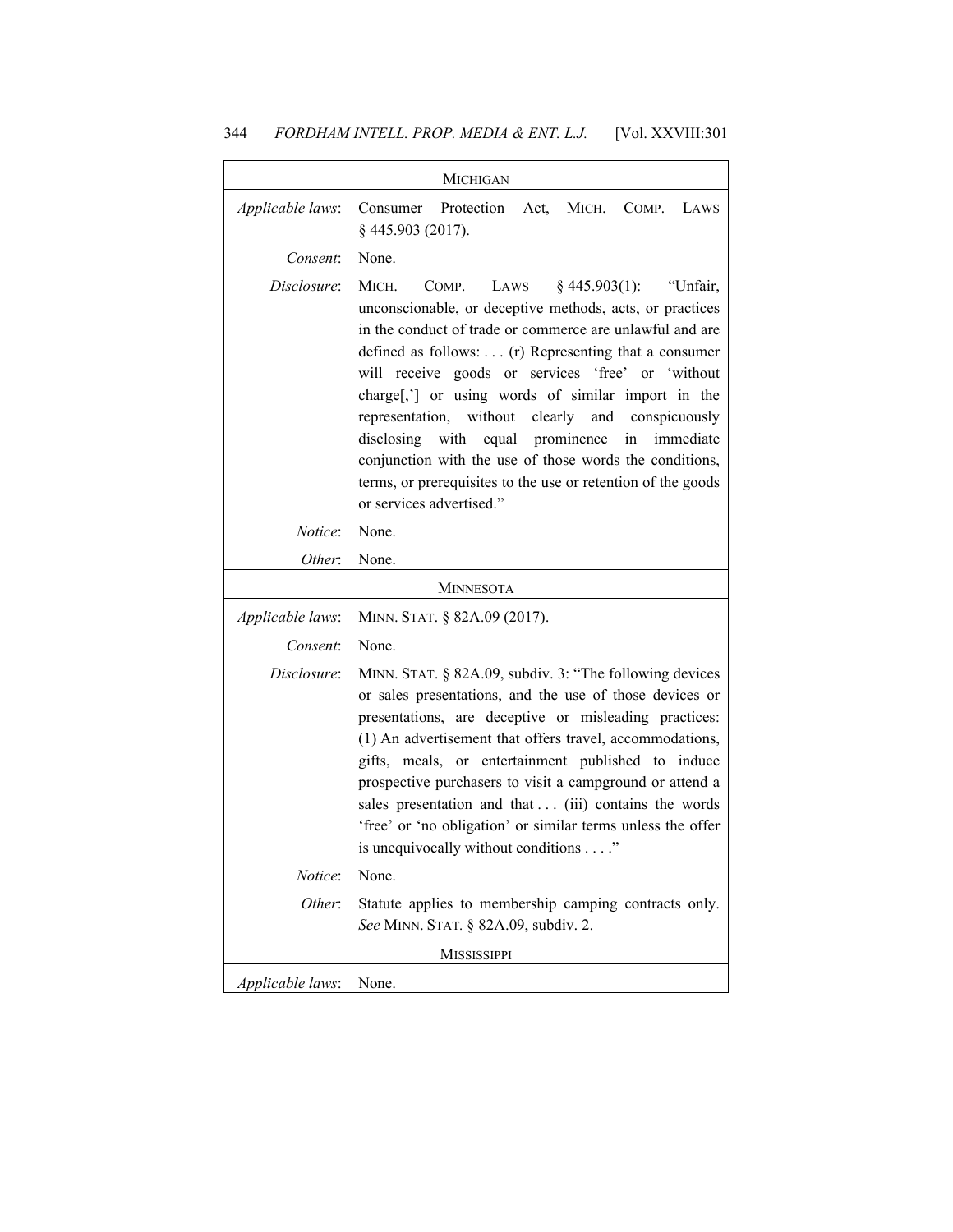| MICHIGAN | |
|---|---|
| *Applicable laws*: | Consumer Protection Act, MICH. COMP. LAWS § 445.903 (2017). |
| *Consent*: | None. |
| *Disclosure*: | MICH. COMP. LAWS § 445.903(1): "Unfair, unconscionable, or deceptive methods, acts, or practices in the conduct of trade or commerce are unlawful and are defined as follows: . . . (r) Representing that a consumer will receive goods or services 'free' or 'without charge[,'] or using words of similar import in the representation, without clearly and conspicuously disclosing with equal prominence in immediate conjunction with the use of those words the conditions, terms, or prerequisites to the use or retention of the goods or services advertised." |
| *Notice*: | None. |
| *Other*: | None. |
| **MINNESOTA** | |
| *Applicable laws*: | MINN. STAT. § 82A.09 (2017). |
| *Consent*: | None. |
| *Disclosure*: | MINN. STAT. § 82A.09, subdiv. 3: "The following devices or sales presentations, and the use of those devices or presentations, are deceptive or misleading practices: (1) An advertisement that offers travel, accommodations, gifts, meals, or entertainment published to induce prospective purchasers to visit a campground or attend a sales presentation and that . . . (iii) contains the words 'free' or 'no obligation' or similar terms unless the offer is unequivocally without conditions . . . ." |
| *Notice*: | None. |
| *Other*: | Statute applies to membership camping contracts only. *See* MINN. STAT. § 82A.09, subdiv. 2. |
| **MISSISSIPPI** | |
| *Applicable laws*: | None. |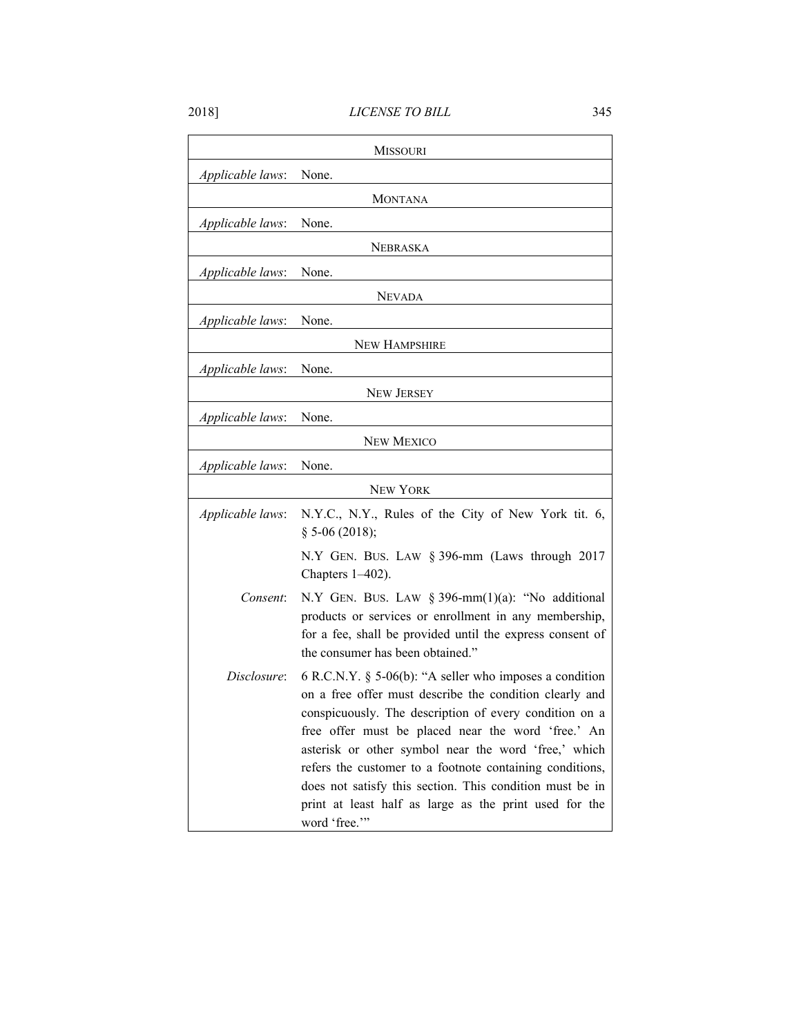| | |
|---|---|
| | MISSOURI |
| *Applicable laws*: | None. |
| | MONTANA |
| *Applicable laws*: | None. |
| | NEBRASKA |
| *Applicable laws*: | None. |
| | NEVADA |
| *Applicable laws*: | None. |
| | NEW HAMPSHIRE |
| *Applicable laws*: | None. |
| | NEW JERSEY |
| *Applicable laws*: | None. |
| | NEW MEXICO |
| *Applicable laws*: | None. |
| | NEW YORK |
| *Applicable laws*: | N.Y.C., N.Y., Rules of the City of New York tit. 6, § 5-06 (2018); N.Y GEN. BUS. LAW § 396-mm (Laws through 2017 Chapters 1–402). |
| *Consent*: | N.Y GEN. BUS. LAW § 396-mm(1)(a): "No additional products or services or enrollment in any membership, for a fee, shall be provided until the express consent of the consumer has been obtained." |
| *Disclosure*: | 6 R.C.N.Y. § 5-06(b): "A seller who imposes a condition on a free offer must describe the condition clearly and conspicuously. The description of every condition on a free offer must be placed near the word 'free.' An asterisk or other symbol near the word 'free,' which refers the customer to a footnote containing conditions, does not satisfy this section. This condition must be in print at least half as large as the print used for the word 'free.'" |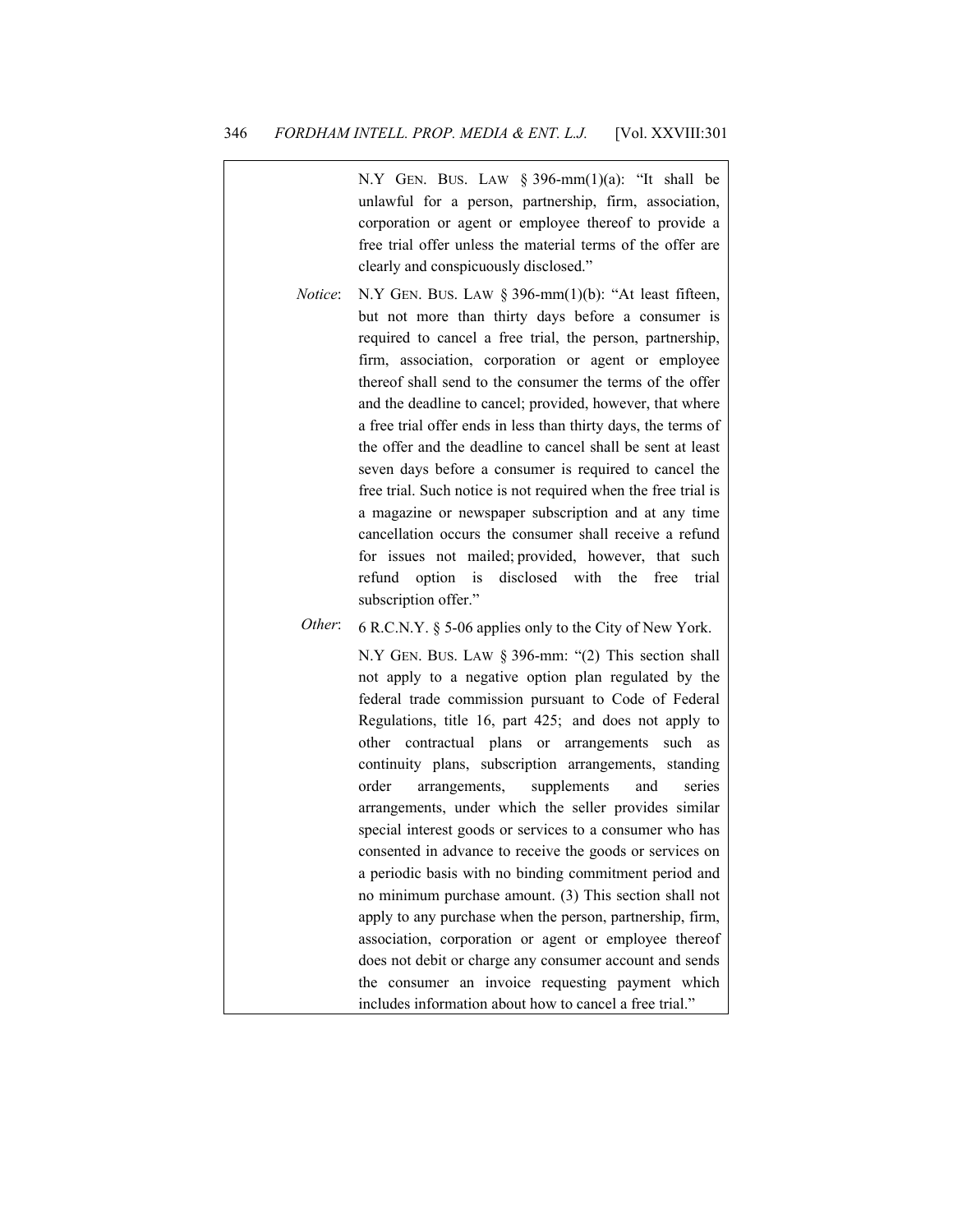| | |
|---|---|
| | N.Y GEN. BUS. LAW § 396-mm(1)(a): "It shall be unlawful for a person, partnership, firm, association, corporation or agent or employee thereof to provide a free trial offer unless the material terms of the offer are clearly and conspicuously disclosed." |
| *Notice*: | N.Y GEN. BUS. LAW § 396-mm(1)(b): "At least fifteen, but not more than thirty days before a consumer is required to cancel a free trial, the person, partnership, firm, association, corporation or agent or employee thereof shall send to the consumer the terms of the offer and the deadline to cancel; provided, however, that where a free trial offer ends in less than thirty days, the terms of the offer and the deadline to cancel shall be sent at least seven days before a consumer is required to cancel the free trial. Such notice is not required when the free trial is a magazine or newspaper subscription and at any time cancellation occurs the consumer shall receive a refund for issues not mailed; provided, however, that such refund option is disclosed with the free trial subscription offer." |
| *Other*: | 6 R.C.N.Y. § 5-06 applies only to the City of New York.<br><br>N.Y GEN. BUS. LAW § 396-mm: "(2) This section shall not apply to a negative option plan regulated by the federal trade commission pursuant to Code of Federal Regulations, title 16, part 425; and does not apply to other contractual plans or arrangements such as continuity plans, subscription arrangements, standing order arrangements, supplements and series arrangements, under which the seller provides similar special interest goods or services to a consumer who has consented in advance to receive the goods or services on a periodic basis with no binding commitment period and no minimum purchase amount. (3) This section shall not apply to any purchase when the person, partnership, firm, association, corporation or agent or employee thereof does not debit or charge any consumer account and sends the consumer an invoice requesting payment which includes information about how to cancel a free trial." |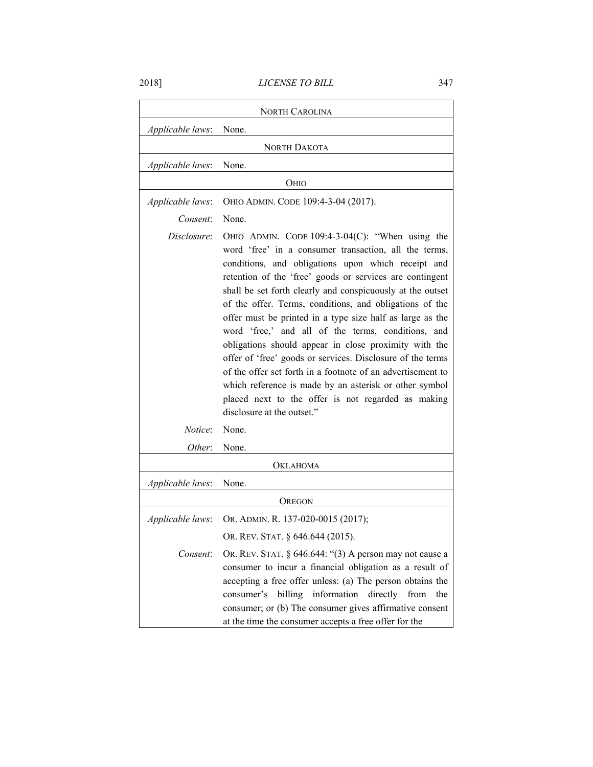| NORTH CAROLINA | |
|---|---|
| *Applicable laws*: | None. |
| NORTH DAKOTA | |
| *Applicable laws*: | None. |
| OHIO | |
| *Applicable laws*: | OHIO ADMIN. CODE 109:4-3-04 (2017). |
| *Consent*: | None. |
| *Disclosure*: | OHIO ADMIN. CODE 109:4-3-04(C): "When using the word 'free' in a consumer transaction, all the terms, conditions, and obligations upon which receipt and retention of the 'free' goods or services are contingent shall be set forth clearly and conspicuously at the outset of the offer. Terms, conditions, and obligations of the offer must be printed in a type size half as large as the word 'free,' and all of the terms, conditions, and obligations should appear in close proximity with the offer of 'free' goods or services. Disclosure of the terms of the offer set forth in a footnote of an advertisement to which reference is made by an asterisk or other symbol placed next to the offer is not regarded as making disclosure at the outset." |
| *Notice*: | None. |
| *Other*: | None. |
| OKLAHOMA | |
| *Applicable laws*: | None. |
| OREGON | |
| *Applicable laws*: | OR. ADMIN. R. 137-020-0015 (2017);<br>OR. REV. STAT. § 646.644 (2015). |
| *Consent*: | OR. REV. STAT. § 646.644: "(3) A person may not cause a consumer to incur a financial obligation as a result of accepting a free offer unless: (a) The person obtains the consumer's billing information directly from the consumer; or (b) The consumer gives affirmative consent at the time the consumer accepts a free offer for the |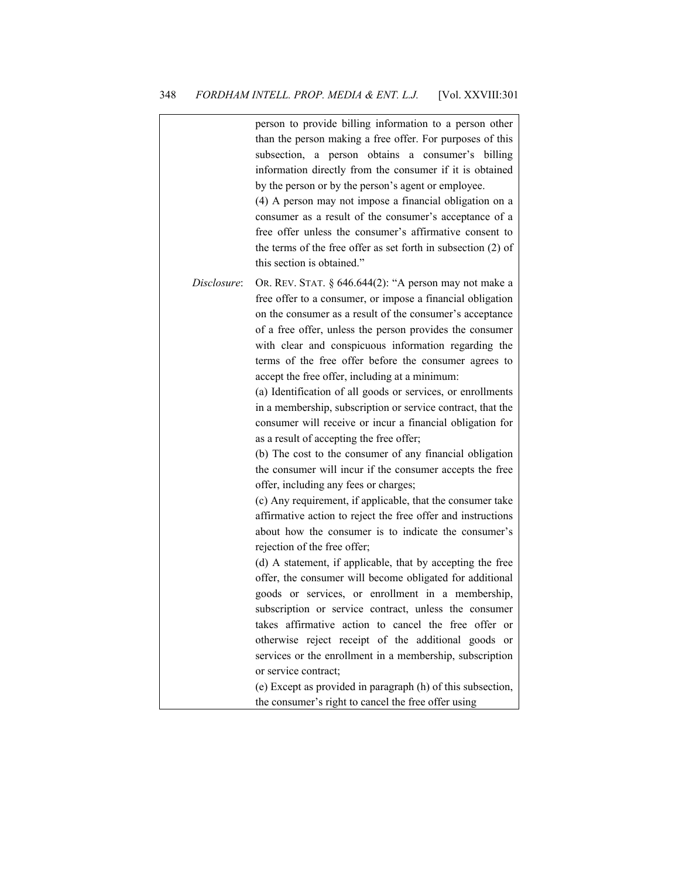| | |
|---|---|
| | person to provide billing information to a person other than the person making a free offer. For purposes of this subsection, a person obtains a consumer's billing information directly from the consumer if it is obtained by the person or by the person's agent or employee.<br>(4) A person may not impose a financial obligation on a consumer as a result of the consumer's acceptance of a free offer unless the consumer's affirmative consent to the terms of the free offer as set forth in subsection (2) of this section is obtained." |
| *Disclosure*: | OR. REV. STAT. § 646.644(2): "A person may not make a free offer to a consumer, or impose a financial obligation on the consumer as a result of the consumer's acceptance of a free offer, unless the person provides the consumer with clear and conspicuous information regarding the terms of the free offer before the consumer agrees to accept the free offer, including at a minimum:<br>(a) Identification of all goods or services, or enrollments in a membership, subscription or service contract, that the consumer will receive or incur a financial obligation for as a result of accepting the free offer;<br>(b) The cost to the consumer of any financial obligation the consumer will incur if the consumer accepts the free offer, including any fees or charges;<br>(c) Any requirement, if applicable, that the consumer take affirmative action to reject the free offer and instructions about how the consumer is to indicate the consumer's rejection of the free offer;<br>(d) A statement, if applicable, that by accepting the free offer, the consumer will become obligated for additional goods or services, or enrollment in a membership, subscription or service contract, unless the consumer takes affirmative action to cancel the free offer or otherwise reject receipt of the additional goods or services or the enrollment in a membership, subscription or service contract;<br>(e) Except as provided in paragraph (h) of this subsection, the consumer's right to cancel the free offer using |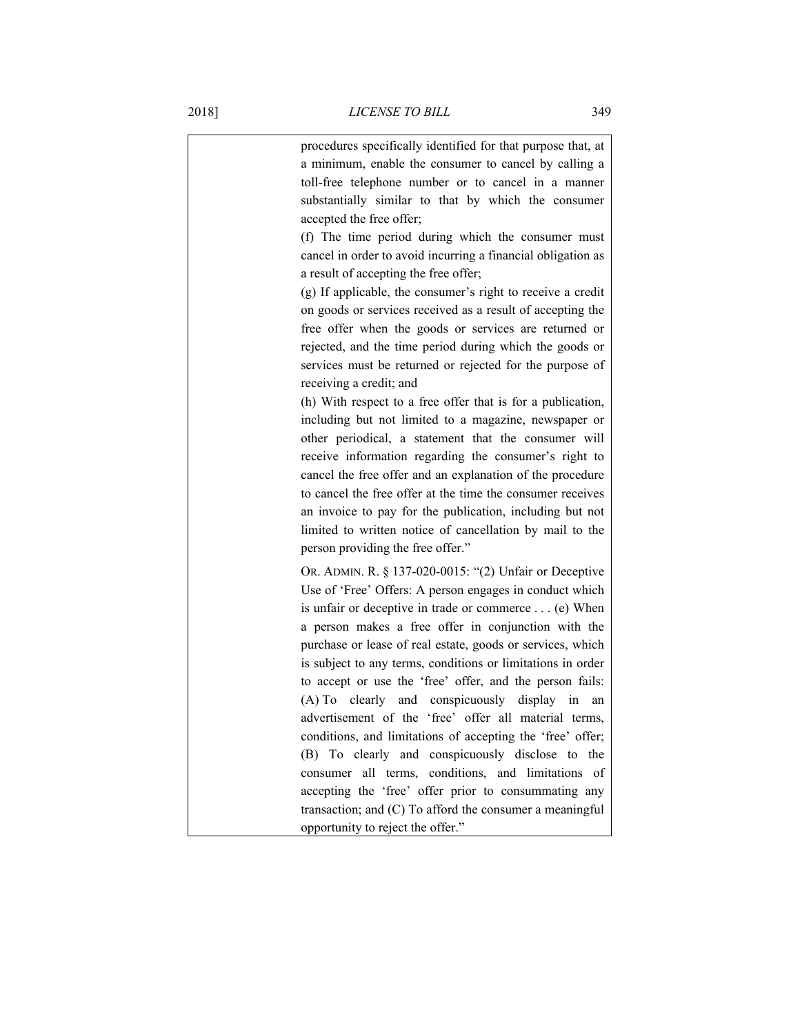| | |
|---|---|
| | procedures specifically identified for that purpose that, at a minimum, enable the consumer to cancel by calling a toll-free telephone number or to cancel in a manner substantially similar to that by which the consumer accepted the free offer;<br>(f) The time period during which the consumer must cancel in order to avoid incurring a financial obligation as a result of accepting the free offer;<br>(g) If applicable, the consumer's right to receive a credit on goods or services received as a result of accepting the free offer when the goods or services are returned or rejected, and the time period during which the goods or services must be returned or rejected for the purpose of receiving a credit; and<br>(h) With respect to a free offer that is for a publication, including but not limited to a magazine, newspaper or other periodical, a statement that the consumer will receive information regarding the consumer's right to cancel the free offer and an explanation of the procedure to cancel the free offer at the time the consumer receives an invoice to pay for the publication, including but not limited to written notice of cancellation by mail to the person providing the free offer."<br><br>OR. ADMIN. R. § 137-020-0015: "(2) Unfair or Deceptive Use of 'Free' Offers: A person engages in conduct which is unfair or deceptive in trade or commerce . . . (e) When a person makes a free offer in conjunction with the purchase or lease of real estate, goods or services, which is subject to any terms, conditions or limitations in order to accept or use the 'free' offer, and the person fails: (A) To clearly and conspicuously display in an advertisement of the 'free' offer all material terms, conditions, and limitations of accepting the 'free' offer; (B) To clearly and conspicuously disclose to the consumer all terms, conditions, and limitations of accepting the 'free' offer prior to consummating any transaction; and (C) To afford the consumer a meaningful opportunity to reject the offer." |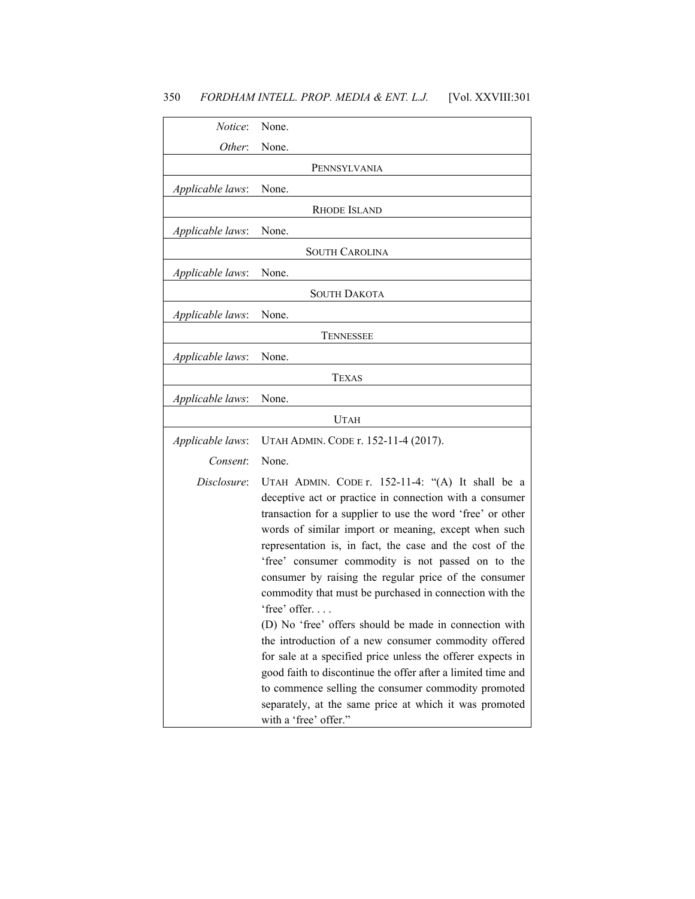| | |
|---|---|
| *Notice*: | None. |
| *Other*: | None. |
| | PENNSYLVANIA |
| *Applicable laws*: | None. |
| | RHODE ISLAND |
| *Applicable laws*: | None. |
| | SOUTH CAROLINA |
| *Applicable laws*: | None. |
| | SOUTH DAKOTA |
| *Applicable laws*: | None. |
| | TENNESSEE |
| *Applicable laws*: | None. |
| | TEXAS |
| *Applicable laws*: | None. |
| | UTAH |
| *Applicable laws*: | UTAH ADMIN. CODE r. 152-11-4 (2017). |
| *Consent*: | None. |
| *Disclosure*: | UTAH ADMIN. CODE r. 152-11-4: "(A) It shall be a deceptive act or practice in connection with a consumer transaction for a supplier to use the word 'free' or other words of similar import or meaning, except when such representation is, in fact, the case and the cost of the 'free' consumer commodity is not passed on to the consumer by raising the regular price of the consumer commodity that must be purchased in connection with the 'free' offer. . . . (D) No 'free' offers should be made in connection with the introduction of a new consumer commodity offered for sale at a specified price unless the offerer expects in good faith to discontinue the offer after a limited time and to commence selling the consumer commodity promoted separately, at the same price at which it was promoted with a 'free' offer." |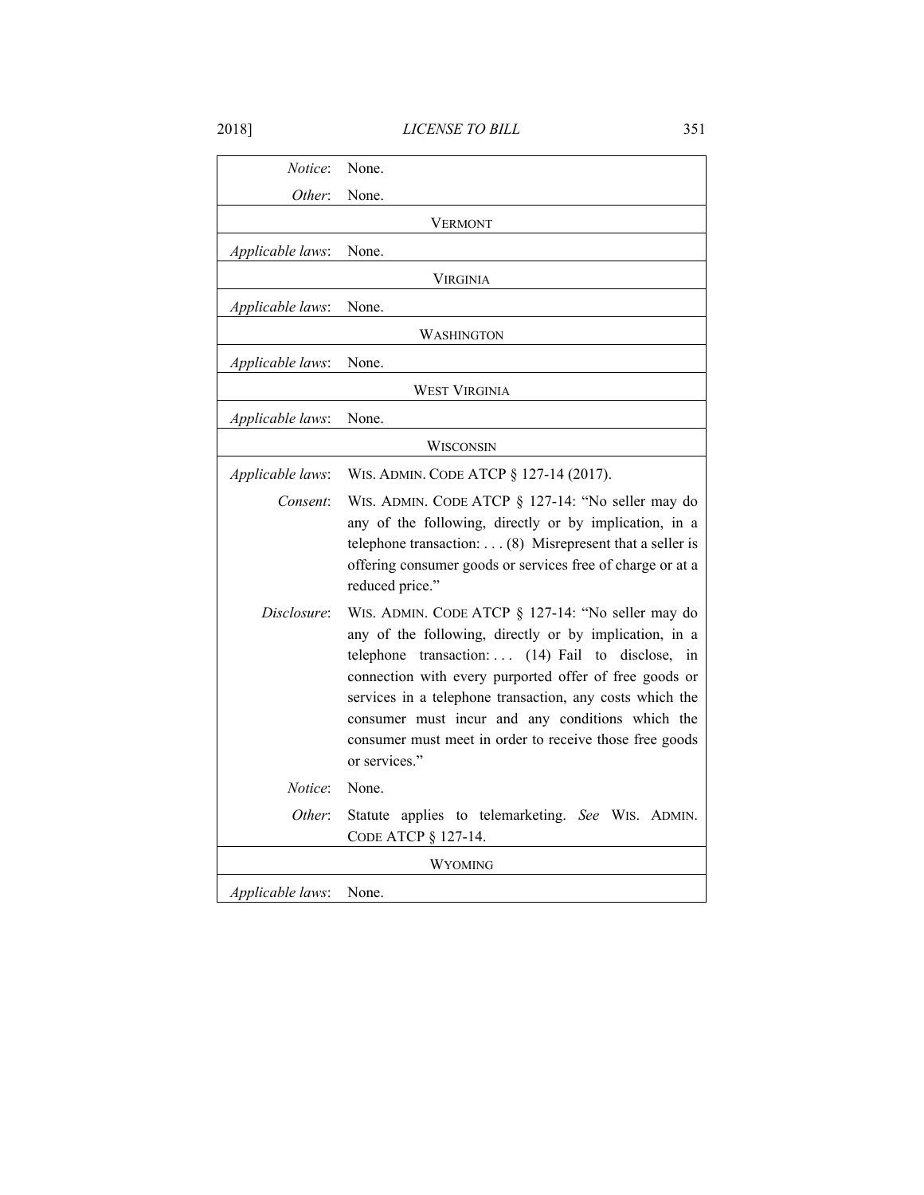| | |
|---|---|
| *Notice*: | None. |
| *Other*: | None. |
| **VERMONT** | |
| *Applicable laws*: | None. |
| **VIRGINIA** | |
| *Applicable laws*: | None. |
| **WASHINGTON** | |
| *Applicable laws*: | None. |
| **WEST VIRGINIA** | |
| *Applicable laws*: | None. |
| **WISCONSIN** | |
| *Applicable laws*: | WIS. ADMIN. CODE ATCP § 127-14 (2017). |
| *Consent*: | WIS. ADMIN. CODE ATCP § 127-14: "No seller may do any of the following, directly or by implication, in a telephone transaction: . . . (8) Misrepresent that a seller is offering consumer goods or services free of charge or at a reduced price." |
| *Disclosure*: | WIS. ADMIN. CODE ATCP § 127-14: "No seller may do any of the following, directly or by implication, in a telephone transaction: . . . (14) Fail to disclose, in connection with every purported offer of free goods or services in a telephone transaction, any costs which the consumer must incur and any conditions which the consumer must meet in order to receive those free goods or services." |
| *Notice*: | None. |
| *Other*: | Statute applies to telemarketing. *See* WIS. ADMIN. CODE ATCP § 127-14. |
| **WYOMING** | |
| *Applicable laws*: | None. |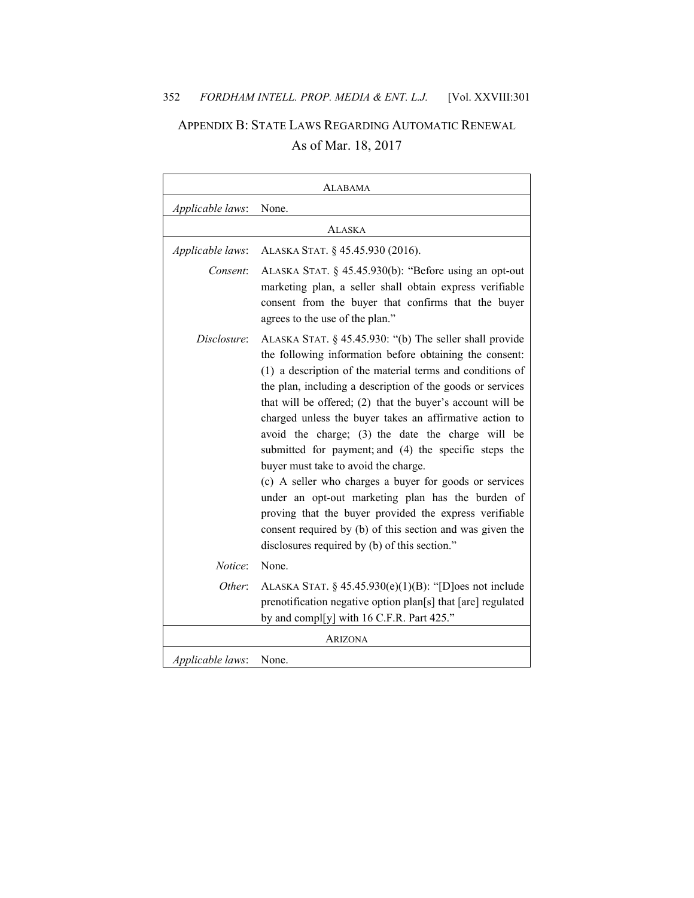## APPENDIX B: STATE LAWS REGARDING AUTOMATIC RENEWAL

As of Mar. 18, 2017

| ALABAMA | |
|---|---|
| *Applicable laws*: | None. |
| **ALASKA** | |
| *Applicable laws*: | ALASKA STAT. § 45.45.930 (2016). |
| *Consent*: | ALASKA STAT. § 45.45.930(b): "Before using an opt-out marketing plan, a seller shall obtain express verifiable consent from the buyer that confirms that the buyer agrees to the use of the plan." |
| *Disclosure*: | ALASKA STAT. § 45.45.930: "(b) The seller shall provide the following information before obtaining the consent: (1) a description of the material terms and conditions of the plan, including a description of the goods or services that will be offered; (2) that the buyer's account will be charged unless the buyer takes an affirmative action to avoid the charge; (3) the date the charge will be submitted for payment; and (4) the specific steps the buyer must take to avoid the charge. (c) A seller who charges a buyer for goods or services under an opt-out marketing plan has the burden of proving that the buyer provided the express verifiable consent required by (b) of this section and was given the disclosures required by (b) of this section." |
| *Notice*: | None. |
| *Other*: | ALASKA STAT. § 45.45.930(e)(1)(B): "[D]oes not include prenotification negative option plan[s] that [are] regulated by and compl[y] with 16 C.F.R. Part 425." |
| **ARIZONA** | |
| *Applicable laws*: | None. |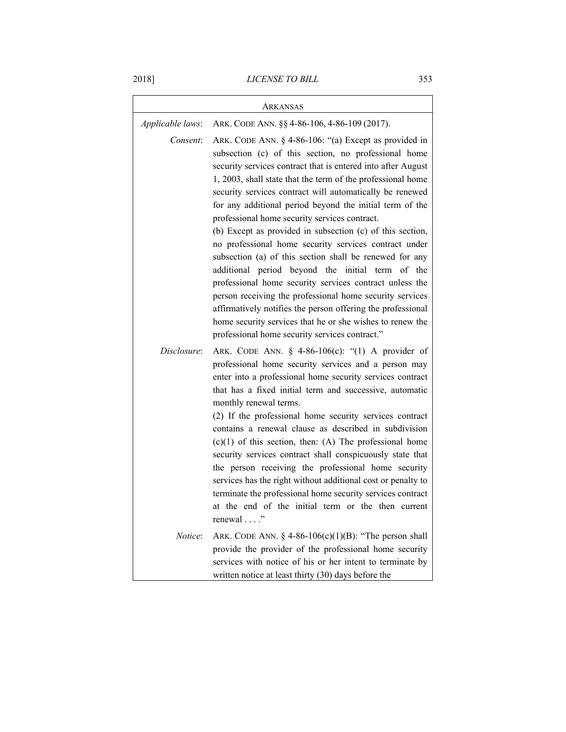| Arkansas | |
|---|---|
| *Applicable laws*: | Ark. Code Ann. §§ 4-86-106, 4-86-109 (2017). |
| *Consent*: | Ark. Code Ann. § 4-86-106: "(a) Except as provided in subsection (c) of this section, no professional home security services contract that is entered into after August 1, 2003, shall state that the term of the professional home security services contract will automatically be renewed for any additional period beyond the initial term of the professional home security services contract.<br>(b) Except as provided in subsection (c) of this section, no professional home security services contract under subsection (a) of this section shall be renewed for any additional period beyond the initial term of the professional home security services contract unless the person receiving the professional home security services affirmatively notifies the person offering the professional home security services that he or she wishes to renew the professional home security services contract." |
| *Disclosure*: | Ark. Code Ann. § 4-86-106(c): "(1) A provider of professional home security services and a person may enter into a professional home security services contract that has a fixed initial term and successive, automatic monthly renewal terms.<br>(2) If the professional home security services contract contains a renewal clause as described in subdivision (c)(1) of this section, then: (A) The professional home security services contract shall conspicuously state that the person receiving the professional home security services has the right without additional cost or penalty to terminate the professional home security services contract at the end of the initial term or the then current renewal . . . ." |
| *Notice*: | Ark. Code Ann. § 4-86-106(c)(1)(B): "The person shall provide the provider of the professional home security services with notice of his or her intent to terminate by written notice at least thirty (30) days before the |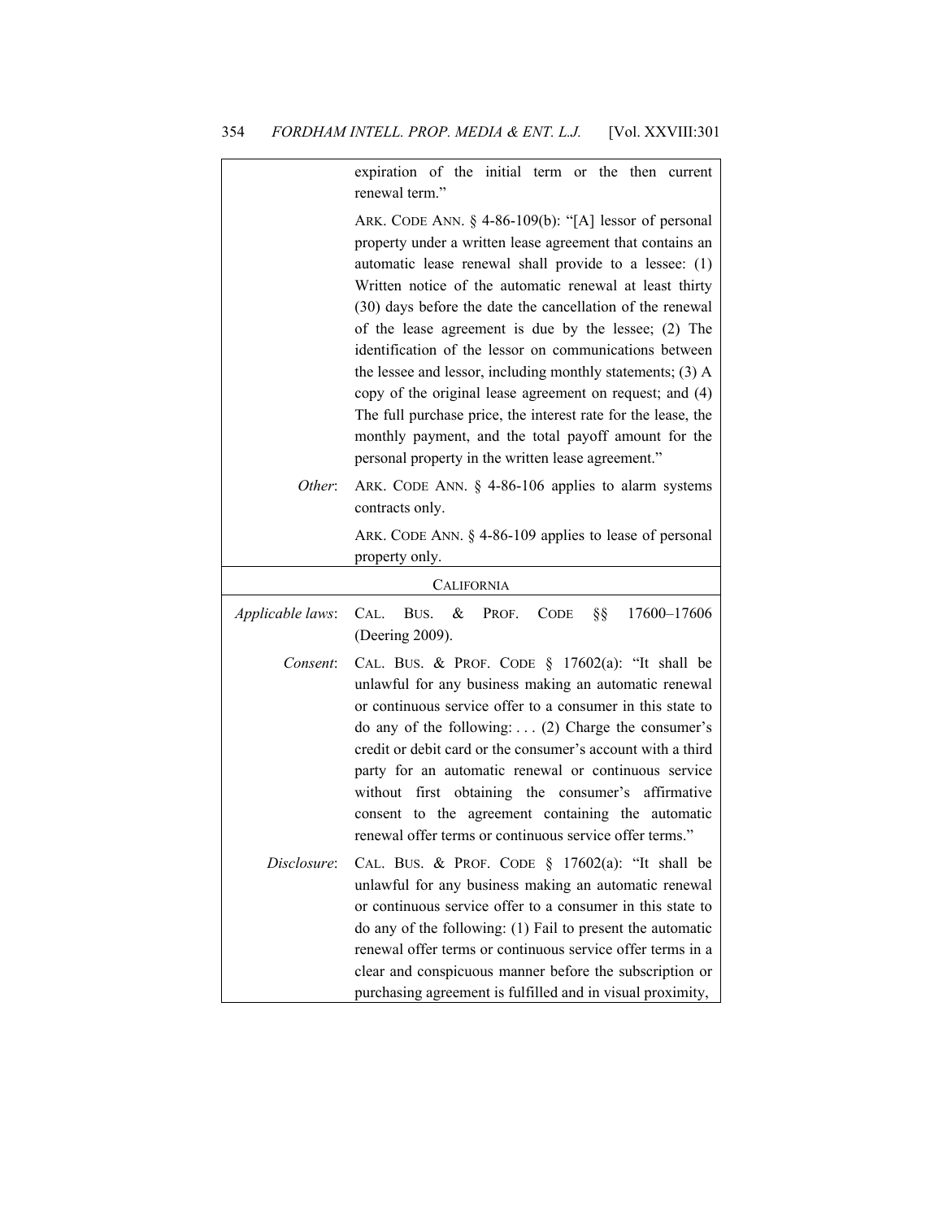| | |
|---|---|
| | expiration of the initial term or the then current renewal term." |
| | ARK. CODE ANN. § 4-86-109(b): "[A] lessor of personal property under a written lease agreement that contains an automatic lease renewal shall provide to a lessee: (1) Written notice of the automatic renewal at least thirty (30) days before the date the cancellation of the renewal of the lease agreement is due by the lessee; (2) The identification of the lessor on communications between the lessee and lessor, including monthly statements; (3) A copy of the original lease agreement on request; and (4) The full purchase price, the interest rate for the lease, the monthly payment, and the total payoff amount for the personal property in the written lease agreement." |
| *Other*: | ARK. CODE ANN. § 4-86-106 applies to alarm systems contracts only. |
| | ARK. CODE ANN. § 4-86-109 applies to lease of personal property only. |
| | CALIFORNIA |
| *Applicable laws*: | CAL. BUS. & PROF. CODE §§ 17600–17606 (Deering 2009). |
| *Consent*: | CAL. BUS. & PROF. CODE § 17602(a): "It shall be unlawful for any business making an automatic renewal or continuous service offer to a consumer in this state to do any of the following: . . . (2) Charge the consumer's credit or debit card or the consumer's account with a third party for an automatic renewal or continuous service without first obtaining the consumer's affirmative consent to the agreement containing the automatic renewal offer terms or continuous service offer terms." |
| *Disclosure*: | CAL. BUS. & PROF. CODE § 17602(a): "It shall be unlawful for any business making an automatic renewal or continuous service offer to a consumer in this state to do any of the following: (1) Fail to present the automatic renewal offer terms or continuous service offer terms in a clear and conspicuous manner before the subscription or purchasing agreement is fulfilled and in visual proximity, |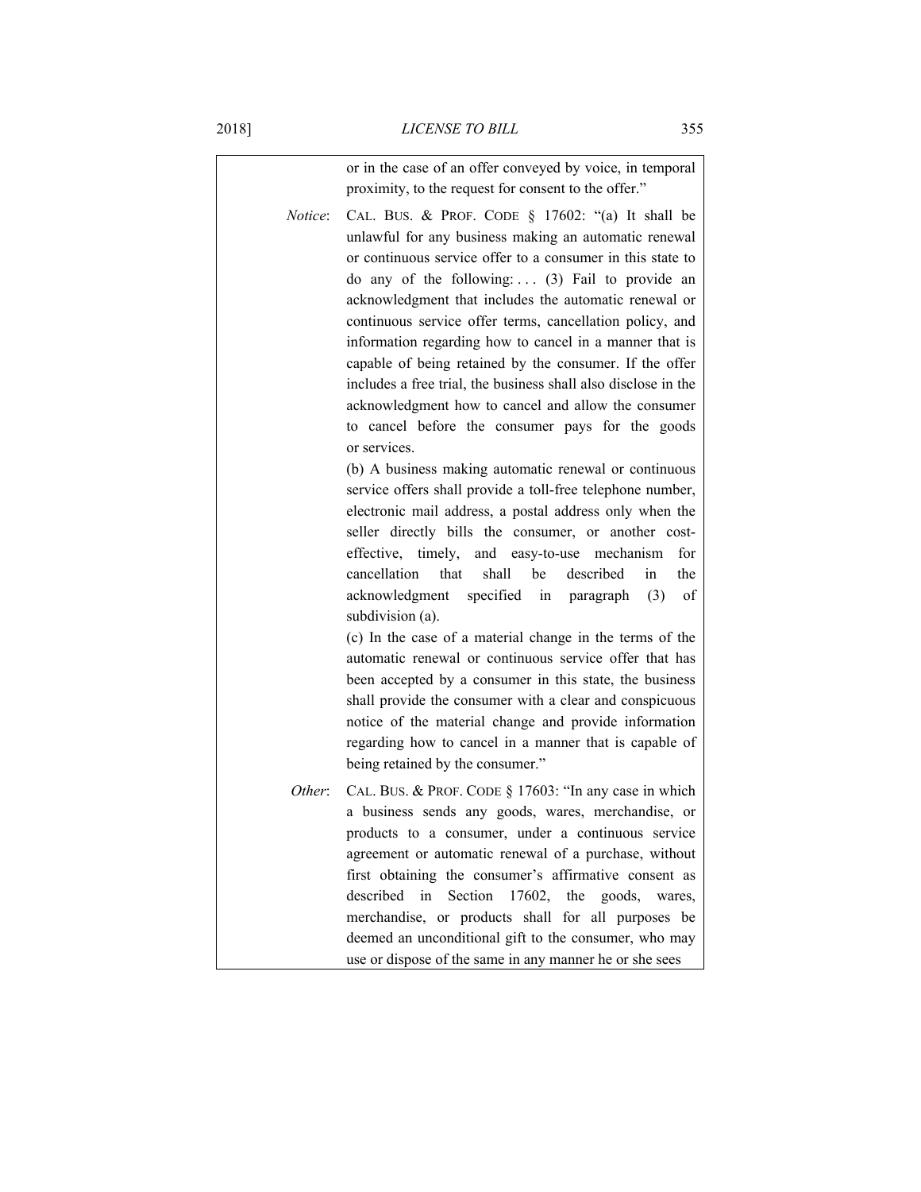| | |
|---|---|
| | or in the case of an offer conveyed by voice, in temporal proximity, to the request for consent to the offer." |
| *Notice*: | CAL. BUS. & PROF. CODE § 17602: "(a) It shall be unlawful for any business making an automatic renewal or continuous service offer to a consumer in this state to do any of the following: . . . (3) Fail to provide an acknowledgment that includes the automatic renewal or continuous service offer terms, cancellation policy, and information regarding how to cancel in a manner that is capable of being retained by the consumer. If the offer includes a free trial, the business shall also disclose in the acknowledgment how to cancel and allow the consumer to cancel before the consumer pays for the goods or services. (b) A business making automatic renewal or continuous service offers shall provide a toll-free telephone number, electronic mail address, a postal address only when the seller directly bills the consumer, or another cost-effective, timely, and easy-to-use mechanism for cancellation that shall be described in the acknowledgment specified in paragraph (3) of subdivision (a). (c) In the case of a material change in the terms of the automatic renewal or continuous service offer that has been accepted by a consumer in this state, the business shall provide the consumer with a clear and conspicuous notice of the material change and provide information regarding how to cancel in a manner that is capable of being retained by the consumer." |
| *Other*: | CAL. BUS. & PROF. CODE § 17603: "In any case in which a business sends any goods, wares, merchandise, or products to a consumer, under a continuous service agreement or automatic renewal of a purchase, without first obtaining the consumer's affirmative consent as described in Section 17602, the goods, wares, merchandise, or products shall for all purposes be deemed an unconditional gift to the consumer, who may use or dispose of the same in any manner he or she sees |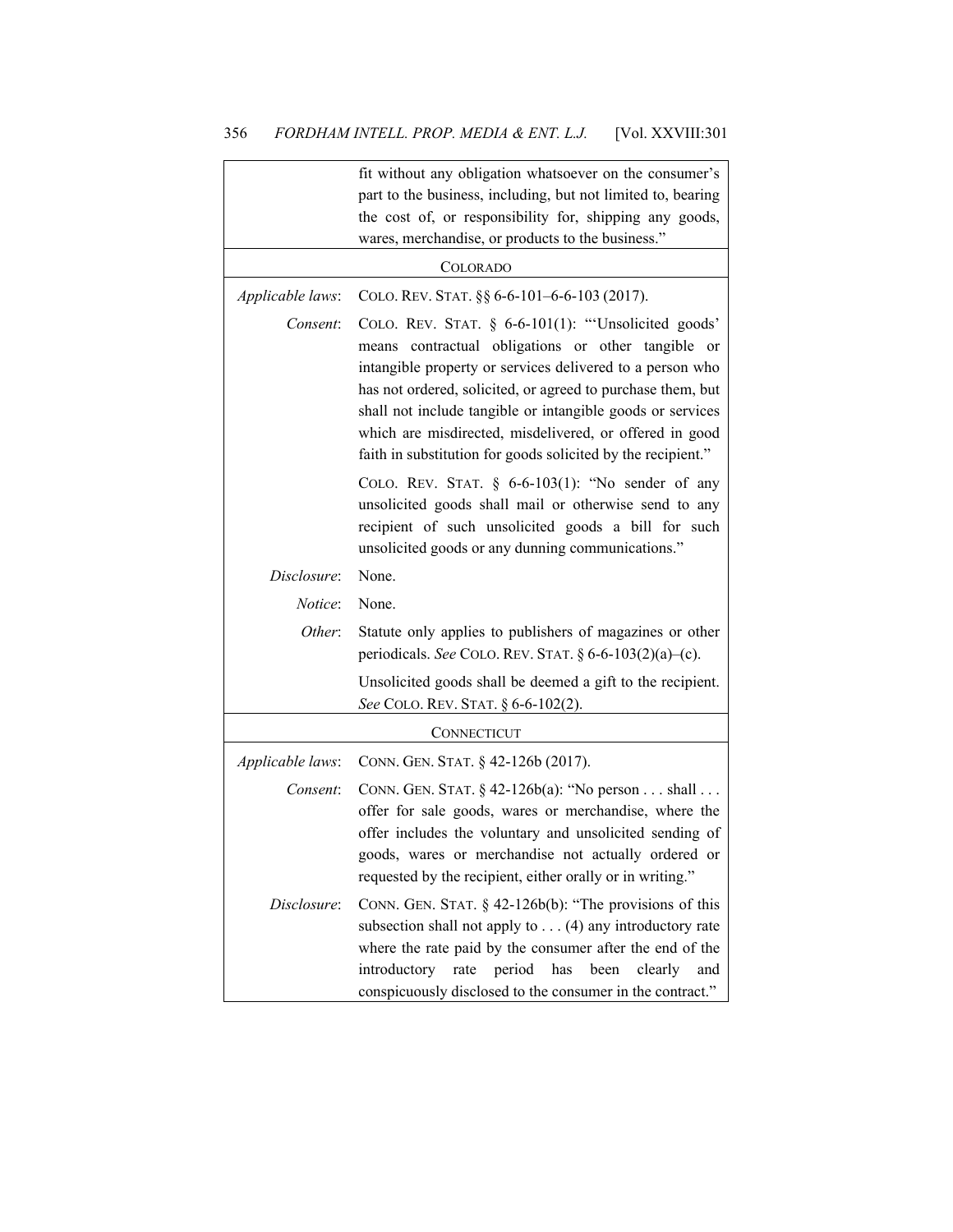| | |
|---|---|
| | fit without any obligation whatsoever on the consumer's part to the business, including, but not limited to, bearing the cost of, or responsibility for, shipping any goods, wares, merchandise, or products to the business." |
| COLORADO | |
| *Applicable laws*: | COLO. REV. STAT. §§ 6-6-101–6-6-103 (2017). |
| *Consent*: | COLO. REV. STAT. § 6-6-101(1): "'Unsolicited goods' means contractual obligations or other tangible or intangible property or services delivered to a person who has not ordered, solicited, or agreed to purchase them, but shall not include tangible or intangible goods or services which are misdirected, misdelivered, or offered in good faith in substitution for goods solicited by the recipient." |
| | COLO. REV. STAT. § 6-6-103(1): "No sender of any unsolicited goods shall mail or otherwise send to any recipient of such unsolicited goods a bill for such unsolicited goods or any dunning communications." |
| *Disclosure*: | None. |
| *Notice*: | None. |
| *Other*: | Statute only applies to publishers of magazines or other periodicals. *See* COLO. REV. STAT. § 6-6-103(2)(a)–(c). |
| | Unsolicited goods shall be deemed a gift to the recipient. *See* COLO. REV. STAT. § 6-6-102(2). |
| CONNECTICUT | |
| *Applicable laws*: | CONN. GEN. STAT. § 42-126b (2017). |
| *Consent*: | CONN. GEN. STAT. § 42-126b(a): "No person . . . shall . . . offer for sale goods, wares or merchandise, where the offer includes the voluntary and unsolicited sending of goods, wares or merchandise not actually ordered or requested by the recipient, either orally or in writing." |
| *Disclosure*: | CONN. GEN. STAT. § 42-126b(b): "The provisions of this subsection shall not apply to . . . (4) any introductory rate where the rate paid by the consumer after the end of the introductory rate period has been clearly and conspicuously disclosed to the consumer in the contract." |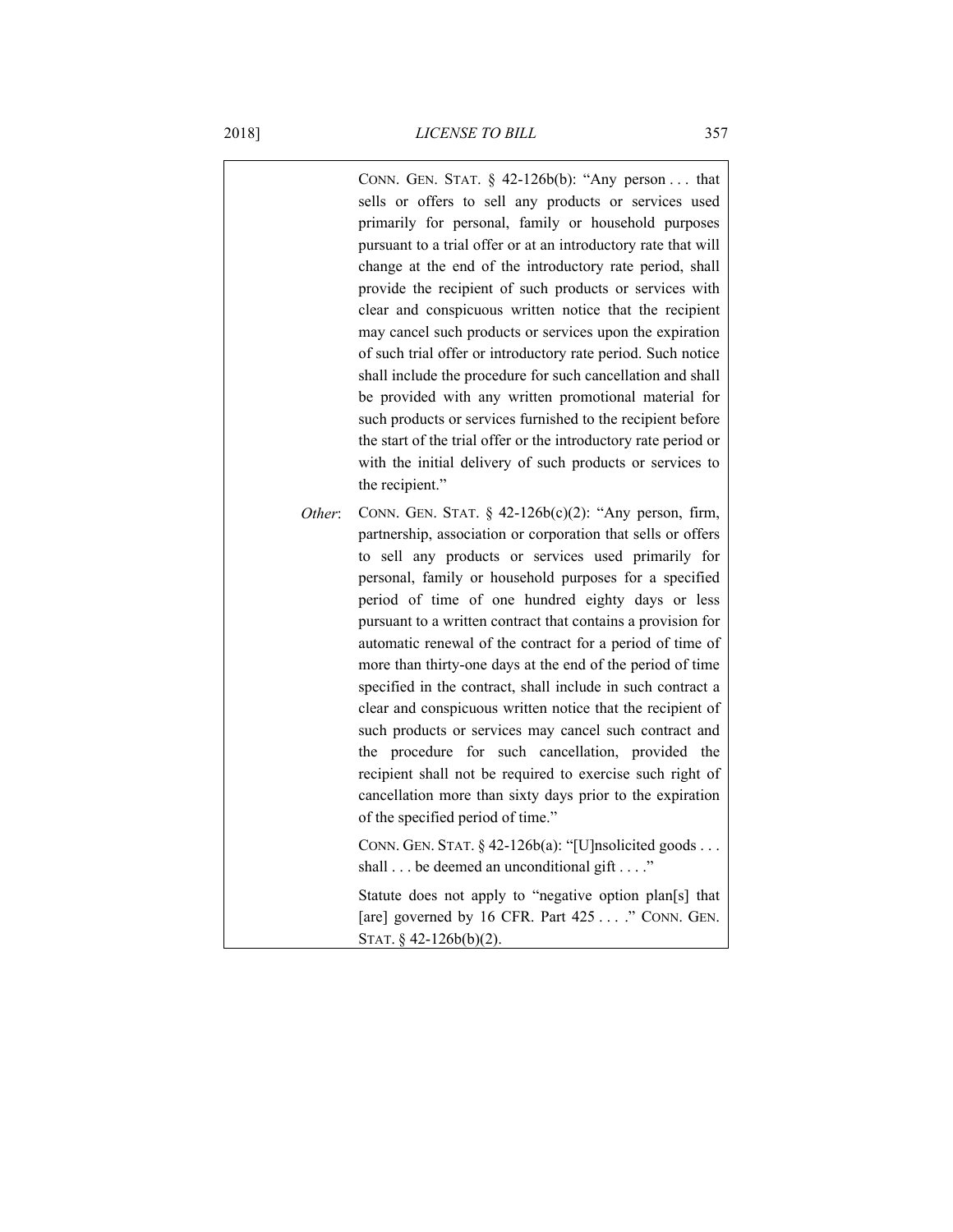| | |
|---|---|
| | CONN. GEN. STAT. § 42-126b(b): "Any person . . . that sells or offers to sell any products or services used primarily for personal, family or household purposes pursuant to a trial offer or at an introductory rate that will change at the end of the introductory rate period, shall provide the recipient of such products or services with clear and conspicuous written notice that the recipient may cancel such products or services upon the expiration of such trial offer or introductory rate period. Such notice shall include the procedure for such cancellation and shall be provided with any written promotional material for such products or services furnished to the recipient before the start of the trial offer or the introductory rate period or with the initial delivery of such products or services to the recipient." |
| *Other*: | CONN. GEN. STAT. § 42-126b(c)(2): "Any person, firm, partnership, association or corporation that sells or offers to sell any products or services used primarily for personal, family or household purposes for a specified period of time of one hundred eighty days or less pursuant to a written contract that contains a provision for automatic renewal of the contract for a period of time of more than thirty-one days at the end of the period of time specified in the contract, shall include in such contract a clear and conspicuous written notice that the recipient of such products or services may cancel such contract and the procedure for such cancellation, provided the recipient shall not be required to exercise such right of cancellation more than sixty days prior to the expiration of the specified period of time." <br><br> CONN. GEN. STAT. § 42-126b(a): "[U]nsolicited goods . . . shall . . . be deemed an unconditional gift . . . ." <br><br> Statute does not apply to "negative option plan[s] that [are] governed by 16 CFR. Part 425 . . . ." CONN. GEN. STAT. § 42-126b(b)(2). |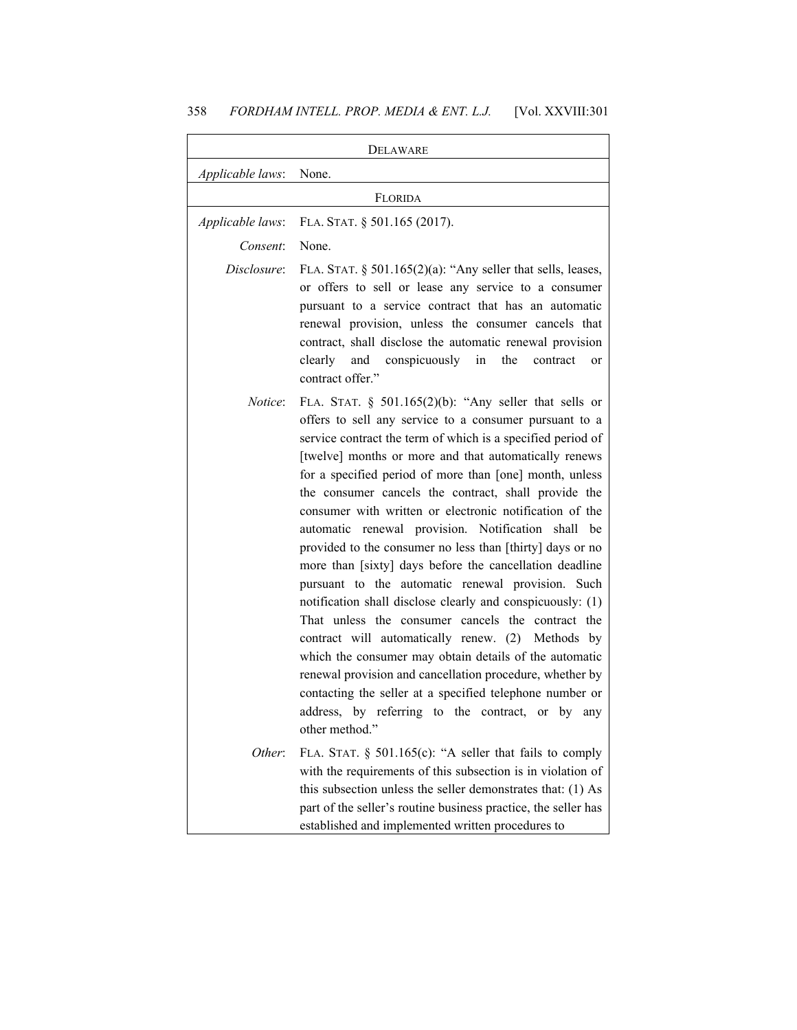| DELAWARE | |
|---|---|
| *Applicable laws*: | None. |
| FLORIDA | |
| *Applicable laws*: | FLA. STAT. § 501.165 (2017). |
| *Consent*: | None. |
| *Disclosure*: | FLA. STAT. § 501.165(2)(a): "Any seller that sells, leases, or offers to sell or lease any service to a consumer pursuant to a service contract that has an automatic renewal provision, unless the consumer cancels that contract, shall disclose the automatic renewal provision clearly and conspicuously in the contract or contract offer." |
| *Notice*: | FLA. STAT. § 501.165(2)(b): "Any seller that sells or offers to sell any service to a consumer pursuant to a service contract the term of which is a specified period of [twelve] months or more and that automatically renews for a specified period of more than [one] month, unless the consumer cancels the contract, shall provide the consumer with written or electronic notification of the automatic renewal provision. Notification shall be provided to the consumer no less than [thirty] days or no more than [sixty] days before the cancellation deadline pursuant to the automatic renewal provision. Such notification shall disclose clearly and conspicuously: (1) That unless the consumer cancels the contract the contract will automatically renew. (2) Methods by which the consumer may obtain details of the automatic renewal provision and cancellation procedure, whether by contacting the seller at a specified telephone number or address, by referring to the contract, or by any other method." |
| *Other*: | FLA. STAT. § 501.165(c): "A seller that fails to comply with the requirements of this subsection is in violation of this subsection unless the seller demonstrates that: (1) As part of the seller's routine business practice, the seller has established and implemented written procedures to |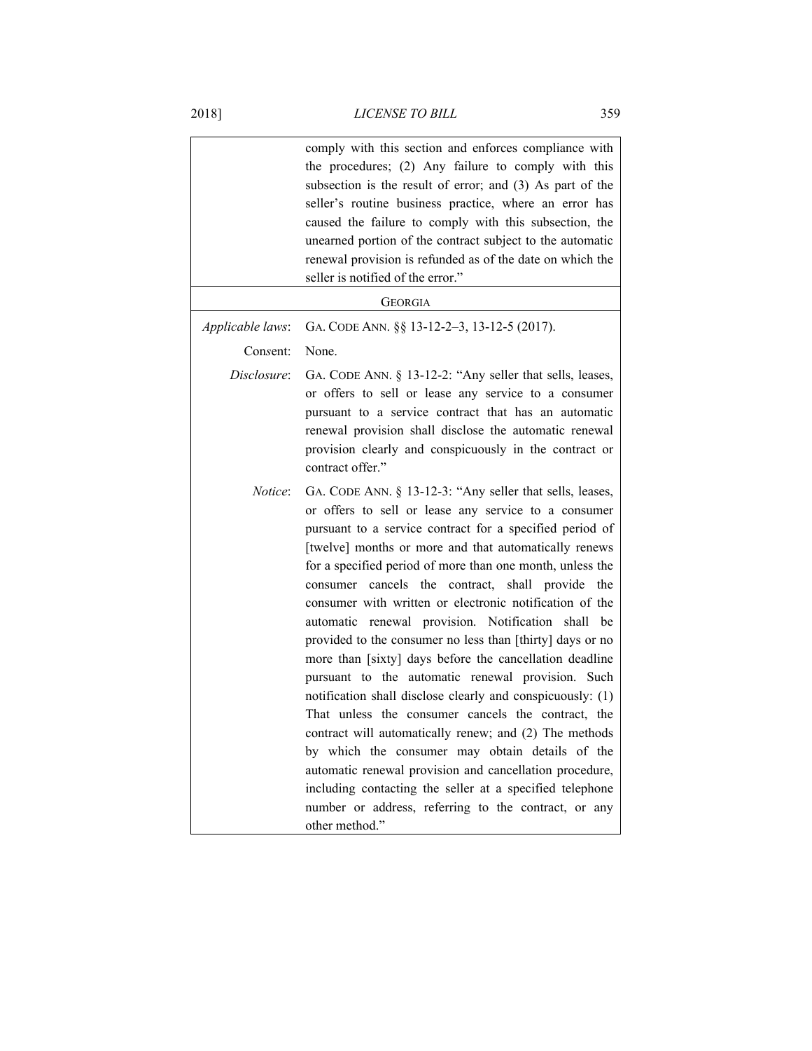| | |
|---|---|
| | comply with this section and enforces compliance with the procedures; (2) Any failure to comply with this subsection is the result of error; and (3) As part of the seller's routine business practice, where an error has caused the failure to comply with this subsection, the unearned portion of the contract subject to the automatic renewal provision is refunded as of the date on which the seller is notified of the error." |
| | GEORGIA |
| *Applicable laws*: | GA. CODE ANN. §§ 13-12-2–3, 13-12-5 (2017). |
| Con*s*ent: | None. |
| *Disclosure*: | GA. CODE ANN. § 13-12-2: "Any seller that sells, leases, or offers to sell or lease any service to a consumer pursuant to a service contract that has an automatic renewal provision shall disclose the automatic renewal provision clearly and conspicuously in the contract or contract offer." |
| *Notice*: | GA. CODE ANN. § 13-12-3: "Any seller that sells, leases, or offers to sell or lease any service to a consumer pursuant to a service contract for a specified period of [twelve] months or more and that automatically renews for a specified period of more than one month, unless the consumer cancels the contract, shall provide the consumer with written or electronic notification of the automatic renewal provision. Notification shall be provided to the consumer no less than [thirty] days or no more than [sixty] days before the cancellation deadline pursuant to the automatic renewal provision. Such notification shall disclose clearly and conspicuously: (1) That unless the consumer cancels the contract, the contract will automatically renew; and (2) The methods by which the consumer may obtain details of the automatic renewal provision and cancellation procedure, including contacting the seller at a specified telephone number or address, referring to the contract, or any other method." |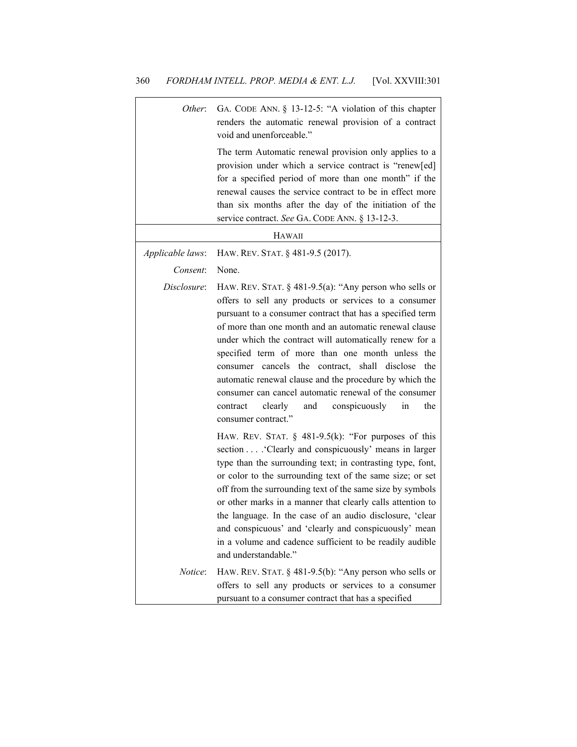| | |
|---|---|
| *Other*: | GA. CODE ANN. § 13-12-5: "A violation of this chapter renders the automatic renewal provision of a contract void and unenforceable."<br><br>The term Automatic renewal provision only applies to a provision under which a service contract is "renew[ed] for a specified period of more than one month" if the renewal causes the service contract to be in effect more than six months after the day of the initiation of the service contract. *See* GA. CODE ANN. § 13-12-3. |
| | HAWAII |
| *Applicable laws*: | HAW. REV. STAT. § 481-9.5 (2017). |
| *Consent*: | None. |
| *Disclosure*: | HAW. REV. STAT. § 481-9.5(a): "Any person who sells or offers to sell any products or services to a consumer pursuant to a consumer contract that has a specified term of more than one month and an automatic renewal clause under which the contract will automatically renew for a specified term of more than one month unless the consumer cancels the contract, shall disclose the automatic renewal clause and the procedure by which the consumer can cancel automatic renewal of the consumer contract clearly and conspicuously in the consumer contract."<br><br>HAW. REV. STAT. § 481-9.5(k): "For purposes of this section . . . .'Clearly and conspicuously' means in larger type than the surrounding text; in contrasting type, font, or color to the surrounding text of the same size; or set off from the surrounding text of the same size by symbols or other marks in a manner that clearly calls attention to the language. In the case of an audio disclosure, 'clear and conspicuous' and 'clearly and conspicuously' mean in a volume and cadence sufficient to be readily audible and understandable." |
| *Notice*: | HAW. REV. STAT. § 481-9.5(b): "Any person who sells or offers to sell any products or services to a consumer pursuant to a consumer contract that has a specified |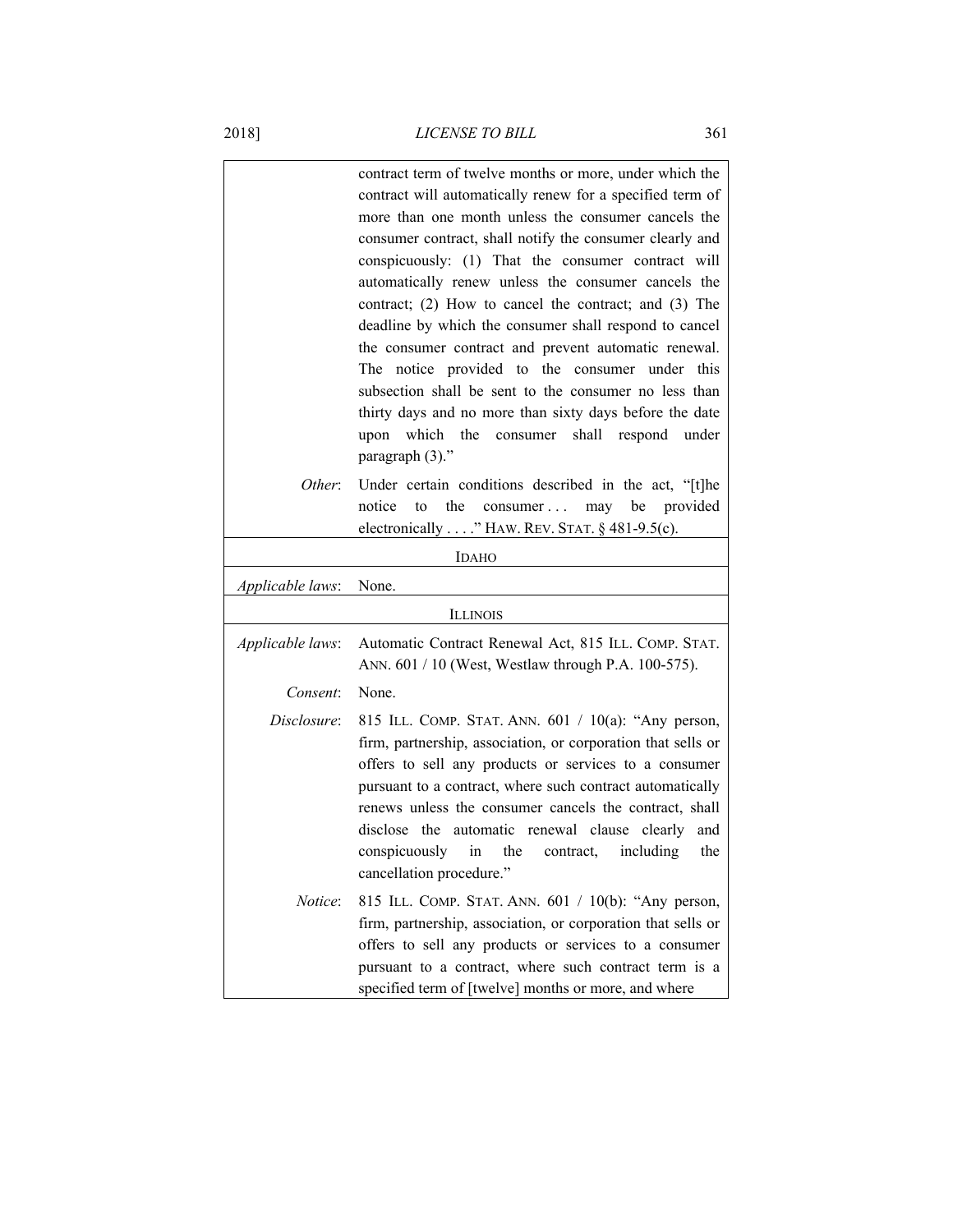| | |
|---|---|
| | contract term of twelve months or more, under which the contract will automatically renew for a specified term of more than one month unless the consumer cancels the consumer contract, shall notify the consumer clearly and conspicuously: (1) That the consumer contract will automatically renew unless the consumer cancels the contract; (2) How to cancel the contract; and (3) The deadline by which the consumer shall respond to cancel the consumer contract and prevent automatic renewal. The notice provided to the consumer under this subsection shall be sent to the consumer no less than thirty days and no more than sixty days before the date upon which the consumer shall respond under paragraph (3)." |
| *Other*: | Under certain conditions described in the act, "[t]he notice to the consumer . . . may be provided electronically . . . ." HAW. REV. STAT. § 481-9.5(c). |
| | IDAHO |
| *Applicable laws*: | None. |
| | ILLINOIS |
| *Applicable laws*: | Automatic Contract Renewal Act, 815 ILL. COMP. STAT. ANN. 601 / 10 (West, Westlaw through P.A. 100-575). |
| *Consent*: | None. |
| *Disclosure*: | 815 ILL. COMP. STAT. ANN. 601 / 10(a): "Any person, firm, partnership, association, or corporation that sells or offers to sell any products or services to a consumer pursuant to a contract, where such contract automatically renews unless the consumer cancels the contract, shall disclose the automatic renewal clause clearly and conspicuously in the contract, including the cancellation procedure." |
| *Notice*: | 815 ILL. COMP. STAT. ANN. 601 / 10(b): "Any person, firm, partnership, association, or corporation that sells or offers to sell any products or services to a consumer pursuant to a contract, where such contract term is a specified term of [twelve] months or more, and where |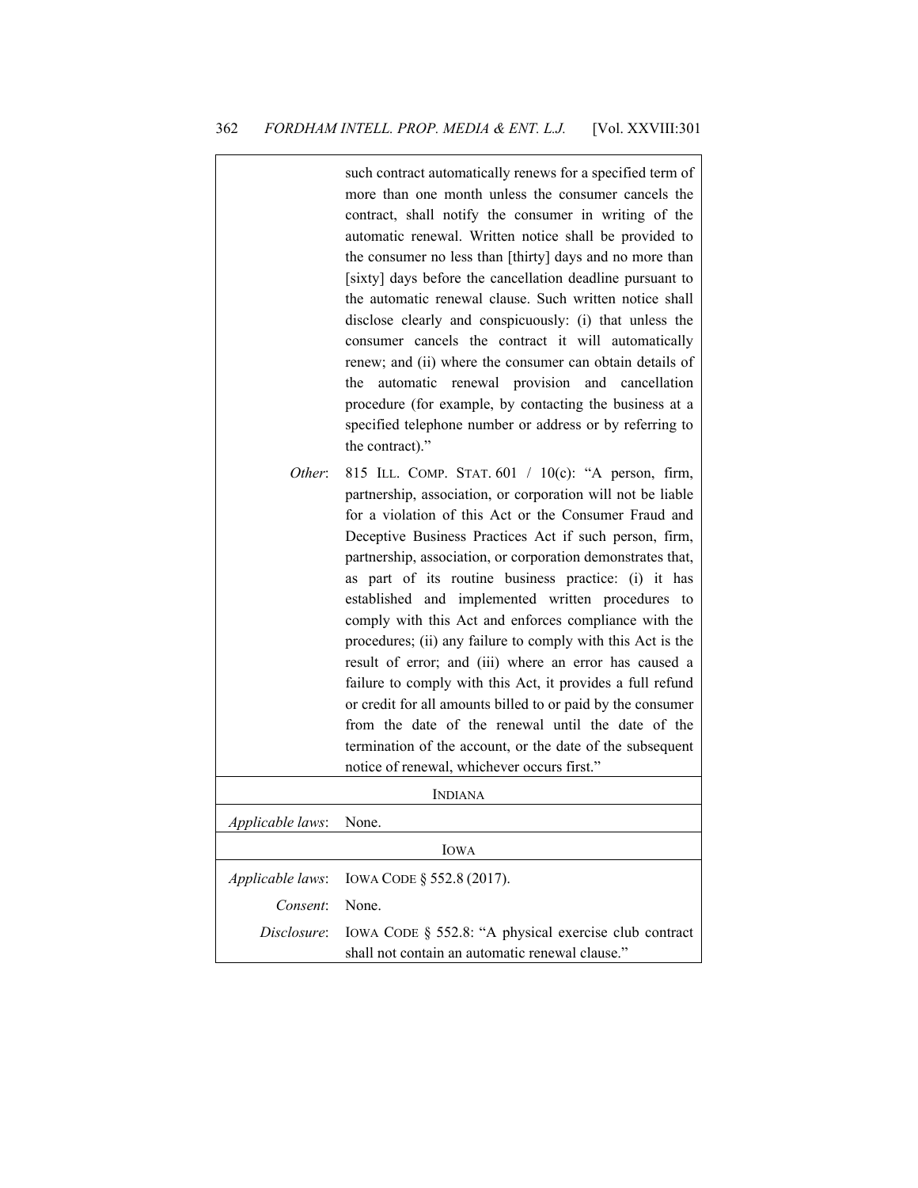| | |
|---|---|
| | such contract automatically renews for a specified term of more than one month unless the consumer cancels the contract, shall notify the consumer in writing of the automatic renewal. Written notice shall be provided to the consumer no less than [thirty] days and no more than [sixty] days before the cancellation deadline pursuant to the automatic renewal clause. Such written notice shall disclose clearly and conspicuously: (i) that unless the consumer cancels the contract it will automatically renew; and (ii) where the consumer can obtain details of the automatic renewal provision and cancellation procedure (for example, by contacting the business at a specified telephone number or address or by referring to the contract)." |
| *Other*: | 815 ILL. COMP. STAT. 601 / 10(c): "A person, firm, partnership, association, or corporation will not be liable for a violation of this Act or the Consumer Fraud and Deceptive Business Practices Act if such person, firm, partnership, association, or corporation demonstrates that, as part of its routine business practice: (i) it has established and implemented written procedures to comply with this Act and enforces compliance with the procedures; (ii) any failure to comply with this Act is the result of error; and (iii) where an error has caused a failure to comply with this Act, it provides a full refund or credit for all amounts billed to or paid by the consumer from the date of the renewal until the date of the termination of the account, or the date of the subsequent notice of renewal, whichever occurs first." |
| | INDIANA |
| *Applicable laws*: | None. |
| | IOWA |
| *Applicable laws*: | IOWA CODE § 552.8 (2017). |
| *Consent*: | None. |
| *Disclosure*: | IOWA CODE § 552.8: "A physical exercise club contract shall not contain an automatic renewal clause." |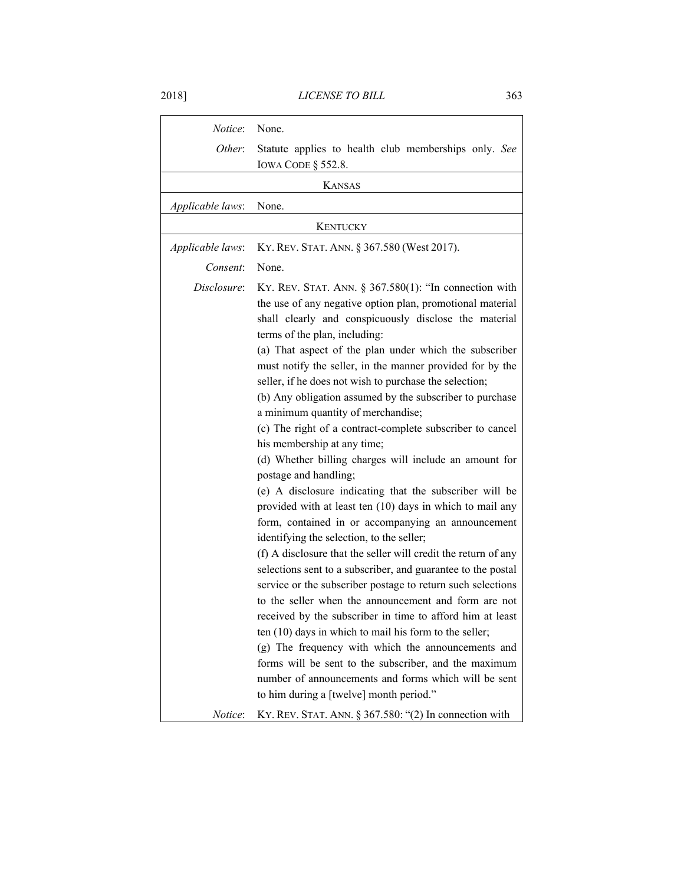| | |
|---|---|
| *Notice*: | None. |
| *Other*: | Statute applies to health club memberships only. *See* IOWA CODE § 552.8. |
| | KANSAS |
| *Applicable laws*: | None. |
| | KENTUCKY |
| *Applicable laws*: | KY. REV. STAT. ANN. § 367.580 (West 2017). |
| *Consent*: | None. |
| *Disclosure*: | KY. REV. STAT. ANN. § 367.580(1): "In connection with the use of any negative option plan, promotional material shall clearly and conspicuously disclose the material terms of the plan, including:<br>(a) That aspect of the plan under which the subscriber must notify the seller, in the manner provided for by the seller, if he does not wish to purchase the selection;<br>(b) Any obligation assumed by the subscriber to purchase a minimum quantity of merchandise;<br>(c) The right of a contract-complete subscriber to cancel his membership at any time;<br>(d) Whether billing charges will include an amount for postage and handling;<br>(e) A disclosure indicating that the subscriber will be provided with at least ten (10) days in which to mail any form, contained in or accompanying an announcement identifying the selection, to the seller;<br>(f) A disclosure that the seller will credit the return of any selections sent to a subscriber, and guarantee to the postal service or the subscriber postage to return such selections to the seller when the announcement and form are not received by the subscriber in time to afford him at least ten (10) days in which to mail his form to the seller;<br>(g) The frequency with which the announcements and forms will be sent to the subscriber, and the maximum number of announcements and forms which will be sent to him during a [twelve] month period." |
| *Notice*: | KY. REV. STAT. ANN. § 367.580: "(2) In connection with |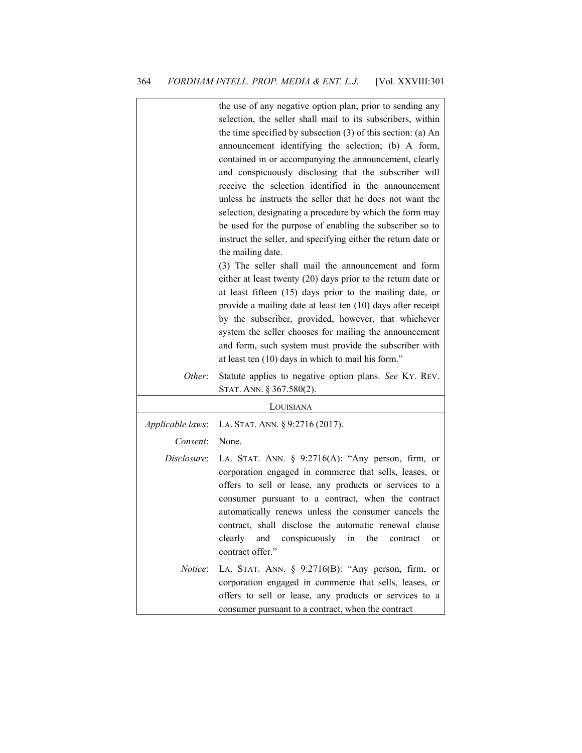| | |
|---|---|
| | the use of any negative option plan, prior to sending any selection, the seller shall mail to its subscribers, within the time specified by subsection (3) of this section: (a) An announcement identifying the selection; (b) A form, contained in or accompanying the announcement, clearly and conspicuously disclosing that the subscriber will receive the selection identified in the announcement unless he instructs the seller that he does not want the selection, designating a procedure by which the form may be used for the purpose of enabling the subscriber so to instruct the seller, and specifying either the return date or the mailing date. (3) The seller shall mail the announcement and form either at least twenty (20) days prior to the return date or at least fifteen (15) days prior to the mailing date, or provide a mailing date at least ten (10) days after receipt by the subscriber, provided, however, that whichever system the seller chooses for mailing the announcement and form, such system must provide the subscriber with at least ten (10) days in which to mail his form." |
| *Other*: | Statute applies to negative option plans. *See* KY. REV. STAT. ANN. § 367.580(2). |
| | LOUISIANA |
| *Applicable laws*: | LA. STAT. ANN. § 9:2716 (2017). |
| *Consent*: | None. |
| *Disclosure*: | LA. STAT. ANN. § 9:2716(A): "Any person, firm, or corporation engaged in commerce that sells, leases, or offers to sell or lease, any products or services to a consumer pursuant to a contract, when the contract automatically renews unless the consumer cancels the contract, shall disclose the automatic renewal clause clearly and conspicuously in the contract or contract offer." |
| *Notice*: | LA. STAT. ANN. § 9:2716(B): "Any person, firm, or corporation engaged in commerce that sells, leases, or offers to sell or lease, any products or services to a consumer pursuant to a contract, when the contract |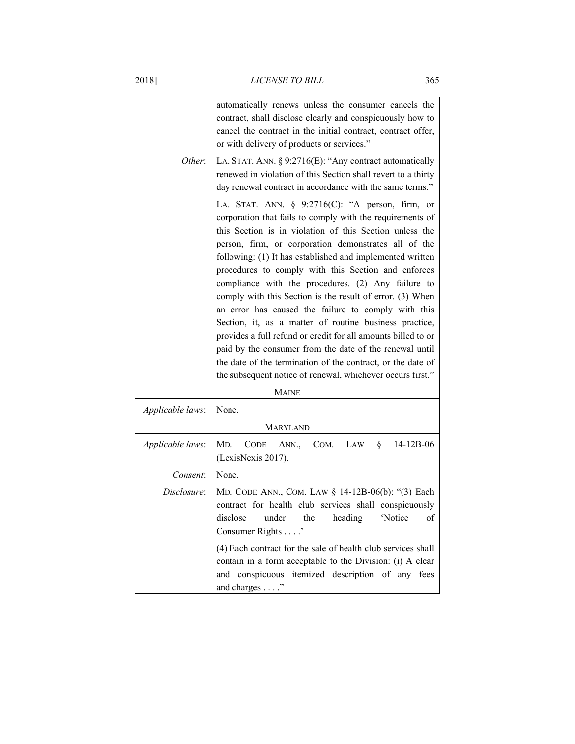| | |
|---|---|
| | automatically renews unless the consumer cancels the contract, shall disclose clearly and conspicuously how to cancel the contract in the initial contract, contract offer, or with delivery of products or services." |
| *Other*: | LA. STAT. ANN. § 9:2716(E): "Any contract automatically renewed in violation of this Section shall revert to a thirty day renewal contract in accordance with the same terms." |
| | LA. STAT. ANN. § 9:2716(C): "A person, firm, or corporation that fails to comply with the requirements of this Section is in violation of this Section unless the person, firm, or corporation demonstrates all of the following: (1) It has established and implemented written procedures to comply with this Section and enforces compliance with the procedures. (2) Any failure to comply with this Section is the result of error. (3) When an error has caused the failure to comply with this Section, it, as a matter of routine business practice, provides a full refund or credit for all amounts billed to or paid by the consumer from the date of the renewal until the date of the termination of the contract, or the date of the subsequent notice of renewal, whichever occurs first." |
| | MAINE |
| *Applicable laws*: | None. |
| | MARYLAND |
| *Applicable laws*: | MD. CODE ANN., COM. LAW § 14-12B-06 (LexisNexis 2017). |
| *Consent*: | None. |
| *Disclosure*: | MD. CODE ANN., COM. LAW § 14-12B-06(b): "(3) Each contract for health club services shall conspicuously disclose under the heading 'Notice of Consumer Rights . . . .' |
| | (4) Each contract for the sale of health club services shall contain in a form acceptable to the Division: (i) A clear and conspicuous itemized description of any fees and charges . . . ." |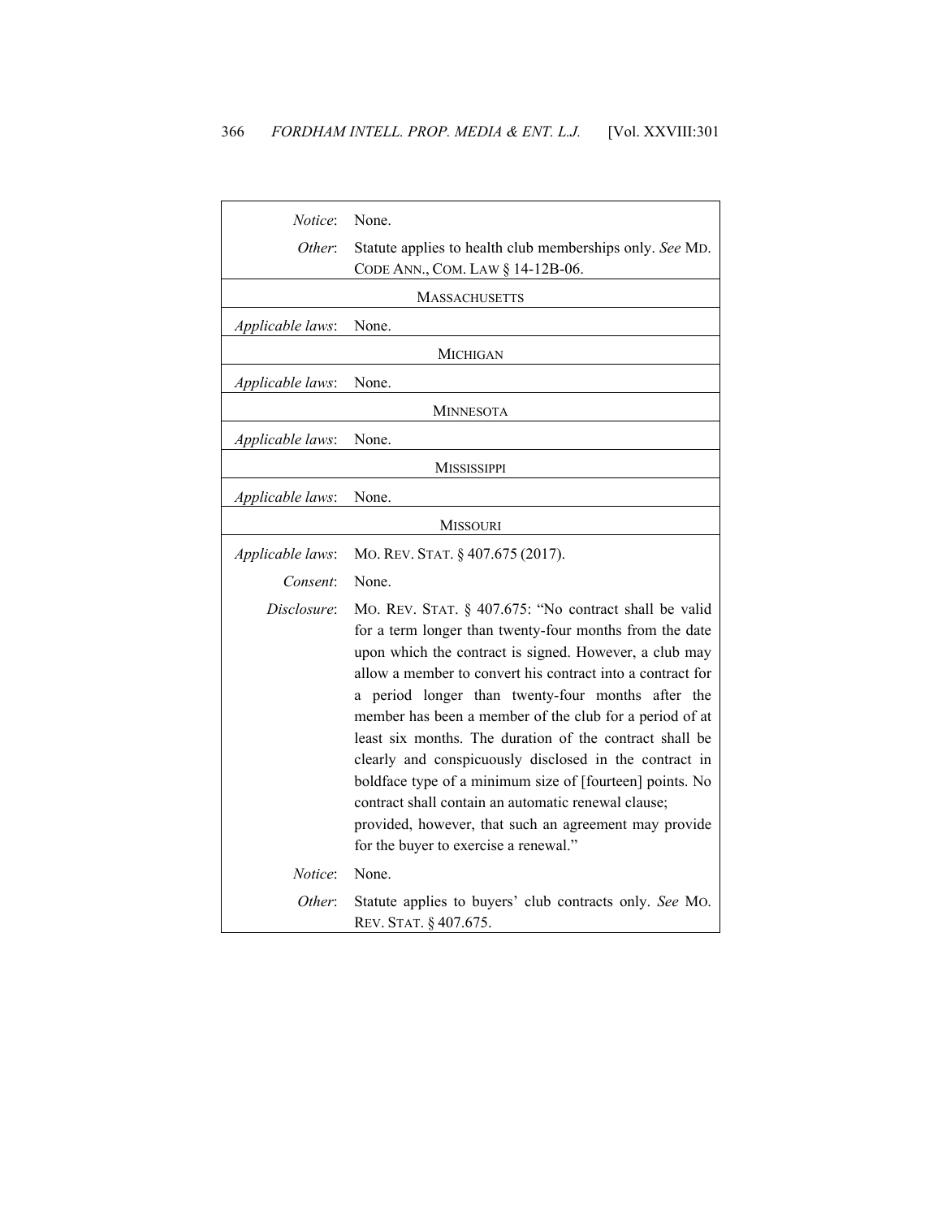| | |
|---|---|
| *Notice*: | None. |
| *Other*: | Statute applies to health club memberships only. *See* MD. CODE ANN., COM. LAW § 14-12B-06. |
| MASSACHUSETTS | |
| *Applicable laws*: | None. |
| MICHIGAN | |
| *Applicable laws*: | None. |
| MINNESOTA | |
| *Applicable laws*: | None. |
| MISSISSIPPI | |
| *Applicable laws*: | None. |
| MISSOURI | |
| *Applicable laws*: | MO. REV. STAT. § 407.675 (2017). |
| *Consent*: | None. |
| *Disclosure*: | MO. REV. STAT. § 407.675: "No contract shall be valid for a term longer than twenty-four months from the date upon which the contract is signed. However, a club may allow a member to convert his contract into a contract for a period longer than twenty-four months after the member has been a member of the club for a period of at least six months. The duration of the contract shall be clearly and conspicuously disclosed in the contract in boldface type of a minimum size of [fourteen] points. No contract shall contain an automatic renewal clause; provided, however, that such an agreement may provide for the buyer to exercise a renewal." |
| *Notice*: | None. |
| *Other*: | Statute applies to buyers' club contracts only. *See* MO. REV. STAT. § 407.675. |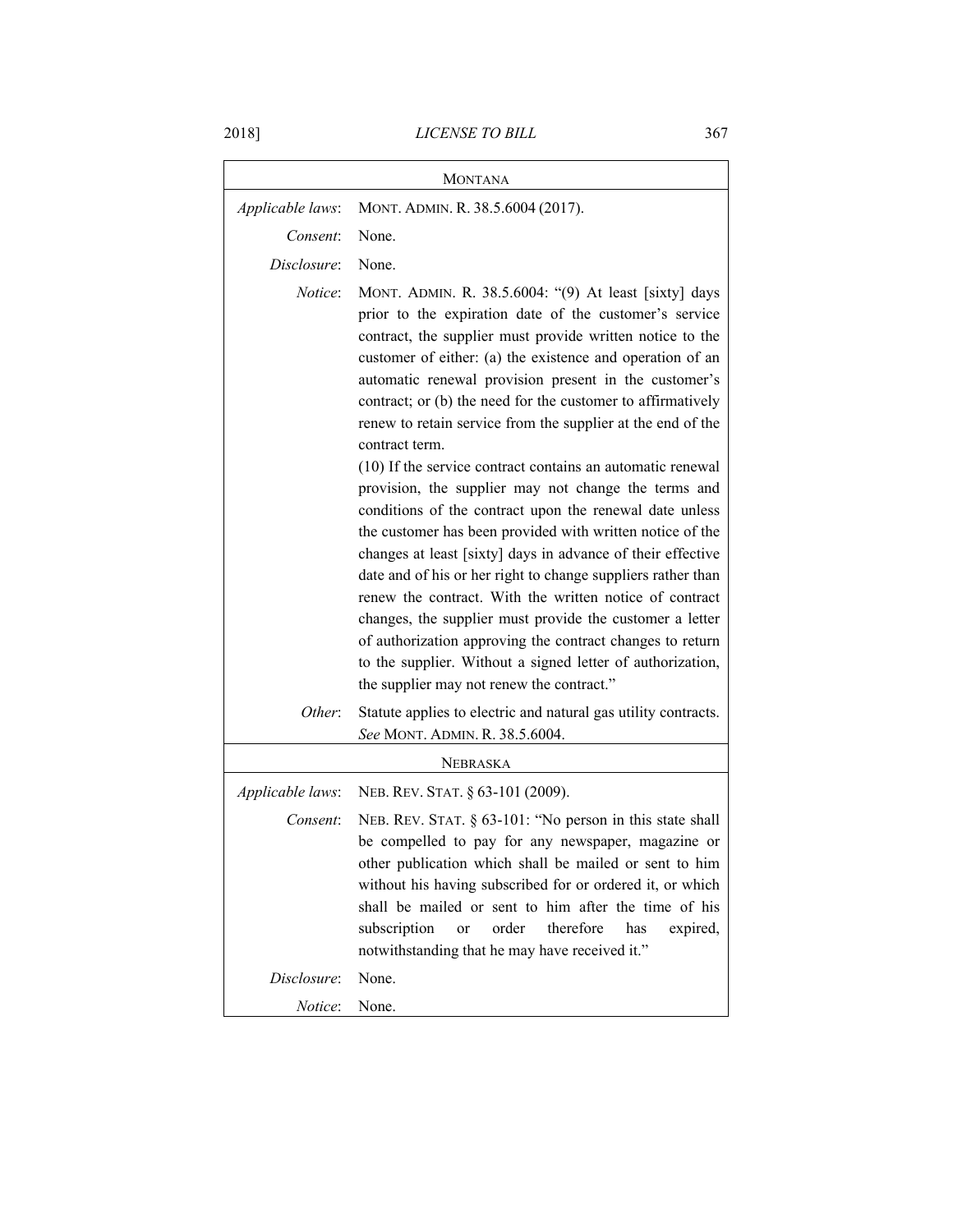| Montana | |
|---|---|
| *Applicable laws*: | MONT. ADMIN. R. 38.5.6004 (2017). |
| *Consent*: | None. |
| *Disclosure*: | None. |
| *Notice*: | MONT. ADMIN. R. 38.5.6004: "(9) At least [sixty] days prior to the expiration date of the customer's service contract, the supplier must provide written notice to the customer of either: (a) the existence and operation of an automatic renewal provision present in the customer's contract; or (b) the need for the customer to affirmatively renew to retain service from the supplier at the end of the contract term. (10) If the service contract contains an automatic renewal provision, the supplier may not change the terms and conditions of the contract upon the renewal date unless the customer has been provided with written notice of the changes at least [sixty] days in advance of their effective date and of his or her right to change suppliers rather than renew the contract. With the written notice of contract changes, the supplier must provide the customer a letter of authorization approving the contract changes to return to the supplier. Without a signed letter of authorization, the supplier may not renew the contract." |
| *Other*: | Statute applies to electric and natural gas utility contracts. *See* MONT. ADMIN. R. 38.5.6004. |

| Nebraska | |
|---|---|
| *Applicable laws*: | NEB. REV. STAT. § 63-101 (2009). |
| *Consent*: | NEB. REV. STAT. § 63-101: "No person in this state shall be compelled to pay for any newspaper, magazine or other publication which shall be mailed or sent to him without his having subscribed for or ordered it, or which shall be mailed or sent to him after the time of his subscription or order therefore has expired, notwithstanding that he may have received it." |
| *Disclosure*: | None. |
| *Notice*: | None. |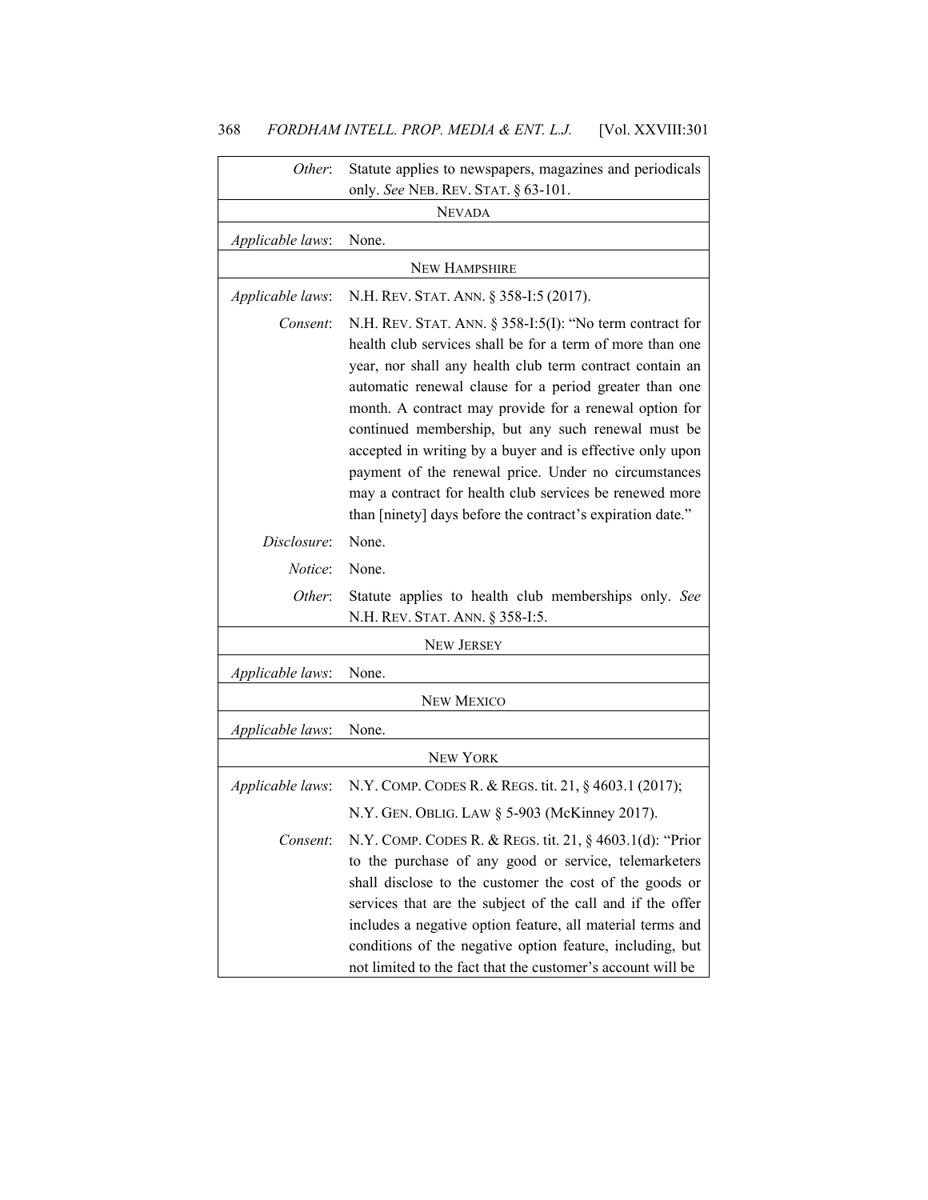| | |
|---|---|
| *Other*: | Statute applies to newspapers, magazines and periodicals only. *See* NEB. REV. STAT. § 63-101. |
| | NEVADA |
| *Applicable laws*: | None. |
| | NEW HAMPSHIRE |
| *Applicable laws*: | N.H. REV. STAT. ANN. § 358-I:5 (2017). |
| *Consent*: | N.H. REV. STAT. ANN. § 358-I:5(I): "No term contract for health club services shall be for a term of more than one year, nor shall any health club term contract contain an automatic renewal clause for a period greater than one month. A contract may provide for a renewal option for continued membership, but any such renewal must be accepted in writing by a buyer and is effective only upon payment of the renewal price. Under no circumstances may a contract for health club services be renewed more than [ninety] days before the contract's expiration date." |
| *Disclosure*: | None. |
| *Notice*: | None. |
| *Other*: | Statute applies to health club memberships only. *See* N.H. REV. STAT. ANN. § 358-I:5. |
| | NEW JERSEY |
| *Applicable laws*: | None. |
| | NEW MEXICO |
| *Applicable laws*: | None. |
| | NEW YORK |
| *Applicable laws*: | N.Y. COMP. CODES R. & REGS. tit. 21, § 4603.1 (2017); N.Y. GEN. OBLIG. LAW § 5-903 (McKinney 2017). |
| *Consent*: | N.Y. COMP. CODES R. & REGS. tit. 21, § 4603.1(d): "Prior to the purchase of any good or service, telemarketers shall disclose to the customer the cost of the goods or services that are the subject of the call and if the offer includes a negative option feature, all material terms and conditions of the negative option feature, including, but not limited to the fact that the customer's account will be |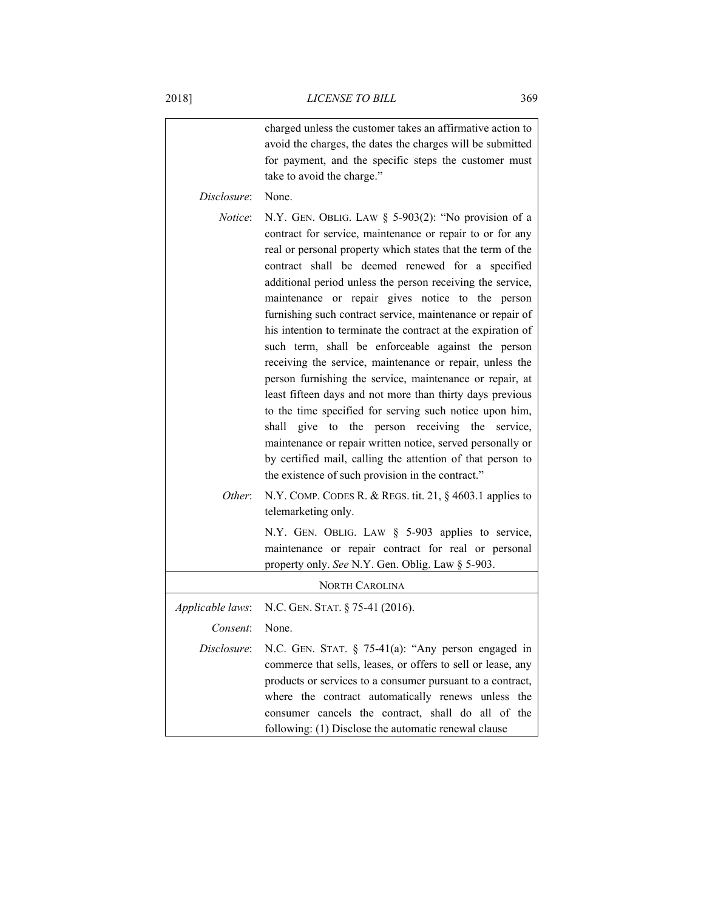| | |
|---|---|
| | charged unless the customer takes an affirmative action to avoid the charges, the dates the charges will be submitted for payment, and the specific steps the customer must take to avoid the charge." |
| *Disclosure*: | None. |
| *Notice*: | N.Y. GEN. OBLIG. LAW § 5-903(2): "No provision of a contract for service, maintenance or repair to or for any real or personal property which states that the term of the contract shall be deemed renewed for a specified additional period unless the person receiving the service, maintenance or repair gives notice to the person furnishing such contract service, maintenance or repair of his intention to terminate the contract at the expiration of such term, shall be enforceable against the person receiving the service, maintenance or repair, unless the person furnishing the service, maintenance or repair, at least fifteen days and not more than thirty days previous to the time specified for serving such notice upon him, shall give to the person receiving the service, maintenance or repair written notice, served personally or by certified mail, calling the attention of that person to the existence of such provision in the contract." |
| *Other*: | N.Y. COMP. CODES R. & REGS. tit. 21, § 4603.1 applies to telemarketing only. |
| | N.Y. GEN. OBLIG. LAW § 5-903 applies to service, maintenance or repair contract for real or personal property only. *See* N.Y. Gen. Oblig. Law § 5-903. |
| | NORTH CAROLINA |
| *Applicable laws*: | N.C. GEN. STAT. § 75-41 (2016). |
| *Consent*: | None. |
| *Disclosure*: | N.C. GEN. STAT. § 75-41(a): "Any person engaged in commerce that sells, leases, or offers to sell or lease, any products or services to a consumer pursuant to a contract, where the contract automatically renews unless the consumer cancels the contract, shall do all of the following: (1) Disclose the automatic renewal clause |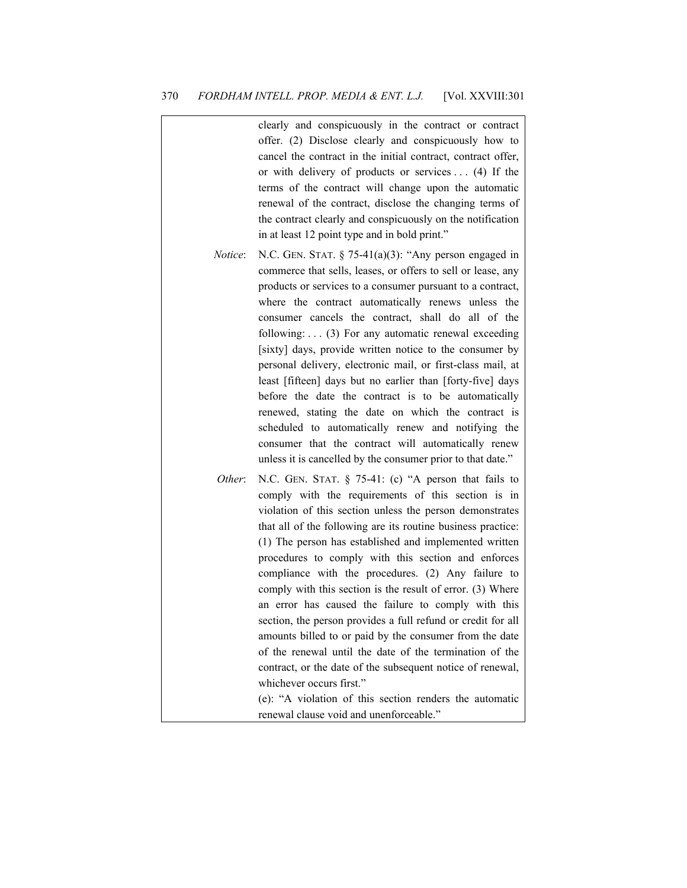| | |
|---|---|
| | clearly and conspicuously in the contract or contract offer. (2) Disclose clearly and conspicuously how to cancel the contract in the initial contract, contract offer, or with delivery of products or services . . . (4) If the terms of the contract will change upon the automatic renewal of the contract, disclose the changing terms of the contract clearly and conspicuously on the notification in at least 12 point type and in bold print." |
| *Notice*: | N.C. GEN. STAT. § 75-41(a)(3): "Any person engaged in commerce that sells, leases, or offers to sell or lease, any products or services to a consumer pursuant to a contract, where the contract automatically renews unless the consumer cancels the contract, shall do all of the following: . . . (3) For any automatic renewal exceeding [sixty] days, provide written notice to the consumer by personal delivery, electronic mail, or first-class mail, at least [fifteen] days but no earlier than [forty-five] days before the date the contract is to be automatically renewed, stating the date on which the contract is scheduled to automatically renew and notifying the consumer that the contract will automatically renew unless it is cancelled by the consumer prior to that date." |
| *Other*: | N.C. GEN. STAT. § 75-41: (c) "A person that fails to comply with the requirements of this section is in violation of this section unless the person demonstrates that all of the following are its routine business practice: (1) The person has established and implemented written procedures to comply with this section and enforces compliance with the procedures. (2) Any failure to comply with this section is the result of error. (3) Where an error has caused the failure to comply with this section, the person provides a full refund or credit for all amounts billed to or paid by the consumer from the date of the renewal until the date of the termination of the contract, or the date of the subsequent notice of renewal, whichever occurs first." (e): "A violation of this section renders the automatic renewal clause void and unenforceable." |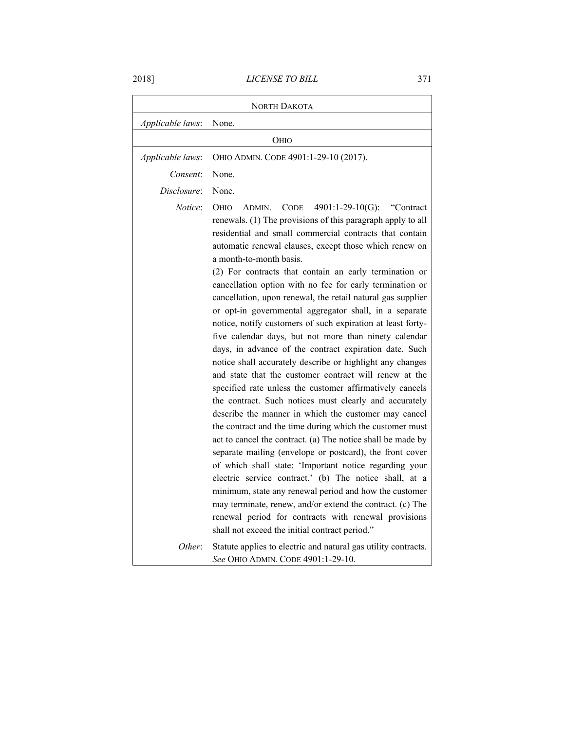| North Dakota | |
|---|---|
| *Applicable laws*: | None. |
| **Ohio** | |
| *Applicable laws*: | Ohio Admin. Code 4901:1-29-10 (2017). |
| *Consent*: | None. |
| *Disclosure*: | None. |
| *Notice*: | Ohio Admin. Code 4901:1-29-10(G): "Contract renewals. (1) The provisions of this paragraph apply to all residential and small commercial contracts that contain automatic renewal clauses, except those which renew on a month-to-month basis. (2) For contracts that contain an early termination or cancellation option with no fee for early termination or cancellation, upon renewal, the retail natural gas supplier or opt-in governmental aggregator shall, in a separate notice, notify customers of such expiration at least forty-five calendar days, but not more than ninety calendar days, in advance of the contract expiration date. Such notice shall accurately describe or highlight any changes and state that the customer contract will renew at the specified rate unless the customer affirmatively cancels the contract. Such notices must clearly and accurately describe the manner in which the customer may cancel the contract and the time during which the customer must act to cancel the contract. (a) The notice shall be made by separate mailing (envelope or postcard), the front cover of which shall state: 'Important notice regarding your electric service contract.' (b) The notice shall, at a minimum, state any renewal period and how the customer may terminate, renew, and/or extend the contract. (c) The renewal period for contracts with renewal provisions shall not exceed the initial contract period." |
| *Other*: | Statute applies to electric and natural gas utility contracts. *See* Ohio Admin. Code 4901:1-29-10. |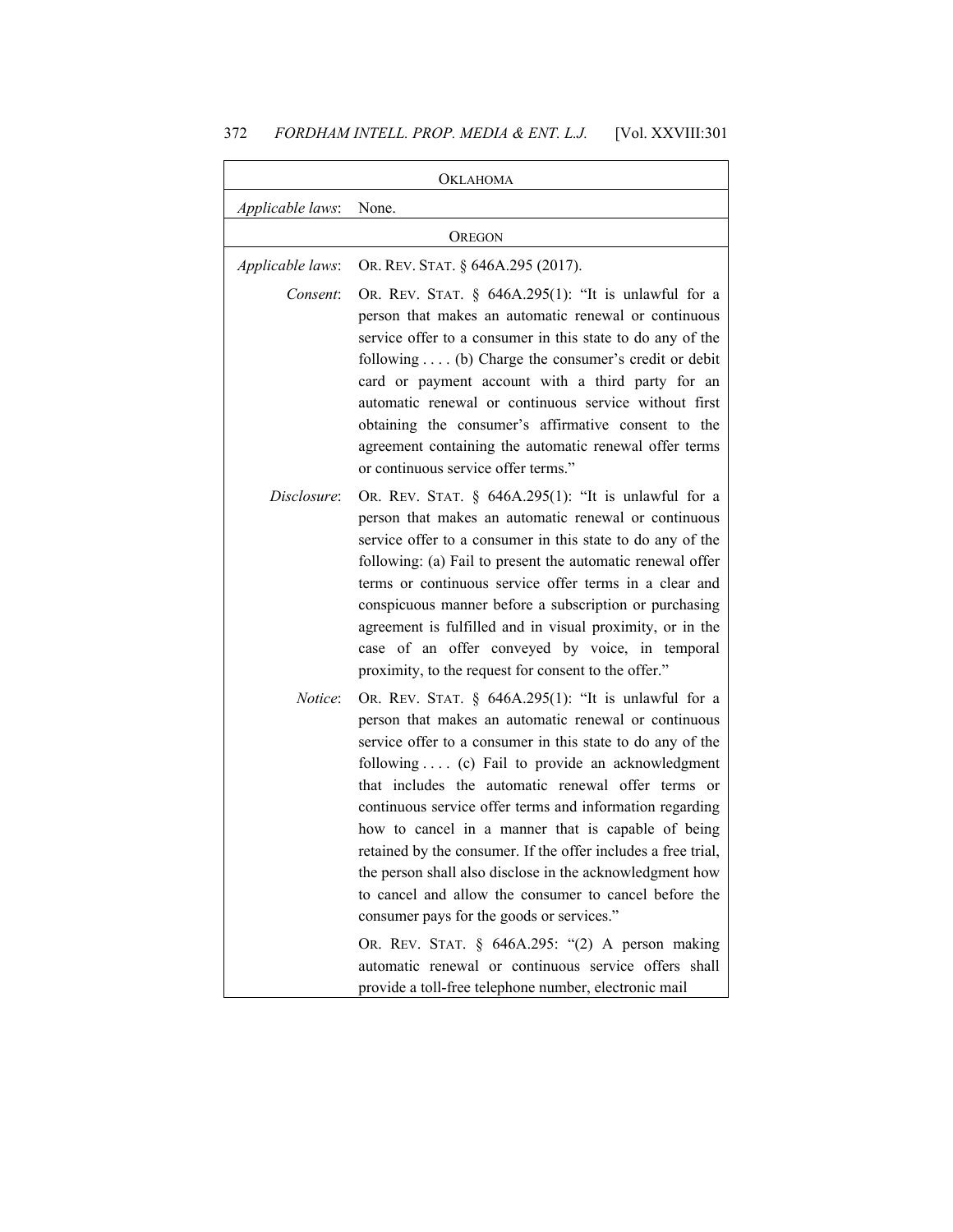| OKLAHOMA | |
|---|---|
| *Applicable laws*: | None. |
| OREGON | |
| *Applicable laws*: | OR. REV. STAT. § 646A.295 (2017). |
| *Consent*: | OR. REV. STAT. § 646A.295(1): "It is unlawful for a person that makes an automatic renewal or continuous service offer to a consumer in this state to do any of the following . . . . (b) Charge the consumer's credit or debit card or payment account with a third party for an automatic renewal or continuous service without first obtaining the consumer's affirmative consent to the agreement containing the automatic renewal offer terms or continuous service offer terms." |
| *Disclosure*: | OR. REV. STAT. § 646A.295(1): "It is unlawful for a person that makes an automatic renewal or continuous service offer to a consumer in this state to do any of the following: (a) Fail to present the automatic renewal offer terms or continuous service offer terms in a clear and conspicuous manner before a subscription or purchasing agreement is fulfilled and in visual proximity, or in the case of an offer conveyed by voice, in temporal proximity, to the request for consent to the offer." |
| *Notice*: | OR. REV. STAT. § 646A.295(1): "It is unlawful for a person that makes an automatic renewal or continuous service offer to a consumer in this state to do any of the following . . . . (c) Fail to provide an acknowledgment that includes the automatic renewal offer terms or continuous service offer terms and information regarding how to cancel in a manner that is capable of being retained by the consumer. If the offer includes a free trial, the person shall also disclose in the acknowledgment how to cancel and allow the consumer to cancel before the consumer pays for the goods or services." <br><br> OR. REV. STAT. § 646A.295: "(2) A person making automatic renewal or continuous service offers shall provide a toll-free telephone number, electronic mail |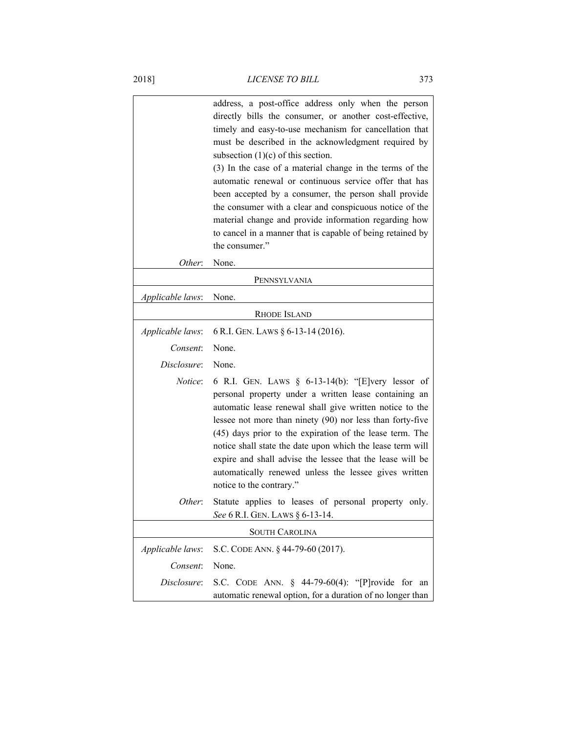| | |
|---|---|
| | address, a post-office address only when the person directly bills the consumer, or another cost-effective, timely and easy-to-use mechanism for cancellation that must be described in the acknowledgment required by subsection (1)(c) of this section.<br>(3) In the case of a material change in the terms of the automatic renewal or continuous service offer that has been accepted by a consumer, the person shall provide the consumer with a clear and conspicuous notice of the material change and provide information regarding how to cancel in a manner that is capable of being retained by the consumer." |
| *Other*: | None. |
| | PENNSYLVANIA |
| *Applicable laws*: | None. |
| | RHODE ISLAND |
| *Applicable laws*: | 6 R.I. GEN. LAWS § 6-13-14 (2016). |
| *Consent*: | None. |
| *Disclosure*: | None. |
| *Notice*: | 6 R.I. GEN. LAWS § 6-13-14(b): "[E]very lessor of personal property under a written lease containing an automatic lease renewal shall give written notice to the lessee not more than ninety (90) nor less than forty-five (45) days prior to the expiration of the lease term. The notice shall state the date upon which the lease term will expire and shall advise the lessee that the lease will be automatically renewed unless the lessee gives written notice to the contrary." |
| *Other*: | Statute applies to leases of personal property only. *See* 6 R.I. GEN. LAWS § 6-13-14. |
| | SOUTH CAROLINA |
| *Applicable laws*: | S.C. CODE ANN. § 44-79-60 (2017). |
| *Consent*: | None. |
| *Disclosure*: | S.C. CODE ANN. § 44-79-60(4): "[P]rovide for an automatic renewal option, for a duration of no longer than |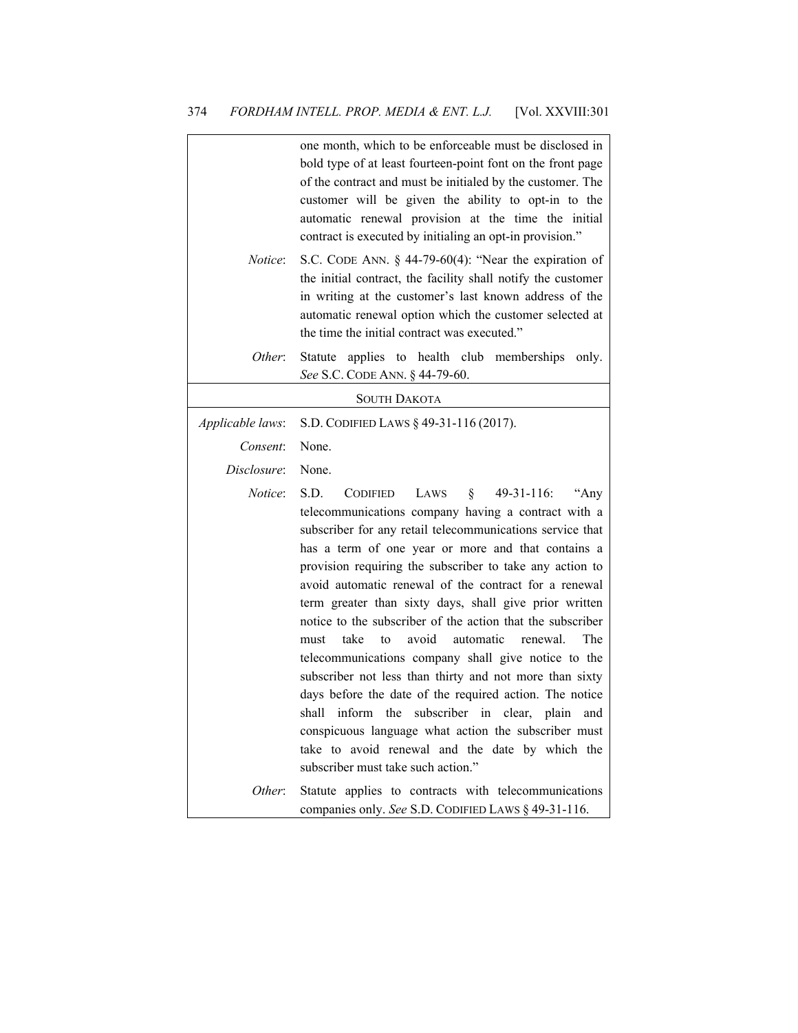| | |
|---|---|
| | one month, which to be enforceable must be disclosed in bold type of at least fourteen-point font on the front page of the contract and must be initialed by the customer. The customer will be given the ability to opt-in to the automatic renewal provision at the time the initial contract is executed by initialing an opt-in provision." |
| *Notice*: | S.C. CODE ANN. § 44-79-60(4): "Near the expiration of the initial contract, the facility shall notify the customer in writing at the customer's last known address of the automatic renewal option which the customer selected at the time the initial contract was executed." |
| *Other*: | Statute applies to health club memberships only. *See* S.C. CODE ANN. § 44-79-60. |
| | SOUTH DAKOTA |
| *Applicable laws*: | S.D. CODIFIED LAWS § 49-31-116 (2017). |
| *Consent*: | None. |
| *Disclosure*: | None. |
| *Notice*: | S.D. CODIFIED LAWS § 49-31-116: "Any telecommunications company having a contract with a subscriber for any retail telecommunications service that has a term of one year or more and that contains a provision requiring the subscriber to take any action to avoid automatic renewal of the contract for a renewal term greater than sixty days, shall give prior written notice to the subscriber of the action that the subscriber must take to avoid automatic renewal. The telecommunications company shall give notice to the subscriber not less than thirty and not more than sixty days before the date of the required action. The notice shall inform the subscriber in clear, plain and conspicuous language what action the subscriber must take to avoid renewal and the date by which the subscriber must take such action." |
| *Other*: | Statute applies to contracts with telecommunications companies only. *See* S.D. CODIFIED LAWS § 49-31-116. |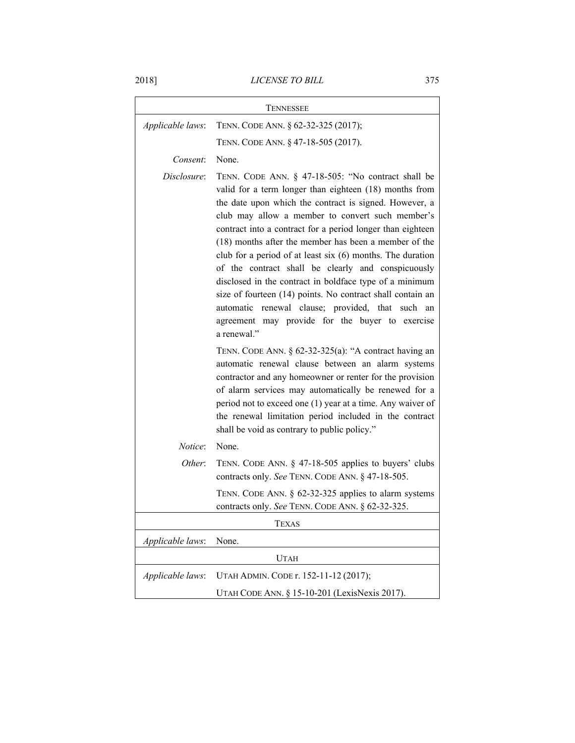| TENNESSEE | |
|---|---|
| *Applicable laws*: | TENN. CODE ANN. § 62-32-325 (2017); |
| | TENN. CODE ANN. § 47-18-505 (2017). |
| *Consent*: | None. |
| *Disclosure*: | TENN. CODE ANN. § 47-18-505: "No contract shall be valid for a term longer than eighteen (18) months from the date upon which the contract is signed. However, a club may allow a member to convert such member's contract into a contract for a period longer than eighteen (18) months after the member has been a member of the club for a period of at least six (6) months. The duration of the contract shall be clearly and conspicuously disclosed in the contract in boldface type of a minimum size of fourteen (14) points. No contract shall contain an automatic renewal clause; provided, that such an agreement may provide for the buyer to exercise a renewal." |
| | TENN. CODE ANN. § 62-32-325(a): "A contract having an automatic renewal clause between an alarm systems contractor and any homeowner or renter for the provision of alarm services may automatically be renewed for a period not to exceed one (1) year at a time. Any waiver of the renewal limitation period included in the contract shall be void as contrary to public policy." |
| *Notice*: | None. |
| *Other*: | TENN. CODE ANN. § 47-18-505 applies to buyers' clubs contracts only. *See* TENN. CODE ANN. § 47-18-505. |
| | TENN. CODE ANN. § 62-32-325 applies to alarm systems contracts only. *See* TENN. CODE ANN. § 62-32-325. |

| TEXAS | |
|---|---|
| *Applicable laws*: | None. |

| UTAH | |
|---|---|
| *Applicable laws*: | UTAH ADMIN. CODE r. 152-11-12 (2017); |
| | UTAH CODE ANN. § 15-10-201 (LexisNexis 2017). |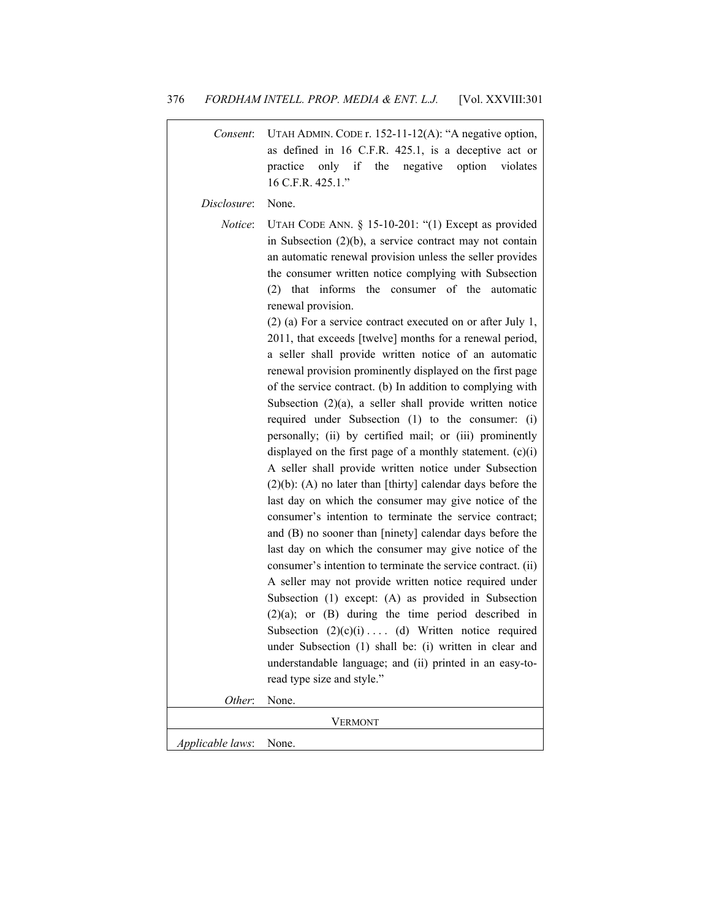| | |
|---|---|
| *Consent*: | UTAH ADMIN. CODE r. 152-11-12(A): "A negative option, as defined in 16 C.F.R. 425.1, is a deceptive act or practice only if the negative option violates 16 C.F.R. 425.1." |
| *Disclosure*: | None. |
| *Notice*: | UTAH CODE ANN. § 15-10-201: "(1) Except as provided in Subsection (2)(b), a service contract may not contain an automatic renewal provision unless the seller provides the consumer written notice complying with Subsection (2) that informs the consumer of the automatic renewal provision. (2) (a) For a service contract executed on or after July 1, 2011, that exceeds [twelve] months for a renewal period, a seller shall provide written notice of an automatic renewal provision prominently displayed on the first page of the service contract. (b) In addition to complying with Subsection (2)(a), a seller shall provide written notice required under Subsection (1) to the consumer: (i) personally; (ii) by certified mail; or (iii) prominently displayed on the first page of a monthly statement. (c)(i) A seller shall provide written notice under Subsection (2)(b): (A) no later than [thirty] calendar days before the last day on which the consumer may give notice of the consumer's intention to terminate the service contract; and (B) no sooner than [ninety] calendar days before the last day on which the consumer may give notice of the consumer's intention to terminate the service contract. (ii) A seller may not provide written notice required under Subsection (1) except: (A) as provided in Subsection (2)(a); or (B) during the time period described in Subsection (2)(c)(i) . . . . (d) Written notice required under Subsection (1) shall be: (i) written in clear and understandable language; and (ii) printed in an easy-to-read type size and style." |
| *Other*: | None. |
| | VERMONT |
| *Applicable laws*: | None. |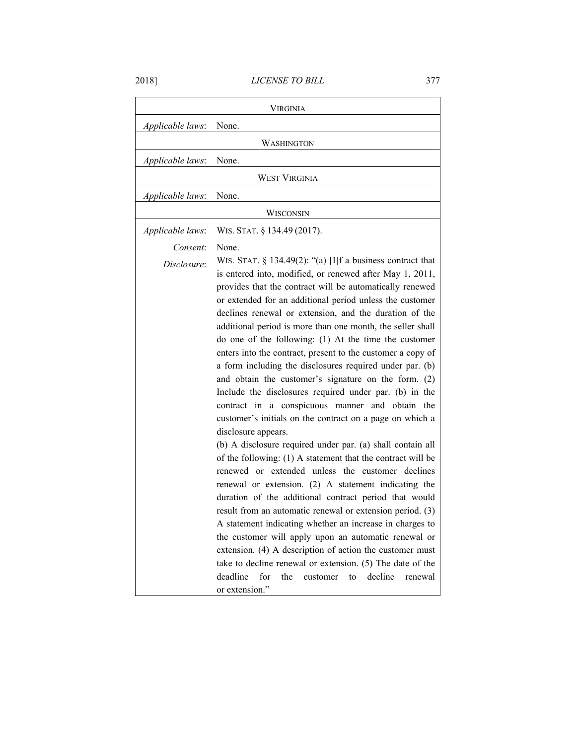| VIRGINIA | |
|---|---|
| *Applicable laws*: | None. |
| WASHINGTON | |
| *Applicable laws*: | None. |
| WEST VIRGINIA | |
| *Applicable laws*: | None. |
| WISCONSIN | |
| *Applicable laws*: | WIS. STAT. § 134.49 (2017). |
| *Consent*: | None. |
| *Disclosure*: | WIS. STAT. § 134.49(2): "(a) [I]f a business contract that is entered into, modified, or renewed after May 1, 2011, provides that the contract will be automatically renewed or extended for an additional period unless the customer declines renewal or extension, and the duration of the additional period is more than one month, the seller shall do one of the following: (1) At the time the customer enters into the contract, present to the customer a copy of a form including the disclosures required under par. (b) and obtain the customer's signature on the form. (2) Include the disclosures required under par. (b) in the contract in a conspicuous manner and obtain the customer's initials on the contract on a page on which a disclosure appears. (b) A disclosure required under par. (a) shall contain all of the following: (1) A statement that the contract will be renewed or extended unless the customer declines renewal or extension. (2) A statement indicating the duration of the additional contract period that would result from an automatic renewal or extension period. (3) A statement indicating whether an increase in charges to the customer will apply upon an automatic renewal or extension. (4) A description of action the customer must take to decline renewal or extension. (5) The date of the deadline for the customer to decline renewal or extension." |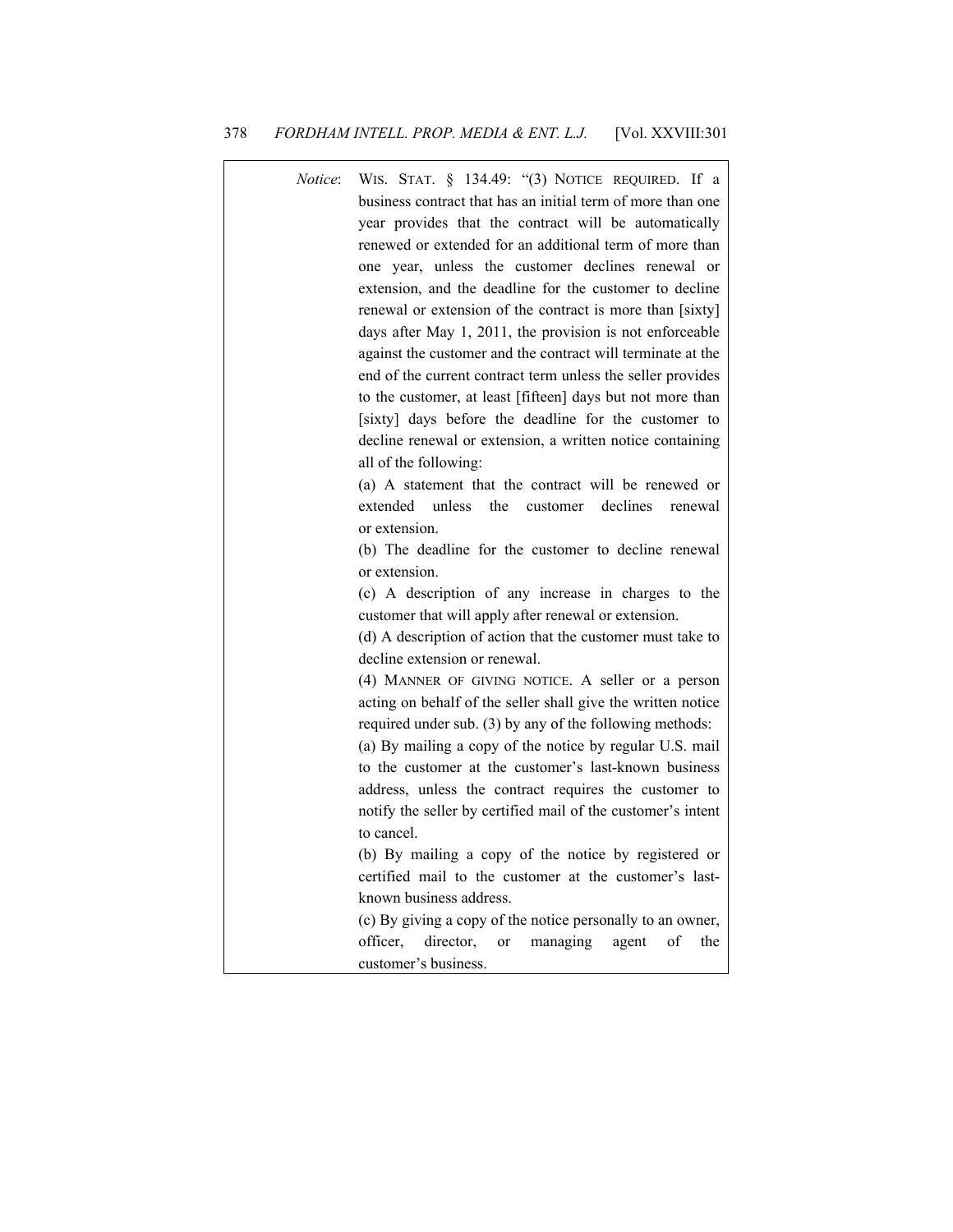| | |
|---|---|
| *Notice*: | WIS. STAT. § 134.49: "(3) NOTICE REQUIRED. If a business contract that has an initial term of more than one year provides that the contract will be automatically renewed or extended for an additional term of more than one year, unless the customer declines renewal or extension, and the deadline for the customer to decline renewal or extension of the contract is more than [sixty] days after May 1, 2011, the provision is not enforceable against the customer and the contract will terminate at the end of the current contract term unless the seller provides to the customer, at least [fifteen] days but not more than [sixty] days before the deadline for the customer to decline renewal or extension, a written notice containing all of the following:<br>(a) A statement that the contract will be renewed or extended unless the customer declines renewal or extension.<br>(b) The deadline for the customer to decline renewal or extension.<br>(c) A description of any increase in charges to the customer that will apply after renewal or extension.<br>(d) A description of action that the customer must take to decline extension or renewal.<br>(4) MANNER OF GIVING NOTICE. A seller or a person acting on behalf of the seller shall give the written notice required under sub. (3) by any of the following methods:<br>(a) By mailing a copy of the notice by regular U.S. mail to the customer at the customer's last-known business address, unless the contract requires the customer to notify the seller by certified mail of the customer's intent to cancel.<br>(b) By mailing a copy of the notice by registered or certified mail to the customer at the customer's last-known business address.<br>(c) By giving a copy of the notice personally to an owner, officer, director, or managing agent of the customer's business. |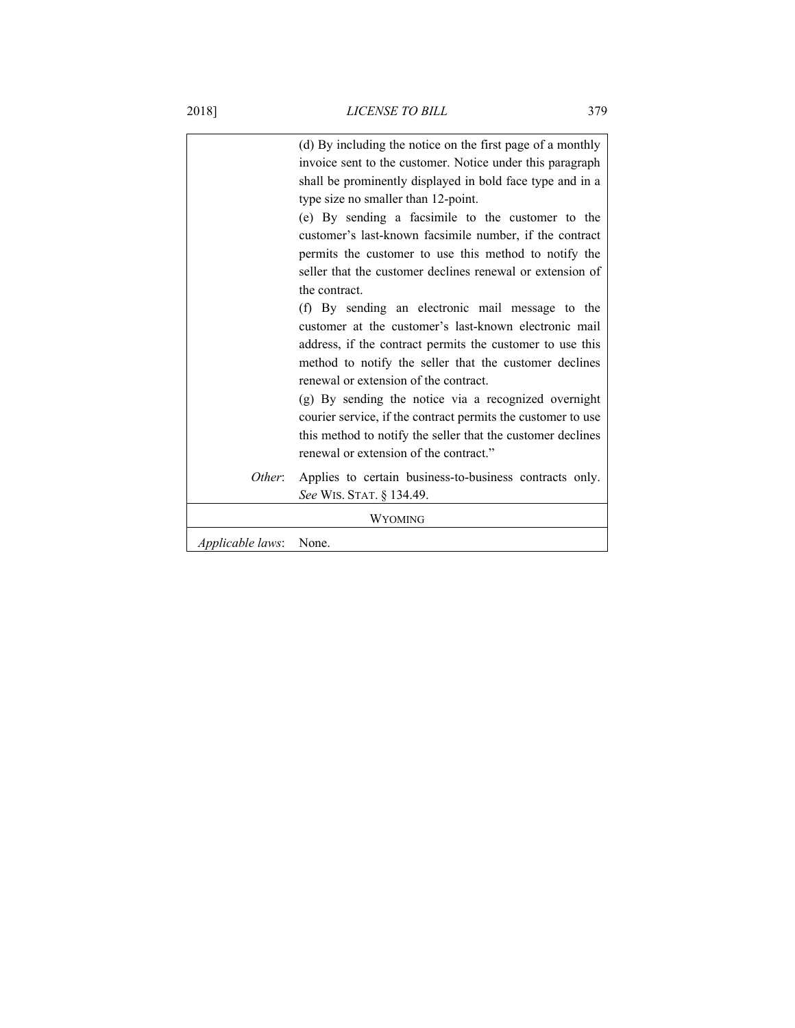| | |
|---|---|
| | (d) By including the notice on the first page of a monthly invoice sent to the customer. Notice under this paragraph shall be prominently displayed in bold face type and in a type size no smaller than 12-point.<br>(e) By sending a facsimile to the customer to the customer's last-known facsimile number, if the contract permits the customer to use this method to notify the seller that the customer declines renewal or extension of the contract.<br>(f) By sending an electronic mail message to the customer at the customer's last-known electronic mail address, if the contract permits the customer to use this method to notify the seller that the customer declines renewal or extension of the contract.<br>(g) By sending the notice via a recognized overnight courier service, if the contract permits the customer to use this method to notify the seller that the customer declines renewal or extension of the contract." |
| *Other*: | Applies to certain business-to-business contracts only. *See* WIS. STAT. § 134.49. |
| WYOMING | |
| *Applicable laws*: | None. |